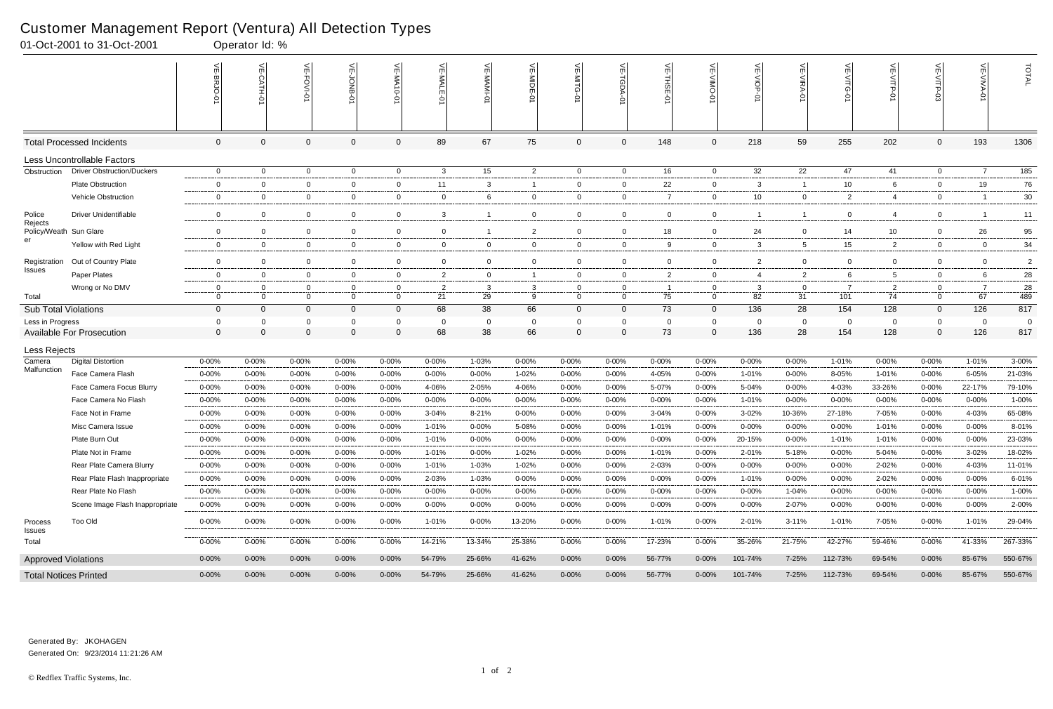# Customer Management Report (Ventura) All Detection Types

01-Oct-2001 to 31-Oct-2001 Operator Id: %

| | | VE-BRJO-01 | VE-CATH-01 | VE-FOVI-01 | VE-JONB-01 | VE-MA10-01 | VE-MALE-01 | VE-MAMI-01 | VE-MIDE-01 | VE-MITG-01 | VE-TGDA-01 | VE-THSE-01 | VE-VIMO-01 | VE-VIOP-01 | VE-VIRA-01 | VE-VITG-01 | VE-VITP-01 | VE-VITP-03 | VE-VIVA-01 | TOTAL |
|---|---|---|---|---|---|---|---|---|---|---|---|---|---|---|---|---|---|---|---|---|
| **Total Processed Incidents** | | 0 | 0 | 0 | 0 | 0 | 89 | 67 | 75 | 0 | 0 | 148 | 0 | 218 | 59 | 255 | 202 | 0 | 193 | 1306 |
| **Less Uncontrollable Factors** | | | | | | | | | | | | | | | | | | | | |
| Obstruction | Driver Obstruction/Duckers | 0 | 0 | 0 | 0 | 0 | 3 | 15 | 2 | 0 | 0 | 16 | 0 | 32 | 22 | 47 | 41 | 0 | 7 | 185 |
| | Plate Obstruction | 0 | 0 | 0 | 0 | 0 | 11 | 3 | 1 | 0 | 0 | 22 | 0 | 3 | 1 | 10 | 6 | 0 | 19 | 76 |
| | Vehicle Obstruction | 0 | 0 | 0 | 0 | 0 | 0 | 6 | 0 | 0 | 0 | 7 | 0 | 10 | 0 | 2 | 4 | 0 | 1 | 30 |
| Police Rejects | Driver Unidentifiable | 0 | 0 | 0 | 0 | 0 | 3 | 1 | 0 | 0 | 0 | 0 | 0 | 1 | 1 | 0 | 4 | 0 | 1 | 11 |
| Policy/Weather | Sun Glare | 0 | 0 | 0 | 0 | 0 | 0 | 1 | 2 | 0 | 0 | 18 | 0 | 24 | 0 | 14 | 10 | 0 | 26 | 95 |
| | Yellow with Red Light | 0 | 0 | 0 | 0 | 0 | 0 | 0 | 0 | 0 | 0 | 9 | 0 | 3 | 5 | 15 | 2 | 0 | 0 | 34 |
| Registration Issues | Out of Country Plate | 0 | 0 | 0 | 0 | 0 | 0 | 0 | 0 | 0 | 0 | 0 | 0 | 2 | 0 | 0 | 0 | 0 | 0 | 2 |
| | Paper Plates | 0 | 0 | 0 | 0 | 0 | 2 | 0 | 1 | 0 | 0 | 2 | 0 | 4 | 2 | 6 | 5 | 0 | 6 | 28 |
| | Wrong or No DMV | 0 | 0 | 0 | 0 | 0 | 2 | 3 | 3 | 0 | 0 | 1 | 0 | 3 | 0 | 7 | 2 | 0 | 7 | 28 |
| Total | | 0 | 0 | 0 | 0 | 0 | 21 | 29 | 9 | 0 | 0 | 75 | 0 | 82 | 31 | 101 | 74 | 0 | 67 | 489 |
| **Sub Total Violations** | | 0 | 0 | 0 | 0 | 0 | 68 | 38 | 66 | 0 | 0 | 73 | 0 | 136 | 28 | 154 | 128 | 0 | 126 | 817 |
| Less in Progress | | 0 | 0 | 0 | 0 | 0 | 0 | 0 | 0 | 0 | 0 | 0 | 0 | 0 | 0 | 0 | 0 | 0 | 0 | 0 |
| **Available For Prosecution** | | 0 | 0 | 0 | 0 | 0 | 68 | 38 | 66 | 0 | 0 | 73 | 0 | 136 | 28 | 154 | 128 | 0 | 126 | 817 |
| **Less Rejects** | | | | | | | | | | | | | | | | | | | | |
| Camera Malfunction | Digital Distortion | 0-00% | 0-00% | 0-00% | 0-00% | 0-00% | 0-00% | 1-03% | 0-00% | 0-00% | 0-00% | 0-00% | 0-00% | 0-00% | 0-00% | 1-01% | 0-00% | 0-00% | 1-01% | 3-00% |
| | Face Camera Flash | 0-00% | 0-00% | 0-00% | 0-00% | 0-00% | 0-00% | 0-00% | 1-02% | 0-00% | 0-00% | 4-05% | 0-00% | 1-01% | 0-00% | 8-05% | 1-01% | 0-00% | 6-05% | 21-03% |
| | Face Camera Focus Blurry | 0-00% | 0-00% | 0-00% | 0-00% | 0-00% | 4-06% | 2-05% | 4-06% | 0-00% | 0-00% | 5-07% | 0-00% | 5-04% | 0-00% | 4-03% | 33-26% | 0-00% | 22-17% | 79-10% |
| | Face Camera No Flash | 0-00% | 0-00% | 0-00% | 0-00% | 0-00% | 0-00% | 0-00% | 0-00% | 0-00% | 0-00% | 0-00% | 0-00% | 1-01% | 0-00% | 0-00% | 0-00% | 0-00% | 0-00% | 1-00% |
| | Face Not in Frame | 0-00% | 0-00% | 0-00% | 0-00% | 0-00% | 3-04% | 8-21% | 0-00% | 0-00% | 0-00% | 3-04% | 0-00% | 3-02% | 10-36% | 27-18% | 7-05% | 0-00% | 4-03% | 65-08% |
| | Misc Camera Issue | 0-00% | 0-00% | 0-00% | 0-00% | 0-00% | 1-01% | 0-00% | 5-08% | 0-00% | 0-00% | 1-01% | 0-00% | 0-00% | 0-00% | 0-00% | 1-01% | 0-00% | 0-00% | 8-01% |
| | Plate Burn Out | 0-00% | 0-00% | 0-00% | 0-00% | 0-00% | 1-01% | 0-00% | 0-00% | 0-00% | 0-00% | 0-00% | 0-00% | 20-15% | 0-00% | 1-01% | 1-01% | 0-00% | 0-00% | 23-03% |
| | Plate Not in Frame | 0-00% | 0-00% | 0-00% | 0-00% | 0-00% | 1-01% | 0-00% | 1-02% | 0-00% | 0-00% | 1-01% | 0-00% | 2-01% | 5-18% | 0-00% | 5-04% | 0-00% | 3-02% | 18-02% |
| | Rear Plate Camera Blurry | 0-00% | 0-00% | 0-00% | 0-00% | 0-00% | 1-01% | 1-03% | 1-02% | 0-00% | 0-00% | 2-03% | 0-00% | 0-00% | 0-00% | 0-00% | 2-02% | 0-00% | 4-03% | 11-01% |
| | Rear Plate Flash Inappropriate | 0-00% | 0-00% | 0-00% | 0-00% | 0-00% | 2-03% | 1-03% | 0-00% | 0-00% | 0-00% | 0-00% | 0-00% | 1-01% | 0-00% | 0-00% | 2-02% | 0-00% | 0-00% | 6-01% |
| | Rear Plate No Flash | 0-00% | 0-00% | 0-00% | 0-00% | 0-00% | 0-00% | 0-00% | 0-00% | 0-00% | 0-00% | 0-00% | 0-00% | 0-00% | 1-04% | 0-00% | 0-00% | 0-00% | 0-00% | 1-00% |
| | Scene Image Flash Inappropriate | 0-00% | 0-00% | 0-00% | 0-00% | 0-00% | 0-00% | 0-00% | 0-00% | 0-00% | 0-00% | 0-00% | 0-00% | 0-00% | 2-07% | 0-00% | 0-00% | 0-00% | 0-00% | 2-00% |
| Process Issues | Too Old | 0-00% | 0-00% | 0-00% | 0-00% | 0-00% | 1-01% | 0-00% | 13-20% | 0-00% | 0-00% | 1-01% | 0-00% | 2-01% | 3-11% | 1-01% | 7-05% | 0-00% | 1-01% | 29-04% |
| Total | | 0-00% | 0-00% | 0-00% | 0-00% | 0-00% | 14-21% | 13-34% | 25-38% | 0-00% | 0-00% | 17-23% | 0-00% | 35-26% | 21-75% | 42-27% | 59-46% | 0-00% | 41-33% | 267-33% |
| **Approved Violations** | | 0-00% | 0-00% | 0-00% | 0-00% | 0-00% | 54-79% | 25-66% | 41-62% | 0-00% | 0-00% | 56-77% | 0-00% | 101-74% | 7-25% | 112-73% | 69-54% | 0-00% | 85-67% | 550-67% |
| **Total Notices Printed** | | 0-00% | 0-00% | 0-00% | 0-00% | 0-00% | 54-79% | 25-66% | 41-62% | 0-00% | 0-00% | 56-77% | 0-00% | 101-74% | 7-25% | 112-73% | 69-54% | 0-00% | 85-67% | 550-67% |

Generated By: JKOHAGEN

Generated On: 9/23/2014 11:21:26 AM

© Redflex Traffic Systems, Inc.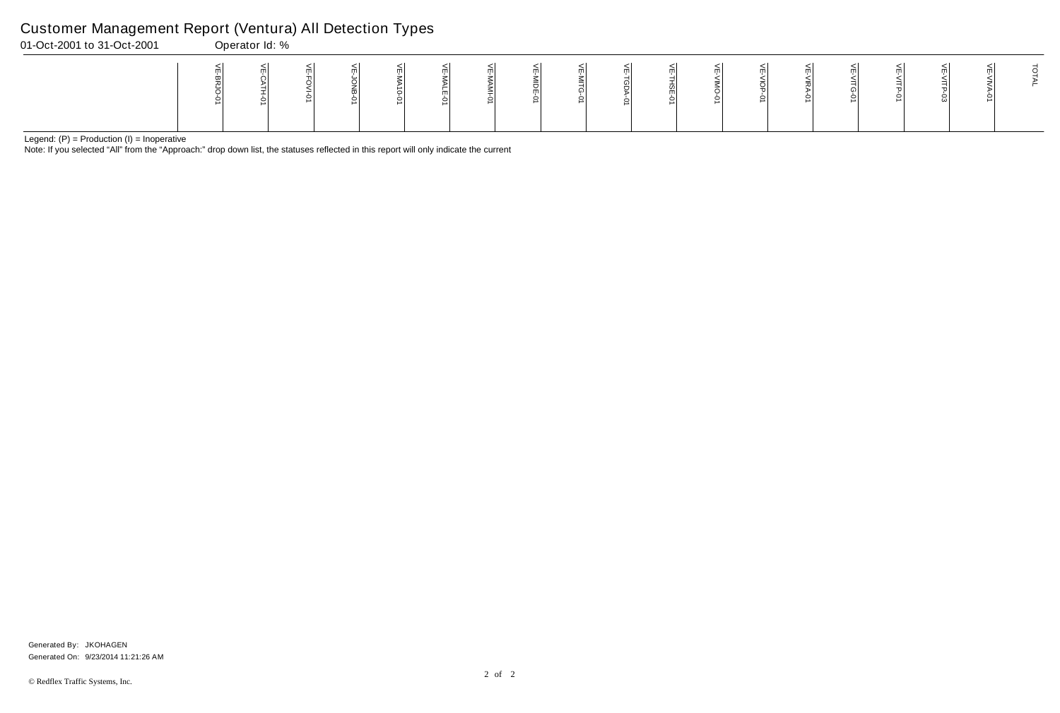# Customer Management Report (Ventura) All Detection Types

01-Oct-2001 to 31-Oct-2001 Operator Id: %

| | VE-BRJO-01 | VE-CATH-01 | VE-FOVI-01 | VE-JONB-01 | VE-MA10-01 | VE-MALE-01 | VE-MAMI-01 | VE-MIDE-01 | VE-MITG-01 | VE-TGDA-01 | VE-THSE-01 | VE-VIMO-01 | VE-VIOP-01 | VE-VIRA-01 | VE-VITG-01 | VE-VITP-01 | VE-VITP-03 | VE-VIVA-01 | TOTAL |
|---|---|---|---|---|---|---|---|---|---|---|---|---|---|---|---|---|---|---|---|

Legend: (P) = Production (I) = Inoperative

Note: If you selected “All” from the “Approach:” drop down list, the statuses reflected in this report will only indicate the current

Generated By: JKOHAGEN

Generated On: 9/23/2014 11:21:26 AM

© Redflex Traffic Systems, Inc.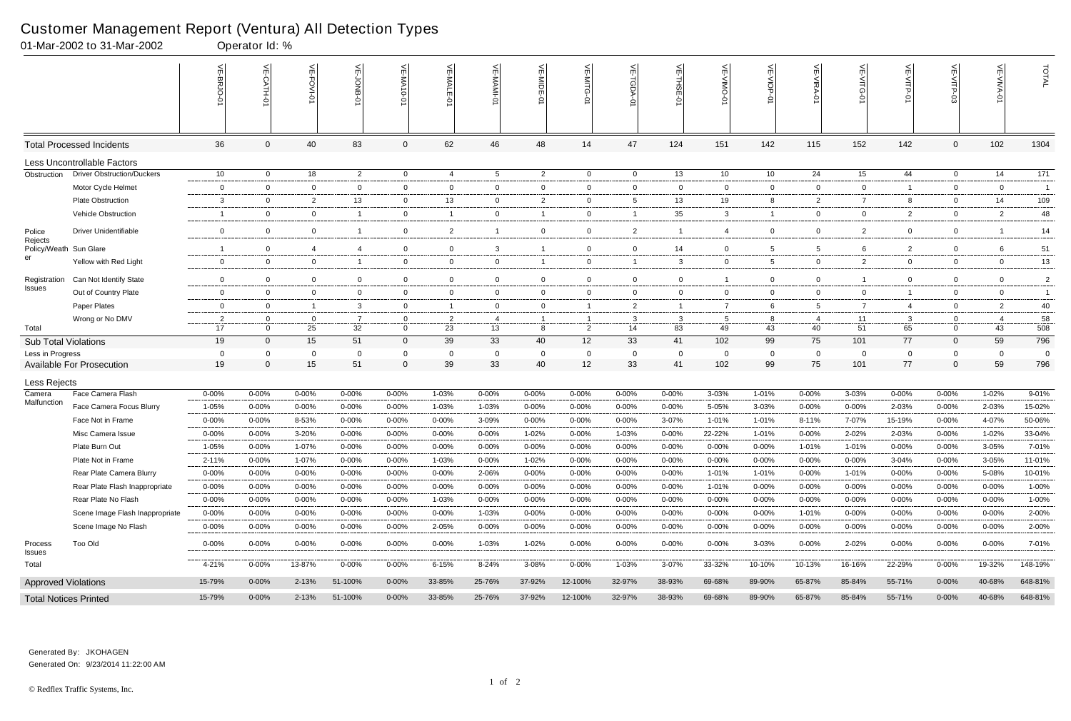# Customer Management Report (Ventura) All Detection Types

01-Mar-2002 to 31-Mar-2002 Operator Id: %

| | | VE-BRJO-01 | VE-CATH-01 | VE-FOVI-01 | VE-JONB-01 | VE-MA10-01 | VE-MALE-01 | VE-MAMI-01 | VE-MIDE-01 | VE-MITG-01 | VE-TGDA-01 | VE-THSE-01 | VE-VIMO-01 | VE-VIOP-01 | VE-VIRA-01 | VE-VITG-01 | VE-VITP-01 | VE-VITP-03 | VE-VIVA-01 | TOTAL |
|---|---|---|---|---|---|---|---|---|---|---|---|---|---|---|---|---|---|---|---|---|
| Total Processed Incidents | | 36 | 0 | 40 | 83 | 0 | 62 | 46 | 48 | 14 | 47 | 124 | 151 | 142 | 115 | 152 | 142 | 0 | 102 | 1304 |
| Less Uncontrollable Factors | | | | | | | | | | | | | | | | | | | | |
| Obstruction | Driver Obstruction/Duckers | 10 | 0 | 18 | 2 | 0 | 4 | 5 | 2 | 0 | 0 | 13 | 10 | 10 | 24 | 15 | 44 | 0 | 14 | 171 |
| | Motor Cycle Helmet | 0 | 0 | 0 | 0 | 0 | 0 | 0 | 0 | 0 | 0 | 0 | 0 | 0 | 0 | 0 | 1 | 0 | 0 | 1 |
| | Plate Obstruction | 3 | 0 | 2 | 13 | 0 | 13 | 0 | 2 | 0 | 5 | 13 | 19 | 8 | 2 | 7 | 8 | 0 | 14 | 109 |
| | Vehicle Obstruction | 1 | 0 | 0 | 1 | 0 | 1 | 0 | 1 | 0 | 1 | 35 | 3 | 1 | 0 | 0 | 2 | 0 | 2 | 48 |
| Police Rejects | Driver Unidentifiable | 0 | 0 | 0 | 1 | 0 | 2 | 1 | 0 | 0 | 2 | 1 | 4 | 0 | 0 | 2 | 0 | 0 | 1 | 14 |
| Policy/Weather | Sun Glare | 1 | 0 | 4 | 4 | 0 | 0 | 3 | 1 | 0 | 0 | 14 | 0 | 5 | 5 | 6 | 2 | 0 | 6 | 51 |
| | Yellow with Red Light | 0 | 0 | 0 | 1 | 0 | 0 | 0 | 1 | 0 | 1 | 3 | 0 | 5 | 0 | 2 | 0 | 0 | 0 | 13 |
| Registration Issues | Can Not Identify State | 0 | 0 | 0 | 0 | 0 | 0 | 0 | 0 | 0 | 0 | 0 | 1 | 0 | 0 | 1 | 0 | 0 | 0 | 2 |
| | Out of Country Plate | 0 | 0 | 0 | 0 | 0 | 0 | 0 | 0 | 0 | 0 | 0 | 0 | 0 | 0 | 0 | 1 | 0 | 0 | 1 |
| | Paper Plates | 0 | 0 | 1 | 3 | 0 | 1 | 0 | 0 | 1 | 2 | 1 | 7 | 6 | 5 | 7 | 4 | 0 | 2 | 40 |
| | Wrong or No DMV | 2 | 0 | 0 | 7 | 0 | 2 | 4 | 1 | 1 | 3 | 3 | 5 | 8 | 4 | 11 | 3 | 0 | 4 | 58 |
| Total | | 17 | 0 | 25 | 32 | 0 | 23 | 13 | 8 | 2 | 14 | 83 | 49 | 43 | 40 | 51 | 65 | 0 | 43 | 508 |
| Sub Total Violations | | 19 | 0 | 15 | 51 | 0 | 39 | 33 | 40 | 12 | 33 | 41 | 102 | 99 | 75 | 101 | 77 | 0 | 59 | 796 |
| Less in Progress | | 0 | 0 | 0 | 0 | 0 | 0 | 0 | 0 | 0 | 0 | 0 | 0 | 0 | 0 | 0 | 0 | 0 | 0 | 0 |
| Available For Prosecution | | 19 | 0 | 15 | 51 | 0 | 39 | 33 | 40 | 12 | 33 | 41 | 102 | 99 | 75 | 101 | 77 | 0 | 59 | 796 |
| Less Rejects | | | | | | | | | | | | | | | | | | | | |
| Camera Malfunction | Face Camera Flash | 0-00% | 0-00% | 0-00% | 0-00% | 0-00% | 1-03% | 0-00% | 0-00% | 0-00% | 0-00% | 0-00% | 3-03% | 1-01% | 0-00% | 3-03% | 0-00% | 0-00% | 1-02% | 9-01% |
| | Face Camera Focus Blurry | 1-05% | 0-00% | 0-00% | 0-00% | 0-00% | 1-03% | 1-03% | 0-00% | 0-00% | 0-00% | 0-00% | 5-05% | 3-03% | 0-00% | 0-00% | 2-03% | 0-00% | 2-03% | 15-02% |
| | Face Not in Frame | 0-00% | 0-00% | 8-53% | 0-00% | 0-00% | 0-00% | 3-09% | 0-00% | 0-00% | 0-00% | 3-07% | 1-01% | 1-01% | 8-11% | 7-07% | 15-19% | 0-00% | 4-07% | 50-06% |
| | Misc Camera Issue | 0-00% | 0-00% | 3-20% | 0-00% | 0-00% | 0-00% | 0-00% | 1-02% | 0-00% | 1-03% | 0-00% | 22-22% | 1-01% | 0-00% | 2-02% | 2-03% | 0-00% | 1-02% | 33-04% |
| | Plate Burn Out | 1-05% | 0-00% | 1-07% | 0-00% | 0-00% | 0-00% | 0-00% | 0-00% | 0-00% | 0-00% | 0-00% | 0-00% | 0-00% | 1-01% | 1-01% | 0-00% | 0-00% | 3-05% | 7-01% |
| | Plate Not in Frame | 2-11% | 0-00% | 1-07% | 0-00% | 0-00% | 1-03% | 0-00% | 1-02% | 0-00% | 0-00% | 0-00% | 0-00% | 0-00% | 0-00% | 0-00% | 3-04% | 0-00% | 3-05% | 11-01% |
| | Rear Plate Camera Blurry | 0-00% | 0-00% | 0-00% | 0-00% | 0-00% | 0-00% | 2-06% | 0-00% | 0-00% | 0-00% | 0-00% | 1-01% | 1-01% | 0-00% | 1-01% | 0-00% | 0-00% | 5-08% | 10-01% |
| | Rear Plate Flash Inappropriate | 0-00% | 0-00% | 0-00% | 0-00% | 0-00% | 0-00% | 0-00% | 0-00% | 0-00% | 0-00% | 0-00% | 1-01% | 0-00% | 0-00% | 0-00% | 0-00% | 0-00% | 0-00% | 1-00% |
| | Rear Plate No Flash | 0-00% | 0-00% | 0-00% | 0-00% | 0-00% | 1-03% | 0-00% | 0-00% | 0-00% | 0-00% | 0-00% | 0-00% | 0-00% | 0-00% | 0-00% | 0-00% | 0-00% | 0-00% | 1-00% |
| | Scene Image Flash Inappropriate | 0-00% | 0-00% | 0-00% | 0-00% | 0-00% | 0-00% | 1-03% | 0-00% | 0-00% | 0-00% | 0-00% | 0-00% | 0-00% | 1-01% | 0-00% | 0-00% | 0-00% | 0-00% | 2-00% |
| | Scene Image No Flash | 0-00% | 0-00% | 0-00% | 0-00% | 0-00% | 2-05% | 0-00% | 0-00% | 0-00% | 0-00% | 0-00% | 0-00% | 0-00% | 0-00% | 0-00% | 0-00% | 0-00% | 0-00% | 2-00% |
| Process Issues | Too Old | 0-00% | 0-00% | 0-00% | 0-00% | 0-00% | 0-00% | 1-03% | 1-02% | 0-00% | 0-00% | 0-00% | 0-00% | 3-03% | 0-00% | 2-02% | 0-00% | 0-00% | 0-00% | 7-01% |
| Total | | 4-21% | 0-00% | 13-87% | 0-00% | 0-00% | 6-15% | 8-24% | 3-08% | 0-00% | 1-03% | 3-07% | 33-32% | 10-10% | 10-13% | 16-16% | 22-29% | 0-00% | 19-32% | 148-19% |
| Approved Violations | | 15-79% | 0-00% | 2-13% | 51-100% | 0-00% | 33-85% | 25-76% | 37-92% | 12-100% | 32-97% | 38-93% | 69-68% | 89-90% | 65-87% | 85-84% | 55-71% | 0-00% | 40-68% | 648-81% |
| Total Notices Printed | | 15-79% | 0-00% | 2-13% | 51-100% | 0-00% | 33-85% | 25-76% | 37-92% | 12-100% | 32-97% | 38-93% | 69-68% | 89-90% | 65-87% | 85-84% | 55-71% | 0-00% | 40-68% | 648-81% |

Generated By: JKOHAGEN

Generated On: 9/23/2014 11:22:00 AM

© Redflex Traffic Systems, Inc.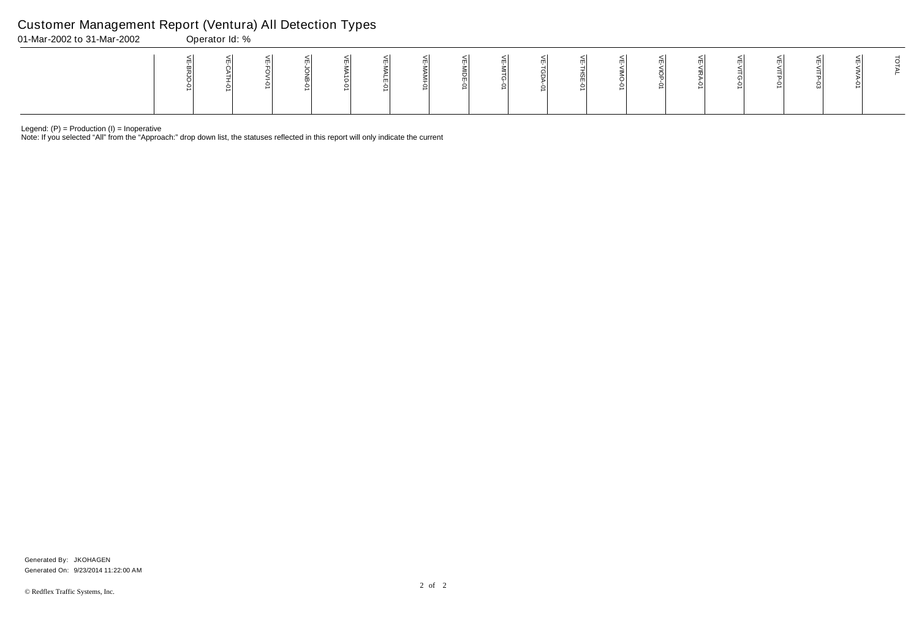# Customer Management Report (Ventura) All Detection Types

01-Mar-2002 to 31-Mar-2002 Operator Id: %

| | VE-BRJO-01 | VE-CATH-01 | VE-FOVI-01 | VE-JONB-01 | VE-MA10-01 | VE-MALE-01 | VE-MAMI-01 | VE-MIDE-01 | VE-MITG-01 | VE-TGDA-01 | VE-THSE-01 | VE-VIMO-01 | VE-VIOP-01 | VE-VIRA-01 | VE-VITG-01 | VE-VITP-01 | VE-VITP-03 | VE-VIVA-01 | TOTAL |
|---|---|---|---|---|---|---|---|---|---|---|---|---|---|---|---|---|---|---|---|

Legend: (P) = Production (I) = Inoperative

Note: If you selected "All" from the "Approach:" drop down list, the statuses reflected in this report will only indicate the current

Generated By: JKOHAGEN

Generated On: 9/23/2014 11:22:00 AM

© Redflex Traffic Systems, Inc.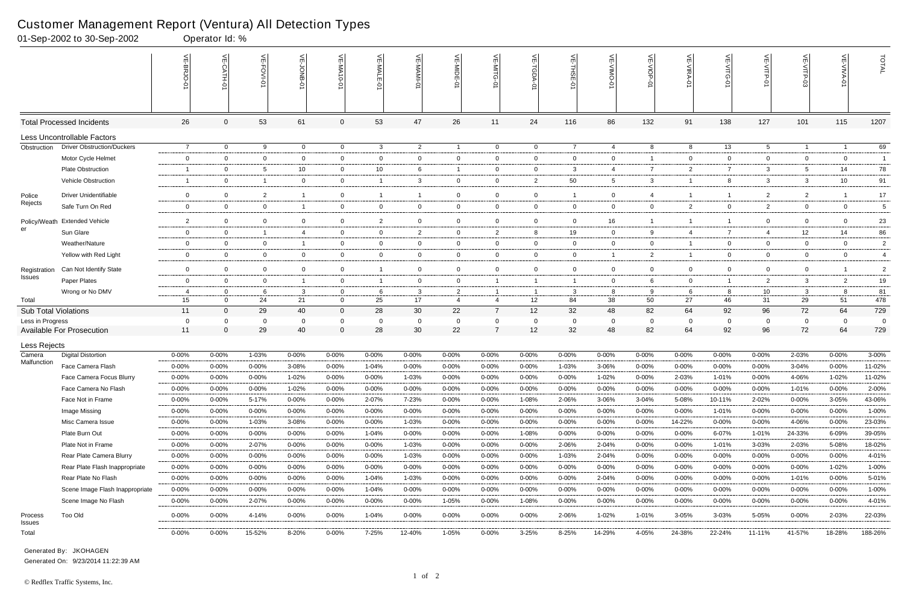# Customer Management Report (Ventura) All Detection Types

01-Sep-2002 to 30-Sep-2002 Operator Id: %

| | | VE-BRJO-01 | VE-CATH-01 | VE-FOVI-01 | VE-JONB-01 | VE-MA10-01 | VE-MALE-01 | VE-MAMI-01 | VE-MIDE-01 | VE-MITG-01 | VE-TGDA-01 | VE-THSE-01 | VE-VIMO-01 | VE-VIOP-01 | VE-VIRA-01 | VE-VITG-01 | VE-VITP-01 | VE-VITP-03 | VE-VIVA-01 | TOTAL |
|---|---|---|---|---|---|---|---|---|---|---|---|---|---|---|---|---|---|---|---|---|
| **Total Processed Incidents** | | 26 | 0 | 53 | 61 | 0 | 53 | 47 | 26 | 11 | 24 | 116 | 86 | 132 | 91 | 138 | 127 | 101 | 115 | 1207 |
| **Less Uncontrollable Factors** | | | | | | | | | | | | | | | | | | | | |
| Obstruction | Driver Obstruction/Duckers | 7 | 0 | 9 | 0 | 0 | 3 | 2 | 1 | 0 | 0 | 7 | 4 | 8 | 8 | 13 | 5 | 1 | 1 | 69 |
| | Motor Cycle Helmet | 0 | 0 | 0 | 0 | 0 | 0 | 0 | 0 | 0 | 0 | 0 | 0 | 1 | 0 | 0 | 0 | 0 | 0 | 1 |
| | Plate Obstruction | 1 | 0 | 5 | 10 | 0 | 10 | 6 | 1 | 0 | 0 | 3 | 4 | 7 | 2 | 7 | 3 | 5 | 14 | 78 |
| | Vehicle Obstruction | 1 | 0 | 1 | 0 | 0 | 1 | 3 | 0 | 0 | 2 | 50 | 5 | 3 | 1 | 8 | 3 | 3 | 10 | 91 |
| Police Rejects | Driver Unidentifiable | 0 | 0 | 2 | 1 | 0 | 1 | 1 | 0 | 0 | 0 | 1 | 0 | 4 | 1 | 1 | 2 | 2 | 1 | 17 |
| | Safe Turn On Red | 0 | 0 | 0 | 1 | 0 | 0 | 0 | 0 | 0 | 0 | 0 | 0 | 0 | 2 | 0 | 2 | 0 | 0 | 5 |
| Policy/Weather | Extended Vehicle | 2 | 0 | 0 | 0 | 0 | 2 | 0 | 0 | 0 | 0 | 0 | 16 | 1 | 1 | 1 | 0 | 0 | 0 | 23 |
| | Sun Glare | 0 | 0 | 1 | 4 | 0 | 0 | 2 | 0 | 2 | 8 | 19 | 0 | 9 | 4 | 7 | 4 | 12 | 14 | 86 |
| | Weather/Nature | 0 | 0 | 0 | 1 | 0 | 0 | 0 | 0 | 0 | 0 | 0 | 0 | 0 | 1 | 0 | 0 | 0 | 0 | 2 |
| | Yellow with Red Light | 0 | 0 | 0 | 0 | 0 | 0 | 0 | 0 | 0 | 0 | 0 | 1 | 2 | 1 | 0 | 0 | 0 | 0 | 4 |
| Registration Issues | Can Not Identify State | 0 | 0 | 0 | 0 | 0 | 1 | 0 | 0 | 0 | 0 | 0 | 0 | 0 | 0 | 0 | 0 | 0 | 1 | 2 |
| | Paper Plates | 0 | 0 | 0 | 1 | 0 | 1 | 0 | 0 | 1 | 1 | 1 | 0 | 6 | 0 | 1 | 2 | 3 | 2 | 19 |
| | Wrong or No DMV | 4 | 0 | 6 | 3 | 0 | 6 | 3 | 2 | 1 | 1 | 3 | 8 | 9 | 6 | 8 | 10 | 3 | 8 | 81 |
| Total | | 15 | 0 | 24 | 21 | 0 | 25 | 17 | 4 | 4 | 12 | 84 | 38 | 50 | 27 | 46 | 31 | 29 | 51 | 478 |
| **Sub Total Violations** | | 11 | 0 | 29 | 40 | 0 | 28 | 30 | 22 | 7 | 12 | 32 | 48 | 82 | 64 | 92 | 96 | 72 | 64 | 729 |
| Less in Progress | | 0 | 0 | 0 | 0 | 0 | 0 | 0 | 0 | 0 | 0 | 0 | 0 | 0 | 0 | 0 | 0 | 0 | 0 | 0 |
| **Available For Prosecution** | | 11 | 0 | 29 | 40 | 0 | 28 | 30 | 22 | 7 | 12 | 32 | 48 | 82 | 64 | 92 | 96 | 72 | 64 | 729 |
| **Less Rejects** | | | | | | | | | | | | | | | | | | | | |
| Camera Malfunction | Digital Distortion | 0-00% | 0-00% | 1-03% | 0-00% | 0-00% | 0-00% | 0-00% | 0-00% | 0-00% | 0-00% | 0-00% | 0-00% | 0-00% | 0-00% | 0-00% | 0-00% | 2-03% | 0-00% | 3-00% |
| | Face Camera Flash | 0-00% | 0-00% | 0-00% | 3-08% | 0-00% | 1-04% | 0-00% | 0-00% | 0-00% | 0-00% | 1-03% | 3-06% | 0-00% | 0-00% | 0-00% | 0-00% | 3-04% | 0-00% | 11-02% |
| | Face Camera Focus Blurry | 0-00% | 0-00% | 0-00% | 1-02% | 0-00% | 0-00% | 1-03% | 0-00% | 0-00% | 0-00% | 0-00% | 1-02% | 0-00% | 2-03% | 1-01% | 0-00% | 4-06% | 1-02% | 11-02% |
| | Face Camera No Flash | 0-00% | 0-00% | 0-00% | 1-02% | 0-00% | 0-00% | 0-00% | 0-00% | 0-00% | 0-00% | 0-00% | 0-00% | 0-00% | 0-00% | 0-00% | 0-00% | 1-01% | 0-00% | 2-00% |
| | Face Not in Frame | 0-00% | 0-00% | 5-17% | 0-00% | 0-00% | 2-07% | 7-23% | 0-00% | 0-00% | 1-08% | 2-06% | 3-06% | 3-04% | 5-08% | 10-11% | 2-02% | 0-00% | 3-05% | 43-06% |
| | Image Missing | 0-00% | 0-00% | 0-00% | 0-00% | 0-00% | 0-00% | 0-00% | 0-00% | 0-00% | 0-00% | 0-00% | 0-00% | 0-00% | 0-00% | 1-01% | 0-00% | 0-00% | 0-00% | 1-00% |
| | Misc Camera Issue | 0-00% | 0-00% | 1-03% | 3-08% | 0-00% | 0-00% | 1-03% | 0-00% | 0-00% | 0-00% | 0-00% | 0-00% | 0-00% | 14-22% | 0-00% | 0-00% | 4-06% | 0-00% | 23-03% |
| | Plate Burn Out | 0-00% | 0-00% | 0-00% | 0-00% | 0-00% | 1-04% | 0-00% | 0-00% | 0-00% | 1-08% | 0-00% | 0-00% | 0-00% | 0-00% | 6-07% | 1-01% | 24-33% | 6-09% | 39-05% |
| | Plate Not in Frame | 0-00% | 0-00% | 2-07% | 0-00% | 0-00% | 0-00% | 1-03% | 0-00% | 0-00% | 0-00% | 2-06% | 2-04% | 0-00% | 0-00% | 1-01% | 3-03% | 2-03% | 5-08% | 18-02% |
| | Rear Plate Camera Blurry | 0-00% | 0-00% | 0-00% | 0-00% | 0-00% | 0-00% | 1-03% | 0-00% | 0-00% | 0-00% | 1-03% | 2-04% | 0-00% | 0-00% | 0-00% | 0-00% | 0-00% | 0-00% | 4-01% |
| | Rear Plate Flash Inappropriate | 0-00% | 0-00% | 0-00% | 0-00% | 0-00% | 0-00% | 0-00% | 0-00% | 0-00% | 0-00% | 0-00% | 0-00% | 0-00% | 0-00% | 0-00% | 0-00% | 0-00% | 1-02% | 1-00% |
| | Rear Plate No Flash | 0-00% | 0-00% | 0-00% | 0-00% | 0-00% | 1-04% | 1-03% | 0-00% | 0-00% | 0-00% | 0-00% | 2-04% | 0-00% | 0-00% | 0-00% | 0-00% | 1-01% | 0-00% | 5-01% |
| | Scene Image Flash Inappropriate | 0-00% | 0-00% | 0-00% | 0-00% | 0-00% | 1-04% | 0-00% | 0-00% | 0-00% | 0-00% | 0-00% | 0-00% | 0-00% | 0-00% | 0-00% | 0-00% | 0-00% | 0-00% | 1-00% |
| | Scene Image No Flash | 0-00% | 0-00% | 2-07% | 0-00% | 0-00% | 0-00% | 0-00% | 1-05% | 0-00% | 1-08% | 0-00% | 0-00% | 0-00% | 0-00% | 0-00% | 0-00% | 0-00% | 0-00% | 4-01% |
| Process Issues | Too Old | 0-00% | 0-00% | 4-14% | 0-00% | 0-00% | 1-04% | 0-00% | 0-00% | 0-00% | 0-00% | 2-06% | 1-02% | 1-01% | 3-05% | 3-03% | 5-05% | 0-00% | 2-03% | 22-03% |
| Total | | 0-00% | 0-00% | 15-52% | 8-20% | 0-00% | 7-25% | 12-40% | 1-05% | 0-00% | 3-25% | 8-25% | 14-29% | 4-05% | 24-38% | 22-24% | 11-11% | 41-57% | 18-28% | 188-26% |

Generated By: JKOHAGEN

Generated On: 9/23/2014 11:22:39 AM

© Redflex Traffic Systems, Inc.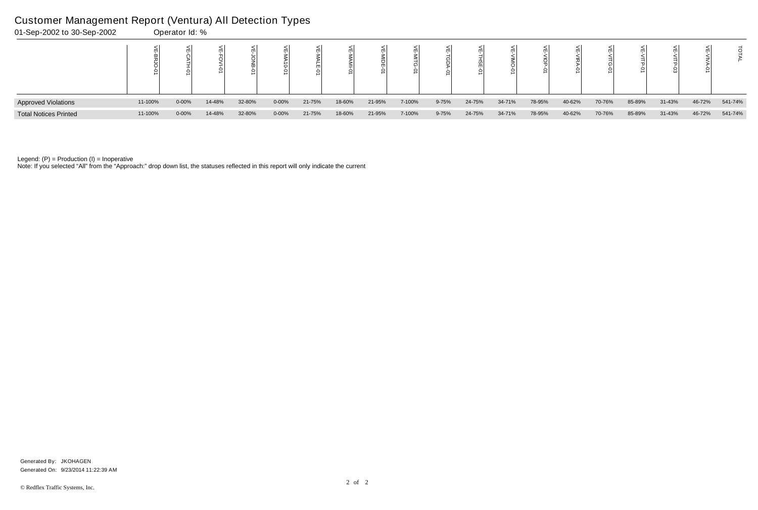# Customer Management Report (Ventura) All Detection Types

01-Sep-2002 to 30-Sep-2002 Operator Id: %

| | VE-BRJO-01 | VE-CATH-01 | VE-FOVI-01 | VE-JONB-01 | VE-MA10-01 | VE-MALE-01 | VE-MAMI-01 | VE-MIDE-01 | VE-MITG-01 | VE-TGDA-01 | VE-THSE-01 | VE-VIMO-01 | VE-VIOP-01 | VE-VIRA-01 | VE-VITG-01 | VE-VITP-01 | VE-VITP-03 | VE-VIVA-01 | TOTAL |
|---|---|---|---|---|---|---|---|---|---|---|---|---|---|---|---|---|---|---|---|
| Approved Violations | 11-100% | 0-00% | 14-48% | 32-80% | 0-00% | 21-75% | 18-60% | 21-95% | 7-100% | 9-75% | 24-75% | 34-71% | 78-95% | 40-62% | 70-76% | 85-89% | 31-43% | 46-72% | 541-74% |
| Total Notices Printed | 11-100% | 0-00% | 14-48% | 32-80% | 0-00% | 21-75% | 18-60% | 21-95% | 7-100% | 9-75% | 24-75% | 34-71% | 78-95% | 40-62% | 70-76% | 85-89% | 31-43% | 46-72% | 541-74% |

Legend: (P) = Production (I) = Inoperative

Note: If you selected “All” from the “Approach:” drop down list, the statuses reflected in this report will only indicate the current

Generated By: JKOHAGEN

Generated On: 9/23/2014 11:22:39 AM

© Redflex Traffic Systems, Inc.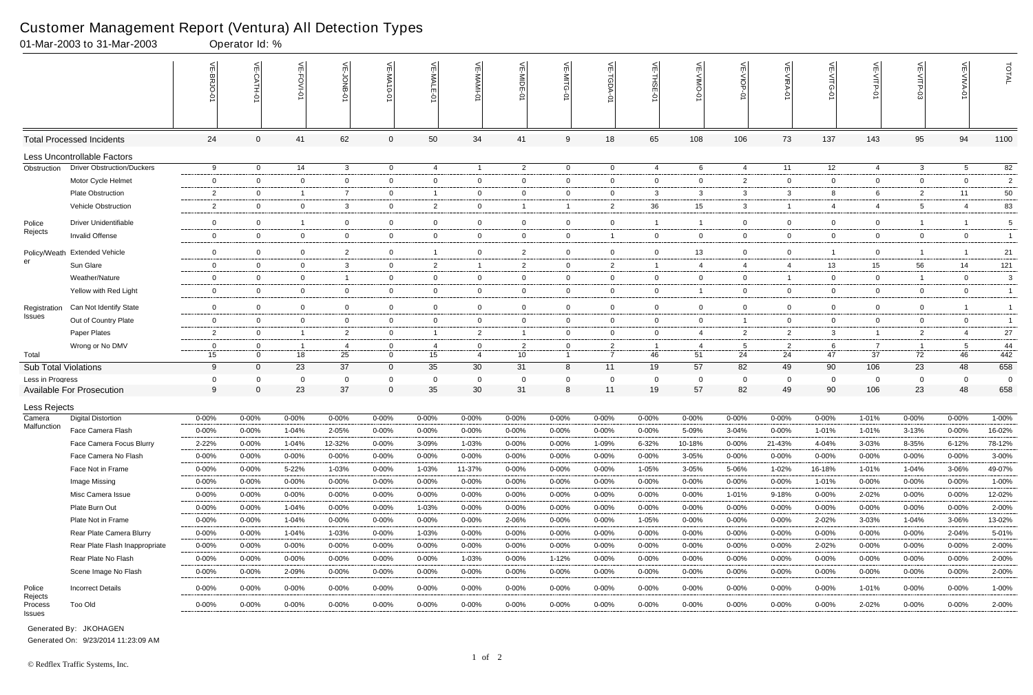# Customer Management Report (Ventura) All Detection Types

01-Mar-2003 to 31-Mar-2003 Operator Id: %

| | | VE-BRJO-01 | VE-CATH-01 | VE-FOVI-01 | VE-JONB-01 | VE-MA10-01 | VE-MALE-01 | VE-MAMI-01 | VE-MIDE-01 | VE-MITG-01 | VE-TGDA-01 | VE-THSE-01 | VE-VIMO-01 | VE-VIOP-01 | VE-VIRA-01 | VE-VITG-01 | VE-VITP-01 | VE-VITP-03 | VE-VIVA-01 | TOTAL |
|---|---|---|---|---|---|---|---|---|---|---|---|---|---|---|---|---|---|---|---|---|
| Total Processed Incidents | | 24 | 0 | 41 | 62 | 0 | 50 | 34 | 41 | 9 | 18 | 65 | 108 | 106 | 73 | 137 | 143 | 95 | 94 | 1100 |
| Less Uncontrollable Factors | | | | | | | | | | | | | | | | | | | | |
| Obstruction | Driver Obstruction/Duckers | 9 | 0 | 14 | 3 | 0 | 4 | 1 | 2 | 0 | 0 | 4 | 6 | 4 | 11 | 12 | 4 | 3 | 5 | 82 |
| | Motor Cycle Helmet | 0 | 0 | 0 | 0 | 0 | 0 | 0 | 0 | 0 | 0 | 0 | 0 | 2 | 0 | 0 | 0 | 0 | 0 | 2 |
| | Plate Obstruction | 2 | 0 | 1 | 7 | 0 | 1 | 0 | 0 | 0 | 0 | 3 | 3 | 3 | 3 | 8 | 6 | 2 | 11 | 50 |
| | Vehicle Obstruction | 2 | 0 | 0 | 3 | 0 | 2 | 0 | 1 | 1 | 2 | 36 | 15 | 3 | 1 | 4 | 4 | 5 | 4 | 83 |
| Police Rejects | Driver Unidentifiable | 0 | 0 | 1 | 0 | 0 | 0 | 0 | 0 | 0 | 0 | 1 | 1 | 0 | 0 | 0 | 0 | 1 | 1 | 5 |
| | Invalid Offense | 0 | 0 | 0 | 0 | 0 | 0 | 0 | 0 | 0 | 1 | 0 | 0 | 0 | 0 | 0 | 0 | 0 | 0 | 1 |
| Policy/Weather | Extended Vehicle | 0 | 0 | 0 | 2 | 0 | 1 | 0 | 2 | 0 | 0 | 0 | 13 | 0 | 0 | 1 | 0 | 1 | 1 | 21 |
| | Sun Glare | 0 | 0 | 0 | 3 | 0 | 2 | 1 | 2 | 0 | 2 | 1 | 4 | 4 | 4 | 13 | 15 | 56 | 14 | 121 |
| | Weather/Nature | 0 | 0 | 0 | 1 | 0 | 0 | 0 | 0 | 0 | 0 | 0 | 0 | 0 | 1 | 0 | 0 | 1 | 0 | 3 |
| | Yellow with Red Light | 0 | 0 | 0 | 0 | 0 | 0 | 0 | 0 | 0 | 0 | 0 | 1 | 0 | 0 | 0 | 0 | 0 | 0 | 1 |
| Registration Issues | Can Not Identify State | 0 | 0 | 0 | 0 | 0 | 0 | 0 | 0 | 0 | 0 | 0 | 0 | 0 | 0 | 0 | 0 | 0 | 1 | 1 |
| | Out of Country Plate | 0 | 0 | 0 | 0 | 0 | 0 | 0 | 0 | 0 | 0 | 0 | 0 | 1 | 0 | 0 | 0 | 0 | 0 | 1 |
| | Paper Plates | 2 | 0 | 1 | 2 | 0 | 1 | 2 | 1 | 0 | 0 | 0 | 4 | 2 | 2 | 3 | 1 | 2 | 4 | 27 |
| | Wrong or No DMV | 0 | 0 | 1 | 4 | 0 | 4 | 0 | 2 | 0 | 2 | 1 | 4 | 5 | 2 | 6 | 7 | 1 | 5 | 44 |
| Total | | 15 | 0 | 18 | 25 | 0 | 15 | 4 | 10 | 1 | 7 | 46 | 51 | 24 | 24 | 47 | 37 | 72 | 46 | 442 |
| Sub Total Violations | | 9 | 0 | 23 | 37 | 0 | 35 | 30 | 31 | 8 | 11 | 19 | 57 | 82 | 49 | 90 | 106 | 23 | 48 | 658 |
| Less in Progress | | 0 | 0 | 0 | 0 | 0 | 0 | 0 | 0 | 0 | 0 | 0 | 0 | 0 | 0 | 0 | 0 | 0 | 0 | 0 |
| Available For Prosecution | | 9 | 0 | 23 | 37 | 0 | 35 | 30 | 31 | 8 | 11 | 19 | 57 | 82 | 49 | 90 | 106 | 23 | 48 | 658 |
| Less Rejects | | | | | | | | | | | | | | | | | | | | |
| Camera Malfunction | Digital Distortion | 0-00% | 0-00% | 0-00% | 0-00% | 0-00% | 0-00% | 0-00% | 0-00% | 0-00% | 0-00% | 0-00% | 0-00% | 0-00% | 0-00% | 0-00% | 1-01% | 0-00% | 0-00% | 1-00% |
| | Face Camera Flash | 0-00% | 0-00% | 1-04% | 2-05% | 0-00% | 0-00% | 0-00% | 0-00% | 0-00% | 0-00% | 0-00% | 5-09% | 3-04% | 0-00% | 1-01% | 1-01% | 3-13% | 0-00% | 16-02% |
| | Face Camera Focus Blurry | 2-22% | 0-00% | 1-04% | 12-32% | 0-00% | 3-09% | 1-03% | 0-00% | 0-00% | 1-09% | 6-32% | 10-18% | 0-00% | 21-43% | 4-04% | 3-03% | 8-35% | 6-12% | 78-12% |
| | Face Camera No Flash | 0-00% | 0-00% | 0-00% | 0-00% | 0-00% | 0-00% | 0-00% | 0-00% | 0-00% | 0-00% | 0-00% | 3-05% | 0-00% | 0-00% | 0-00% | 0-00% | 0-00% | 0-00% | 3-00% |
| | Face Not in Frame | 0-00% | 0-00% | 5-22% | 1-03% | 0-00% | 1-03% | 11-37% | 0-00% | 0-00% | 0-00% | 1-05% | 3-05% | 5-06% | 1-02% | 16-18% | 1-01% | 1-04% | 3-06% | 49-07% |
| | Image Missing | 0-00% | 0-00% | 0-00% | 0-00% | 0-00% | 0-00% | 0-00% | 0-00% | 0-00% | 0-00% | 0-00% | 0-00% | 0-00% | 0-00% | 1-01% | 0-00% | 0-00% | 0-00% | 1-00% |
| | Misc Camera Issue | 0-00% | 0-00% | 0-00% | 0-00% | 0-00% | 0-00% | 0-00% | 0-00% | 0-00% | 0-00% | 0-00% | 0-00% | 1-01% | 9-18% | 0-00% | 2-02% | 0-00% | 0-00% | 12-02% |
| | Plate Burn Out | 0-00% | 0-00% | 1-04% | 0-00% | 0-00% | 1-03% | 0-00% | 0-00% | 0-00% | 0-00% | 0-00% | 0-00% | 0-00% | 0-00% | 0-00% | 0-00% | 0-00% | 0-00% | 2-00% |
| | Plate Not in Frame | 0-00% | 0-00% | 1-04% | 0-00% | 0-00% | 0-00% | 0-00% | 2-06% | 0-00% | 0-00% | 1-05% | 0-00% | 0-00% | 0-00% | 2-02% | 3-03% | 1-04% | 3-06% | 13-02% |
| | Rear Plate Camera Blurry | 0-00% | 0-00% | 1-04% | 1-03% | 0-00% | 1-03% | 0-00% | 0-00% | 0-00% | 0-00% | 0-00% | 0-00% | 0-00% | 0-00% | 0-00% | 0-00% | 0-00% | 2-04% | 5-01% |
| | Rear Plate Flash Inappropriate | 0-00% | 0-00% | 0-00% | 0-00% | 0-00% | 0-00% | 0-00% | 0-00% | 0-00% | 0-00% | 0-00% | 0-00% | 0-00% | 0-00% | 2-02% | 0-00% | 0-00% | 0-00% | 2-00% |
| | Rear Plate No Flash | 0-00% | 0-00% | 0-00% | 0-00% | 0-00% | 0-00% | 1-03% | 0-00% | 1-12% | 0-00% | 0-00% | 0-00% | 0-00% | 0-00% | 0-00% | 0-00% | 0-00% | 0-00% | 2-00% |
| | Scene Image No Flash | 0-00% | 0-00% | 2-09% | 0-00% | 0-00% | 0-00% | 0-00% | 0-00% | 0-00% | 0-00% | 0-00% | 0-00% | 0-00% | 0-00% | 0-00% | 0-00% | 0-00% | 0-00% | 2-00% |
| Police Rejects | Incorrect Details | 0-00% | 0-00% | 0-00% | 0-00% | 0-00% | 0-00% | 0-00% | 0-00% | 0-00% | 0-00% | 0-00% | 0-00% | 0-00% | 0-00% | 0-00% | 1-01% | 0-00% | 0-00% | 1-00% |
| Process Issues | Too Old | 0-00% | 0-00% | 0-00% | 0-00% | 0-00% | 0-00% | 0-00% | 0-00% | 0-00% | 0-00% | 0-00% | 0-00% | 0-00% | 0-00% | 0-00% | 2-02% | 0-00% | 0-00% | 2-00% |

Generated By: JKOHAGEN

Generated On: 9/23/2014 11:23:09 AM

© Redflex Traffic Systems, Inc.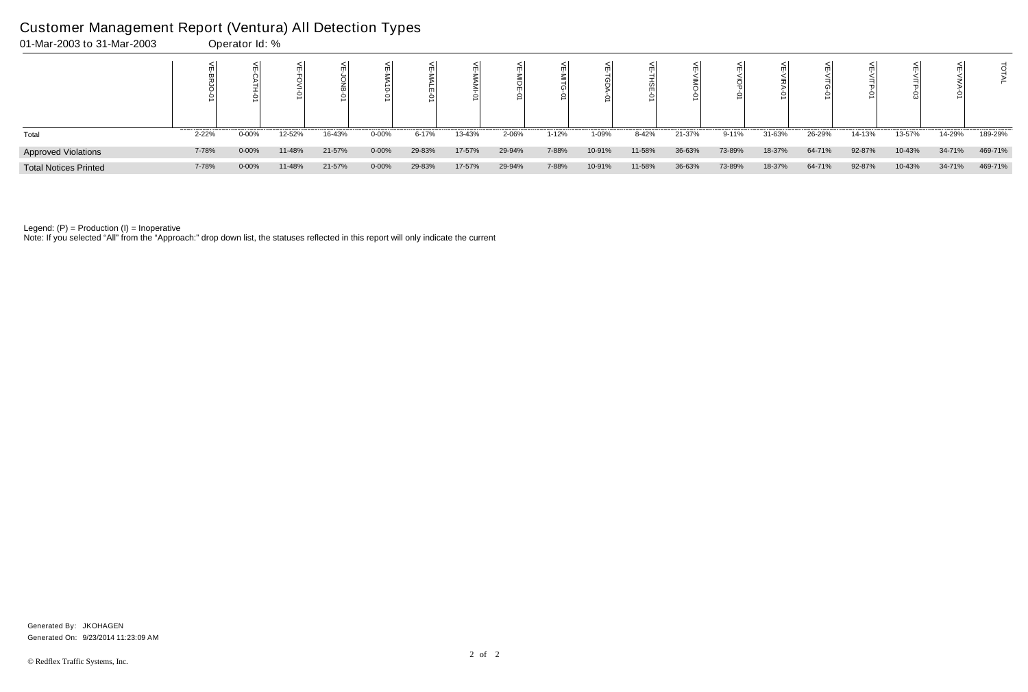# Customer Management Report (Ventura) All Detection Types

01-Mar-2003 to 31-Mar-2003 Operator Id: %

| | VE-BRJO-01 | VE-CATH-01 | VE-FOVI-01 | VE-JONB-01 | VE-MA10-01 | VE-MALE-01 | VE-MAMI-01 | VE-MIDE-01 | VE-MITG-01 | VE-TGDA-01 | VE-THSE-01 | VE-VIMO-01 | VE-VIOP-01 | VE-VIRA-01 | VE-VITG-01 | VE-VITP-01 | VE-VITP-03 | VE-VIVA-01 | TOTAL |
|---|---|---|---|---|---|---|---|---|---|---|---|---|---|---|---|---|---|---|---|
| Total | 2-22% | 0-00% | 12-52% | 16-43% | 0-00% | 6-17% | 13-43% | 2-06% | 1-12% | 1-09% | 8-42% | 21-37% | 9-11% | 31-63% | 26-29% | 14-13% | 13-57% | 14-29% | 189-29% |
| Approved Violations | 7-78% | 0-00% | 11-48% | 21-57% | 0-00% | 29-83% | 17-57% | 29-94% | 7-88% | 10-91% | 11-58% | 36-63% | 73-89% | 18-37% | 64-71% | 92-87% | 10-43% | 34-71% | 469-71% |
| Total Notices Printed | 7-78% | 0-00% | 11-48% | 21-57% | 0-00% | 29-83% | 17-57% | 29-94% | 7-88% | 10-91% | 11-58% | 36-63% | 73-89% | 18-37% | 64-71% | 92-87% | 10-43% | 34-71% | 469-71% |

Legend: (P) = Production (I) = Inoperative

Note: If you selected "All" from the "Approach:" drop down list, the statuses reflected in this report will only indicate the current

Generated By: JKOHAGEN

Generated On: 9/23/2014 11:23:09 AM

© Redflex Traffic Systems, Inc.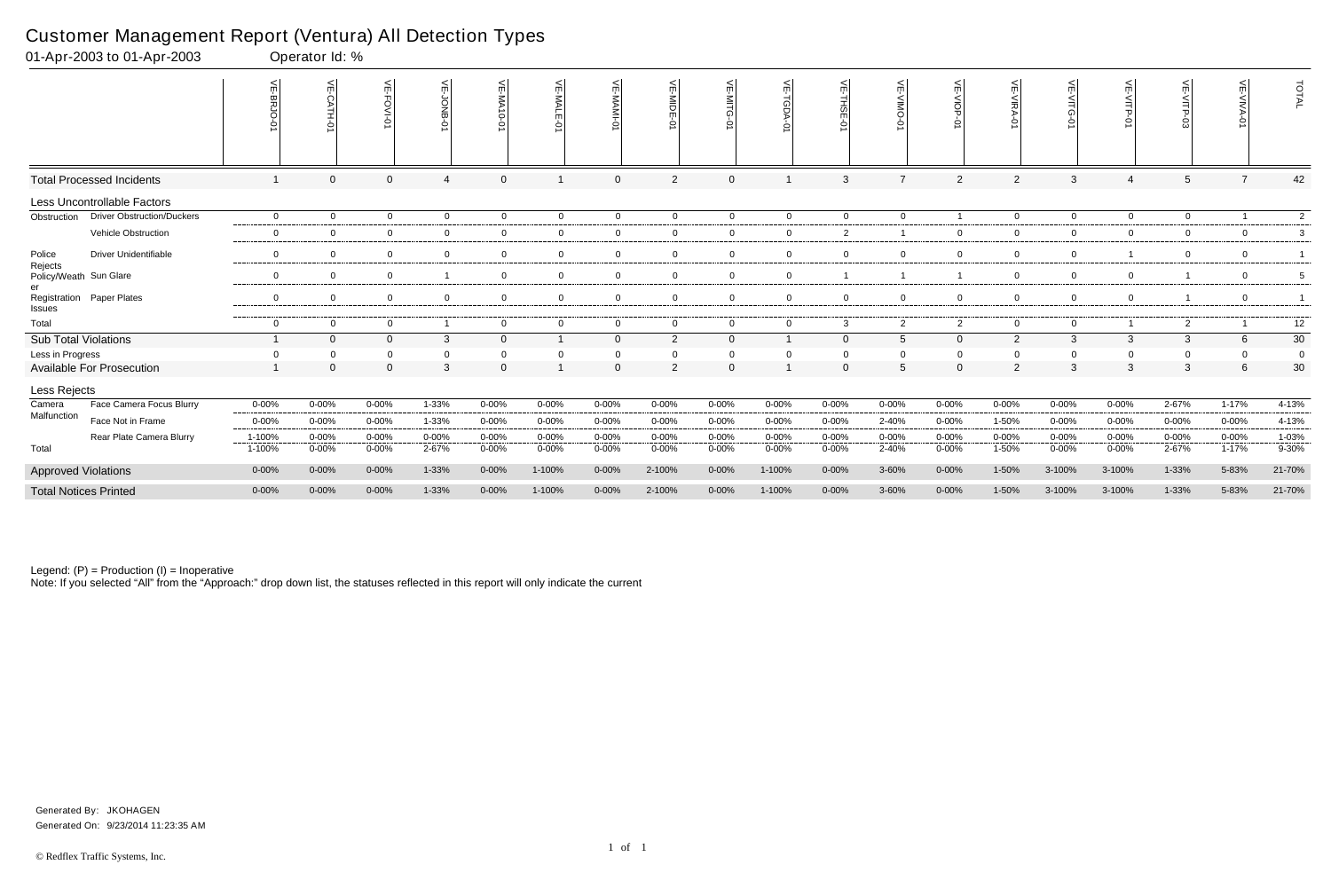# Customer Management Report (Ventura) All Detection Types

01-Apr-2003 to 01-Apr-2003 Operator Id: %

| | | VE-BRJO-01 | VE-CATH-01 | VE-FOVI-01 | VE-JONB-01 | VE-MA10-01 | VE-MALE-01 | VE-MAMI-01 | VE-MIDE-01 | VE-MITG-01 | VE-TGDA-01 | VE-THSE-01 | VE-VIMO-01 | VE-VIOP-01 | VE-VIRA-01 | VE-VITG-01 | VE-VITP-01 | VE-VITP-03 | VE-VIVA-01 | TOTAL |
|---|---|---|---|---|---|---|---|---|---|---|---|---|---|---|---|---|---|---|---|---|
| Total Processed Incidents | | 1 | 0 | 0 | 4 | 0 | 1 | 0 | 2 | 0 | 1 | 3 | 7 | 2 | 2 | 3 | 4 | 5 | 7 | 42 |
| Less Uncontrollable Factors | | | | | | | | | | | | | | | | | | | | |
| Obstruction | Driver Obstruction/Duckers | 0 | 0 | 0 | 0 | 0 | 0 | 0 | 0 | 0 | 0 | 0 | 0 | 1 | 0 | 0 | 0 | 0 | 1 | 2 |
| | Vehicle Obstruction | 0 | 0 | 0 | 0 | 0 | 0 | 0 | 0 | 0 | 0 | 2 | 1 | 0 | 0 | 0 | 0 | 0 | 0 | 3 |
| Police Rejects | Driver Unidentifiable | 0 | 0 | 0 | 0 | 0 | 0 | 0 | 0 | 0 | 0 | 0 | 0 | 0 | 0 | 0 | 1 | 0 | 0 | 1 |
| Policy/Weather | Sun Glare | 0 | 0 | 0 | 1 | 0 | 0 | 0 | 0 | 0 | 0 | 1 | 1 | 1 | 0 | 0 | 0 | 1 | 0 | 5 |
| Registration Issues | Paper Plates | 0 | 0 | 0 | 0 | 0 | 0 | 0 | 0 | 0 | 0 | 0 | 0 | 0 | 0 | 0 | 0 | 1 | 0 | 1 |
| Total | | 0 | 0 | 0 | 1 | 0 | 0 | 0 | 0 | 0 | 0 | 3 | 2 | 2 | 0 | 0 | 1 | 2 | 1 | 12 |
| Sub Total Violations | | 1 | 0 | 0 | 3 | 0 | 1 | 0 | 2 | 0 | 1 | 0 | 5 | 0 | 2 | 3 | 3 | 3 | 6 | 30 |
| Less in Progress | | 0 | 0 | 0 | 0 | 0 | 0 | 0 | 0 | 0 | 0 | 0 | 0 | 0 | 0 | 0 | 0 | 0 | 0 | 0 |
| Available For Prosecution | | 1 | 0 | 0 | 3 | 0 | 1 | 0 | 2 | 0 | 1 | 0 | 5 | 0 | 2 | 3 | 3 | 3 | 6 | 30 |
| Less Rejects | | | | | | | | | | | | | | | | | | | | |
| Camera Malfunction | Face Camera Focus Blurry | 0-00% | 0-00% | 0-00% | 1-33% | 0-00% | 0-00% | 0-00% | 0-00% | 0-00% | 0-00% | 0-00% | 0-00% | 0-00% | 0-00% | 0-00% | 0-00% | 2-67% | 1-17% | 4-13% |
| | Face Not in Frame | 0-00% | 0-00% | 0-00% | 1-33% | 0-00% | 0-00% | 0-00% | 0-00% | 0-00% | 0-00% | 0-00% | 2-40% | 0-00% | 1-50% | 0-00% | 0-00% | 0-00% | 0-00% | 4-13% |
| | Rear Plate Camera Blurry | 1-100% | 0-00% | 0-00% | 0-00% | 0-00% | 0-00% | 0-00% | 0-00% | 0-00% | 0-00% | 0-00% | 0-00% | 0-00% | 0-00% | 0-00% | 0-00% | 0-00% | 0-00% | 1-03% |
| Total | | 1-100% | 0-00% | 0-00% | 2-67% | 0-00% | 0-00% | 0-00% | 0-00% | 0-00% | 0-00% | 0-00% | 2-40% | 0-00% | 1-50% | 0-00% | 0-00% | 2-67% | 1-17% | 9-30% |
| Approved Violations | | 0-00% | 0-00% | 0-00% | 1-33% | 0-00% | 1-100% | 0-00% | 2-100% | 0-00% | 1-100% | 0-00% | 3-60% | 0-00% | 1-50% | 3-100% | 3-100% | 1-33% | 5-83% | 21-70% |
| Total Notices Printed | | 0-00% | 0-00% | 0-00% | 1-33% | 0-00% | 1-100% | 0-00% | 2-100% | 0-00% | 1-100% | 0-00% | 3-60% | 0-00% | 1-50% | 3-100% | 3-100% | 1-33% | 5-83% | 21-70% |

Legend: (P) = Production (I) = Inoperative

Note: If you selected "All" from the "Approach:" drop down list, the statuses reflected in this report will only indicate the current

Generated By: JKOHAGEN

Generated On: 9/23/2014 11:23:35 AM

© Redflex Traffic Systems, Inc.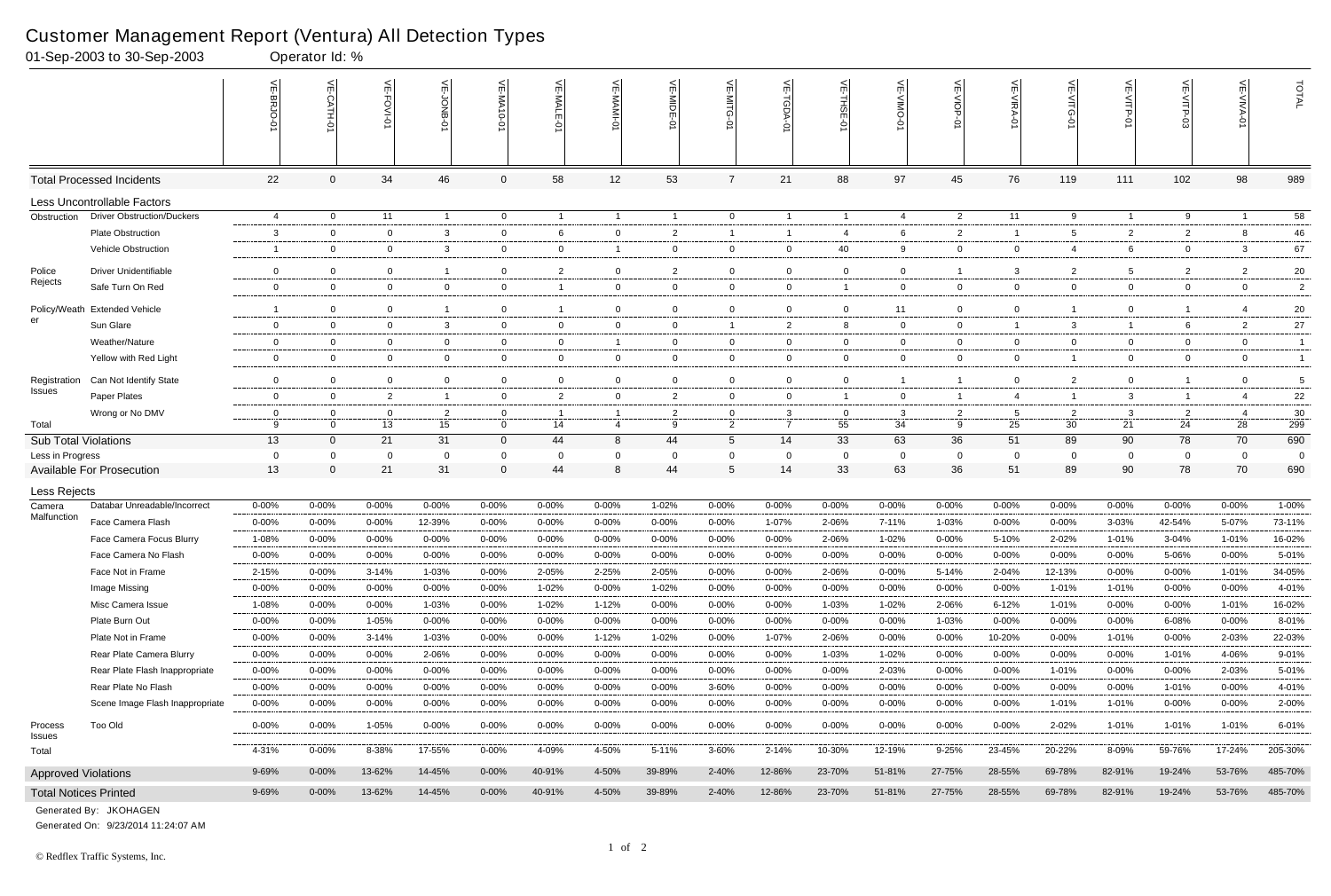# Customer Management Report (Ventura) All Detection Types

01-Sep-2003 to 30-Sep-2003 Operator Id: %

| | | VE-BRJO-01 | VE-CATH-01 | VE-FOVI-01 | VE-JONB-01 | VE-MA10-01 | VE-MALE-01 | VE-MAMI-01 | VE-MIDE-01 | VE-MITG-01 | VE-TGDA-01 | VE-THSE-01 | VE-VIMO-01 | VE-VIOP-01 | VE-VIRA-01 | VE-VITG-01 | VE-VITP-01 | VE-VITP-03 | VE-VIVA-01 | TOTAL |
|---|---|---|---|---|---|---|---|---|---|---|---|---|---|---|---|---|---|---|---|---|
| Total Processed Incidents | | 22 | 0 | 34 | 46 | 0 | 58 | 12 | 53 | 7 | 21 | 88 | 97 | 45 | 76 | 119 | 111 | 102 | 98 | 989 |
| Less Uncontrollable Factors | | | | | | | | | | | | | | | | | | | | |
| Obstruction | Driver Obstruction/Duckers | 4 | 0 | 11 | 1 | 0 | 1 | 1 | 1 | 0 | 1 | 1 | 4 | 2 | 11 | 9 | 1 | 9 | 1 | 58 |
| | Plate Obstruction | 3 | 0 | 0 | 3 | 0 | 6 | 0 | 2 | 1 | 1 | 4 | 6 | 2 | 1 | 5 | 2 | 2 | 8 | 46 |
| | Vehicle Obstruction | 1 | 0 | 0 | 3 | 0 | 0 | 1 | 0 | 0 | 0 | 40 | 9 | 0 | 0 | 4 | 6 | 0 | 3 | 67 |
| Police Rejects | Driver Unidentifiable | 0 | 0 | 0 | 1 | 0 | 2 | 0 | 2 | 0 | 0 | 0 | 0 | 1 | 3 | 2 | 5 | 2 | 2 | 20 |
| | Safe Turn On Red | 0 | 0 | 0 | 0 | 0 | 1 | 0 | 0 | 0 | 0 | 1 | 0 | 0 | 0 | 0 | 0 | 0 | 0 | 2 |
| Policy/Weather | Extended Vehicle | 1 | 0 | 0 | 1 | 0 | 1 | 0 | 0 | 0 | 0 | 0 | 11 | 0 | 0 | 1 | 0 | 1 | 4 | 20 |
| | Sun Glare | 0 | 0 | 0 | 3 | 0 | 0 | 0 | 0 | 1 | 2 | 8 | 0 | 0 | 1 | 3 | 1 | 6 | 2 | 27 |
| | Weather/Nature | 0 | 0 | 0 | 0 | 0 | 0 | 1 | 0 | 0 | 0 | 0 | 0 | 0 | 0 | 0 | 0 | 0 | 0 | 1 |
| | Yellow with Red Light | 0 | 0 | 0 | 0 | 0 | 0 | 0 | 0 | 0 | 0 | 0 | 0 | 0 | 0 | 1 | 0 | 0 | 0 | 1 |
| Registration Issues | Can Not Identify State | 0 | 0 | 0 | 0 | 0 | 0 | 0 | 0 | 0 | 0 | 0 | 1 | 1 | 0 | 2 | 0 | 1 | 0 | 5 |
| | Paper Plates | 0 | 0 | 2 | 1 | 0 | 2 | 0 | 2 | 0 | 0 | 1 | 0 | 1 | 4 | 1 | 3 | 1 | 4 | 22 |
| | Wrong or No DMV | 0 | 0 | 0 | 2 | 0 | 1 | 1 | 2 | 0 | 3 | 0 | 3 | 2 | 5 | 2 | 3 | 2 | 4 | 30 |
| Total | | 9 | 0 | 13 | 15 | 0 | 14 | 4 | 9 | 2 | 7 | 55 | 34 | 9 | 25 | 30 | 21 | 24 | 28 | 299 |
| Sub Total Violations | | 13 | 0 | 21 | 31 | 0 | 44 | 8 | 44 | 5 | 14 | 33 | 63 | 36 | 51 | 89 | 90 | 78 | 70 | 690 |
| Less in Progress | | 0 | 0 | 0 | 0 | 0 | 0 | 0 | 0 | 0 | 0 | 0 | 0 | 0 | 0 | 0 | 0 | 0 | 0 | 0 |
| Available For Prosecution | | 13 | 0 | 21 | 31 | 0 | 44 | 8 | 44 | 5 | 14 | 33 | 63 | 36 | 51 | 89 | 90 | 78 | 70 | 690 |
| Less Rejects | | | | | | | | | | | | | | | | | | | | |
| Camera Malfunction | Databar Unreadable/Incorrect | 0-00% | 0-00% | 0-00% | 0-00% | 0-00% | 0-00% | 0-00% | 1-02% | 0-00% | 0-00% | 0-00% | 0-00% | 0-00% | 0-00% | 0-00% | 0-00% | 0-00% | 0-00% | 1-00% |
| | Face Camera Flash | 0-00% | 0-00% | 0-00% | 12-39% | 0-00% | 0-00% | 0-00% | 0-00% | 0-00% | 1-07% | 2-06% | 7-11% | 1-03% | 0-00% | 0-00% | 3-03% | 42-54% | 5-07% | 73-11% |
| | Face Camera Focus Blurry | 1-08% | 0-00% | 0-00% | 0-00% | 0-00% | 0-00% | 0-00% | 0-00% | 0-00% | 0-00% | 2-06% | 1-02% | 0-00% | 5-10% | 2-02% | 1-01% | 3-04% | 1-01% | 16-02% |
| | Face Camera No Flash | 0-00% | 0-00% | 0-00% | 0-00% | 0-00% | 0-00% | 0-00% | 0-00% | 0-00% | 0-00% | 0-00% | 0-00% | 0-00% | 0-00% | 0-00% | 0-00% | 5-06% | 0-00% | 5-01% |
| | Face Not in Frame | 2-15% | 0-00% | 3-14% | 1-03% | 0-00% | 2-05% | 2-25% | 2-05% | 0-00% | 0-00% | 2-06% | 0-00% | 5-14% | 2-04% | 12-13% | 0-00% | 0-00% | 1-01% | 34-05% |
| | Image Missing | 0-00% | 0-00% | 0-00% | 0-00% | 0-00% | 1-02% | 0-00% | 1-02% | 0-00% | 0-00% | 0-00% | 0-00% | 0-00% | 0-00% | 1-01% | 1-01% | 0-00% | 0-00% | 4-01% |
| | Misc Camera Issue | 1-08% | 0-00% | 0-00% | 1-03% | 0-00% | 1-02% | 1-12% | 0-00% | 0-00% | 0-00% | 1-03% | 1-02% | 2-06% | 6-12% | 1-01% | 0-00% | 0-00% | 1-01% | 16-02% |
| | Plate Burn Out | 0-00% | 0-00% | 1-05% | 0-00% | 0-00% | 0-00% | 0-00% | 0-00% | 0-00% | 0-00% | 0-00% | 0-00% | 1-03% | 0-00% | 0-00% | 0-00% | 6-08% | 0-00% | 8-01% |
| | Plate Not in Frame | 0-00% | 0-00% | 3-14% | 1-03% | 0-00% | 0-00% | 1-12% | 1-02% | 0-00% | 1-07% | 2-06% | 0-00% | 0-00% | 10-20% | 0-00% | 1-01% | 0-00% | 2-03% | 22-03% |
| | Rear Plate Camera Blurry | 0-00% | 0-00% | 0-00% | 2-06% | 0-00% | 0-00% | 0-00% | 0-00% | 0-00% | 0-00% | 1-03% | 1-02% | 0-00% | 0-00% | 0-00% | 0-00% | 1-01% | 4-06% | 9-01% |
| | Rear Plate Flash Inappropriate | 0-00% | 0-00% | 0-00% | 0-00% | 0-00% | 0-00% | 0-00% | 0-00% | 0-00% | 0-00% | 0-00% | 2-03% | 0-00% | 0-00% | 1-01% | 0-00% | 0-00% | 2-03% | 5-01% |
| | Rear Plate No Flash | 0-00% | 0-00% | 0-00% | 0-00% | 0-00% | 0-00% | 0-00% | 0-00% | 3-60% | 0-00% | 0-00% | 0-00% | 0-00% | 0-00% | 0-00% | 0-00% | 1-01% | 0-00% | 4-01% |
| | Scene Image Flash Inappropriate | 0-00% | 0-00% | 0-00% | 0-00% | 0-00% | 0-00% | 0-00% | 0-00% | 0-00% | 0-00% | 0-00% | 0-00% | 0-00% | 0-00% | 1-01% | 1-01% | 0-00% | 0-00% | 2-00% |
| Process Issues | Too Old | 0-00% | 0-00% | 1-05% | 0-00% | 0-00% | 0-00% | 0-00% | 0-00% | 0-00% | 0-00% | 0-00% | 0-00% | 0-00% | 0-00% | 2-02% | 1-01% | 1-01% | 1-01% | 6-01% |
| Total | | 4-31% | 0-00% | 8-38% | 17-55% | 0-00% | 4-09% | 4-50% | 5-11% | 3-60% | 2-14% | 10-30% | 12-19% | 9-25% | 23-45% | 20-22% | 8-09% | 59-76% | 17-24% | 205-30% |
| Approved Violations | | 9-69% | 0-00% | 13-62% | 14-45% | 0-00% | 40-91% | 4-50% | 39-89% | 2-40% | 12-86% | 23-70% | 51-81% | 27-75% | 28-55% | 69-78% | 82-91% | 19-24% | 53-76% | 485-70% |
| Total Notices Printed | | 9-69% | 0-00% | 13-62% | 14-45% | 0-00% | 40-91% | 4-50% | 39-89% | 2-40% | 12-86% | 23-70% | 51-81% | 27-75% | 28-55% | 69-78% | 82-91% | 19-24% | 53-76% | 485-70% |

Generated By: JKOHAGEN

Generated On: 9/23/2014 11:24:07 AM

© Redflex Traffic Systems, Inc.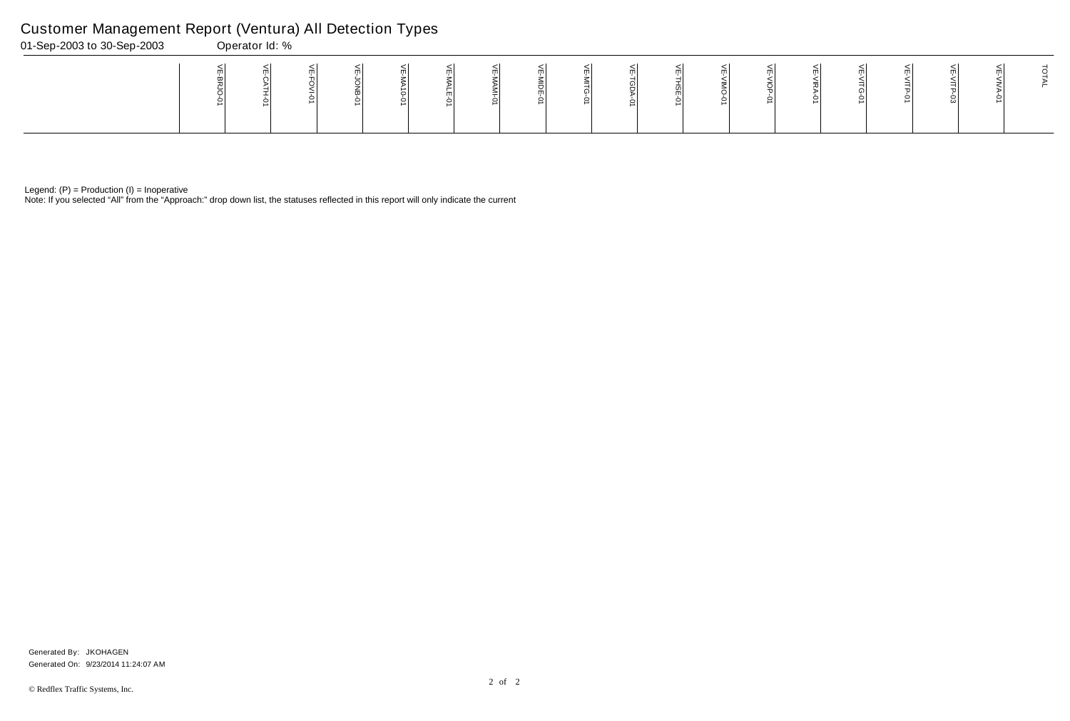# Customer Management Report (Ventura) All Detection Types

01-Sep-2003 to 30-Sep-2003 Operator Id: %

| | VE-BRJO-01 | VE-CATH-01 | VE-FOVI-01 | VE-JONB-01 | VE-MA10-01 | VE-MALE-01 | VE-MAMI-01 | VE-MIDE-01 | VE-MITG-01 | VE-TGDA-01 | VE-THSE-01 | VE-VIMO-01 | VE-VIOP-01 | VE-VIRA-01 | VE-VITG-01 | VE-VITP-01 | VE-VITP-03 | VE-VIVA-01 | TOTAL |
|---|---|---|---|---|---|---|---|---|---|---|---|---|---|---|---|---|---|---|---|

Legend: (P) = Production (I) = Inoperative

Note: If you selected "All" from the "Approach:" drop down list, the statuses reflected in this report will only indicate the current

Generated By: JKOHAGEN

Generated On: 9/23/2014 11:24:07 AM

© Redflex Traffic Systems, Inc.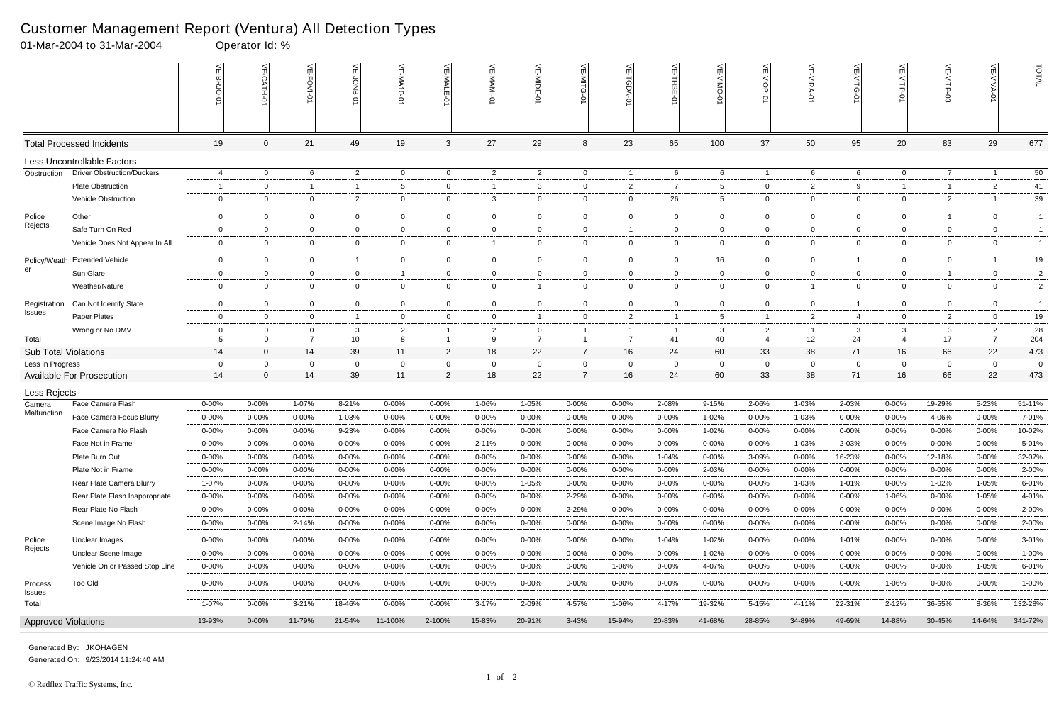# Customer Management Report (Ventura) All Detection Types

01-Mar-2004 to 31-Mar-2004 Operator Id: %

| | | VE-BRJO-01 | VE-CATH-01 | VE-FOVI-01 | VE-JONB-01 | VE-MA10-01 | VE-MALE-01 | VE-MAMI-01 | VE-MIDE-01 | VE-MITG-01 | VE-TGDA-01 | VE-THSE-01 | VE-VIMO-01 | VE-VIOP-01 | VE-VIRA-01 | VE-VITG-01 | VE-VITP-01 | VE-VITP-03 | VE-VIVA-01 | TOTAL |
|---|---|---|---|---|---|---|---|---|---|---|---|---|---|---|---|---|---|---|---|---|
| Total Processed Incidents | | 19 | 0 | 21 | 49 | 19 | 3 | 27 | 29 | 8 | 23 | 65 | 100 | 37 | 50 | 95 | 20 | 83 | 29 | 677 |
| Less Uncontrollable Factors | | | | | | | | | | | | | | | | | | | | |
| Obstruction | Driver Obstruction/Duckers | 4 | 0 | 6 | 2 | 0 | 0 | 2 | 2 | 0 | 1 | 6 | 6 | 1 | 6 | 6 | 0 | 7 | 1 | 50 |
| | Plate Obstruction | 1 | 0 | 1 | 1 | 5 | 0 | 1 | 3 | 0 | 2 | 7 | 5 | 0 | 2 | 9 | 1 | 1 | 2 | 41 |
| | Vehicle Obstruction | 0 | 0 | 0 | 2 | 0 | 0 | 3 | 0 | 0 | 0 | 26 | 5 | 0 | 0 | 0 | 0 | 2 | 1 | 39 |
| Police Rejects | Other | 0 | 0 | 0 | 0 | 0 | 0 | 0 | 0 | 0 | 0 | 0 | 0 | 0 | 0 | 0 | 0 | 1 | 0 | 1 |
| | Safe Turn On Red | 0 | 0 | 0 | 0 | 0 | 0 | 0 | 0 | 0 | 1 | 0 | 0 | 0 | 0 | 0 | 0 | 0 | 0 | 1 |
| | Vehicle Does Not Appear In All | 0 | 0 | 0 | 0 | 0 | 0 | 1 | 0 | 0 | 0 | 0 | 0 | 0 | 0 | 0 | 0 | 0 | 0 | 1 |
| Policy/Weather | Extended Vehicle | 0 | 0 | 0 | 1 | 0 | 0 | 0 | 0 | 0 | 0 | 0 | 16 | 0 | 0 | 1 | 0 | 0 | 1 | 19 |
| | Sun Glare | 0 | 0 | 0 | 0 | 1 | 0 | 0 | 0 | 0 | 0 | 0 | 0 | 0 | 0 | 0 | 0 | 1 | 0 | 2 |
| | Weather/Nature | 0 | 0 | 0 | 0 | 0 | 0 | 0 | 1 | 0 | 0 | 0 | 0 | 0 | 1 | 0 | 0 | 0 | 0 | 2 |
| Registration Issues | Can Not Identify State | 0 | 0 | 0 | 0 | 0 | 0 | 0 | 0 | 0 | 0 | 0 | 0 | 0 | 0 | 1 | 0 | 0 | 0 | 1 |
| | Paper Plates | 0 | 0 | 0 | 1 | 0 | 0 | 0 | 1 | 0 | 2 | 1 | 5 | 1 | 2 | 4 | 0 | 2 | 0 | 19 |
| | Wrong or No DMV | 0 | 0 | 0 | 3 | 2 | 1 | 2 | 0 | 1 | 1 | 1 | 3 | 2 | 1 | 3 | 3 | 3 | 2 | 28 |
| Total | | 5 | 0 | 7 | 10 | 8 | 1 | 9 | 7 | 1 | 7 | 41 | 40 | 4 | 12 | 24 | 4 | 17 | 7 | 204 |
| Sub Total Violations | | 14 | 0 | 14 | 39 | 11 | 2 | 18 | 22 | 7 | 16 | 24 | 60 | 33 | 38 | 71 | 16 | 66 | 22 | 473 |
| Less in Progress | | 0 | 0 | 0 | 0 | 0 | 0 | 0 | 0 | 0 | 0 | 0 | 0 | 0 | 0 | 0 | 0 | 0 | 0 | 0 |
| Available For Prosecution | | 14 | 0 | 14 | 39 | 11 | 2 | 18 | 22 | 7 | 16 | 24 | 60 | 33 | 38 | 71 | 16 | 66 | 22 | 473 |
| Less Rejects | | | | | | | | | | | | | | | | | | | | |
| Camera Malfunction | Face Camera Flash | 0-00% | 0-00% | 1-07% | 8-21% | 0-00% | 0-00% | 1-06% | 1-05% | 0-00% | 0-00% | 2-08% | 9-15% | 2-06% | 1-03% | 2-03% | 0-00% | 19-29% | 5-23% | 51-11% |
| | Face Camera Focus Blurry | 0-00% | 0-00% | 0-00% | 1-03% | 0-00% | 0-00% | 0-00% | 0-00% | 0-00% | 0-00% | 0-00% | 1-02% | 0-00% | 1-03% | 0-00% | 0-00% | 4-06% | 0-00% | 7-01% |
| | Face Camera No Flash | 0-00% | 0-00% | 0-00% | 9-23% | 0-00% | 0-00% | 0-00% | 0-00% | 0-00% | 0-00% | 0-00% | 1-02% | 0-00% | 0-00% | 0-00% | 0-00% | 0-00% | 0-00% | 10-02% |
| | Face Not in Frame | 0-00% | 0-00% | 0-00% | 0-00% | 0-00% | 0-00% | 2-11% | 0-00% | 0-00% | 0-00% | 0-00% | 0-00% | 0-00% | 1-03% | 2-03% | 0-00% | 0-00% | 0-00% | 5-01% |
| | Plate Burn Out | 0-00% | 0-00% | 0-00% | 0-00% | 0-00% | 0-00% | 0-00% | 0-00% | 0-00% | 0-00% | 1-04% | 0-00% | 3-09% | 0-00% | 16-23% | 0-00% | 12-18% | 0-00% | 32-07% |
| | Plate Not in Frame | 0-00% | 0-00% | 0-00% | 0-00% | 0-00% | 0-00% | 0-00% | 0-00% | 0-00% | 0-00% | 0-00% | 2-03% | 0-00% | 0-00% | 0-00% | 0-00% | 0-00% | 0-00% | 2-00% |
| | Rear Plate Camera Blurry | 1-07% | 0-00% | 0-00% | 0-00% | 0-00% | 0-00% | 0-00% | 1-05% | 0-00% | 0-00% | 0-00% | 0-00% | 0-00% | 1-03% | 1-01% | 0-00% | 1-02% | 1-05% | 6-01% |
| | Rear Plate Flash Inappropriate | 0-00% | 0-00% | 0-00% | 0-00% | 0-00% | 0-00% | 0-00% | 0-00% | 2-29% | 0-00% | 0-00% | 0-00% | 0-00% | 0-00% | 0-00% | 1-06% | 0-00% | 1-05% | 4-01% |
| | Rear Plate No Flash | 0-00% | 0-00% | 0-00% | 0-00% | 0-00% | 0-00% | 0-00% | 0-00% | 2-29% | 0-00% | 0-00% | 0-00% | 0-00% | 0-00% | 0-00% | 0-00% | 0-00% | 0-00% | 2-00% |
| | Scene Image No Flash | 0-00% | 0-00% | 2-14% | 0-00% | 0-00% | 0-00% | 0-00% | 0-00% | 0-00% | 0-00% | 0-00% | 0-00% | 0-00% | 0-00% | 0-00% | 0-00% | 0-00% | 0-00% | 2-00% |
| Police Rejects | Unclear Images | 0-00% | 0-00% | 0-00% | 0-00% | 0-00% | 0-00% | 0-00% | 0-00% | 0-00% | 0-00% | 1-04% | 1-02% | 0-00% | 0-00% | 1-01% | 0-00% | 0-00% | 0-00% | 3-01% |
| | Unclear Scene Image | 0-00% | 0-00% | 0-00% | 0-00% | 0-00% | 0-00% | 0-00% | 0-00% | 0-00% | 0-00% | 0-00% | 1-02% | 0-00% | 0-00% | 0-00% | 0-00% | 0-00% | 0-00% | 1-00% |
| | Vehicle On or Passed Stop Line | 0-00% | 0-00% | 0-00% | 0-00% | 0-00% | 0-00% | 0-00% | 0-00% | 0-00% | 1-06% | 0-00% | 4-07% | 0-00% | 0-00% | 0-00% | 0-00% | 0-00% | 1-05% | 6-01% |
| Process Issues | Too Old | 0-00% | 0-00% | 0-00% | 0-00% | 0-00% | 0-00% | 0-00% | 0-00% | 0-00% | 0-00% | 0-00% | 0-00% | 0-00% | 0-00% | 0-00% | 1-06% | 0-00% | 0-00% | 1-00% |
| Total | | 1-07% | 0-00% | 3-21% | 18-46% | 0-00% | 0-00% | 3-17% | 2-09% | 4-57% | 1-06% | 4-17% | 19-32% | 5-15% | 4-11% | 22-31% | 2-12% | 36-55% | 8-36% | 132-28% |
| Approved Violations | | 13-93% | 0-00% | 11-79% | 21-54% | 11-100% | 2-100% | 15-83% | 20-91% | 3-43% | 15-94% | 20-83% | 41-68% | 28-85% | 34-89% | 49-69% | 14-88% | 30-45% | 14-64% | 341-72% |

Generated By: JKOHAGEN

Generated On: 9/23/2014 11:24:40 AM

© Redflex Traffic Systems, Inc.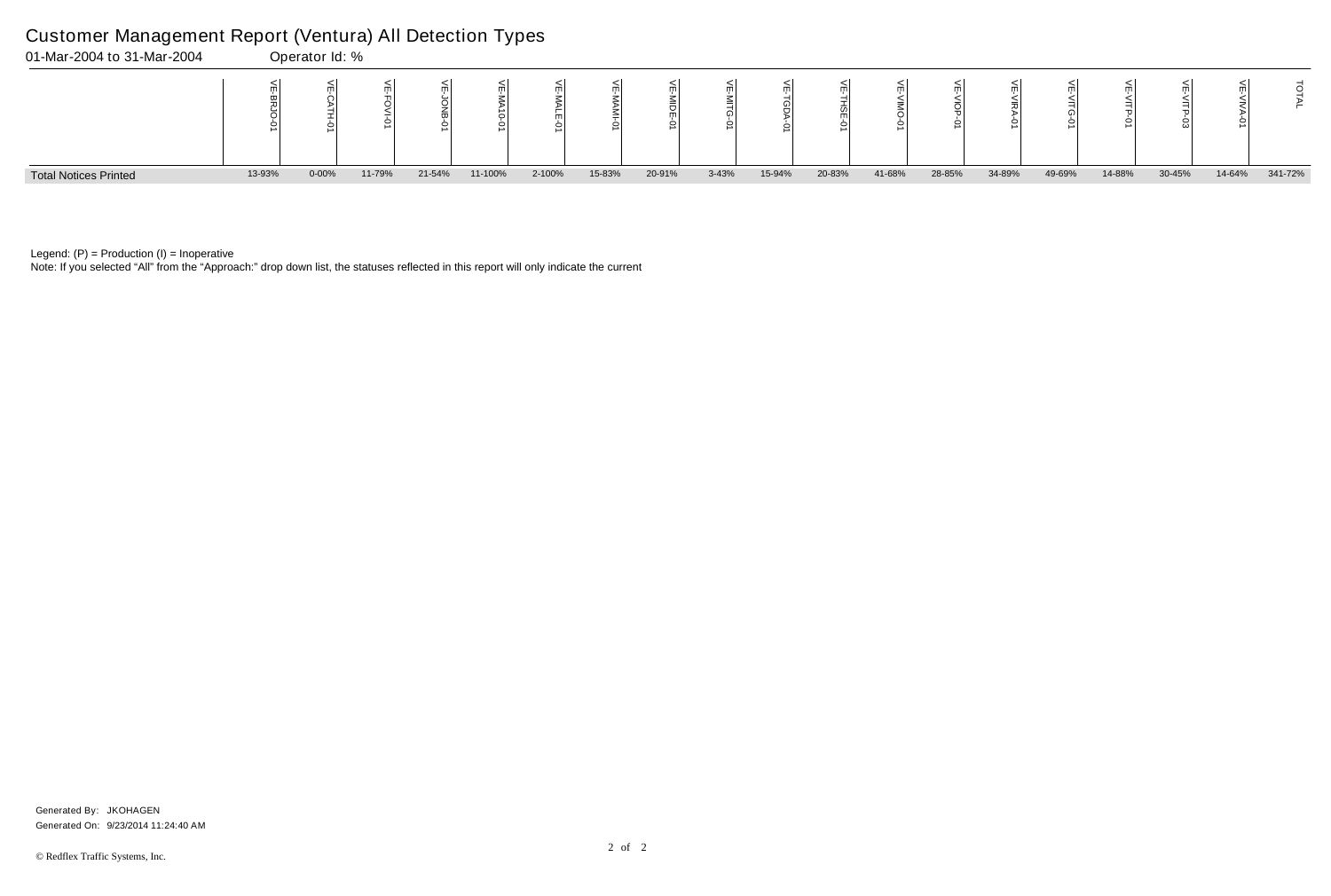# Customer Management Report (Ventura) All Detection Types

01-Mar-2004 to 31-Mar-2004 Operator Id: %

| | VE-BRJO-01 | VE-CATH-01 | VE-FOVI-01 | VE-JONB-01 | VE-MA10-01 | VE-MALE-01 | VE-MAMI-01 | VE-MIDE-01 | VE-MITG-01 | VE-TGDA-01 | VE-THSE-01 | VE-VIMO-01 | VE-VIOP-01 | VE-VIRA-01 | VE-VITG-01 | VE-VITP-01 | VE-VITP-03 | VE-VIVA-01 | TOTAL |
|---|---|---|---|---|---|---|---|---|---|---|---|---|---|---|---|---|---|---|---|
| Total Notices Printed | 13-93% | 0-00% | 11-79% | 21-54% | 11-100% | 2-100% | 15-83% | 20-91% | 3-43% | 15-94% | 20-83% | 41-68% | 28-85% | 34-89% | 49-69% | 14-88% | 30-45% | 14-64% | 341-72% |

Legend: (P) = Production (I) = Inoperative

Note: If you selected "All" from the "Approach:" drop down list, the statuses reflected in this report will only indicate the current

Generated By: JKOHAGEN

Generated On: 9/23/2014 11:24:40 AM

© Redflex Traffic Systems, Inc.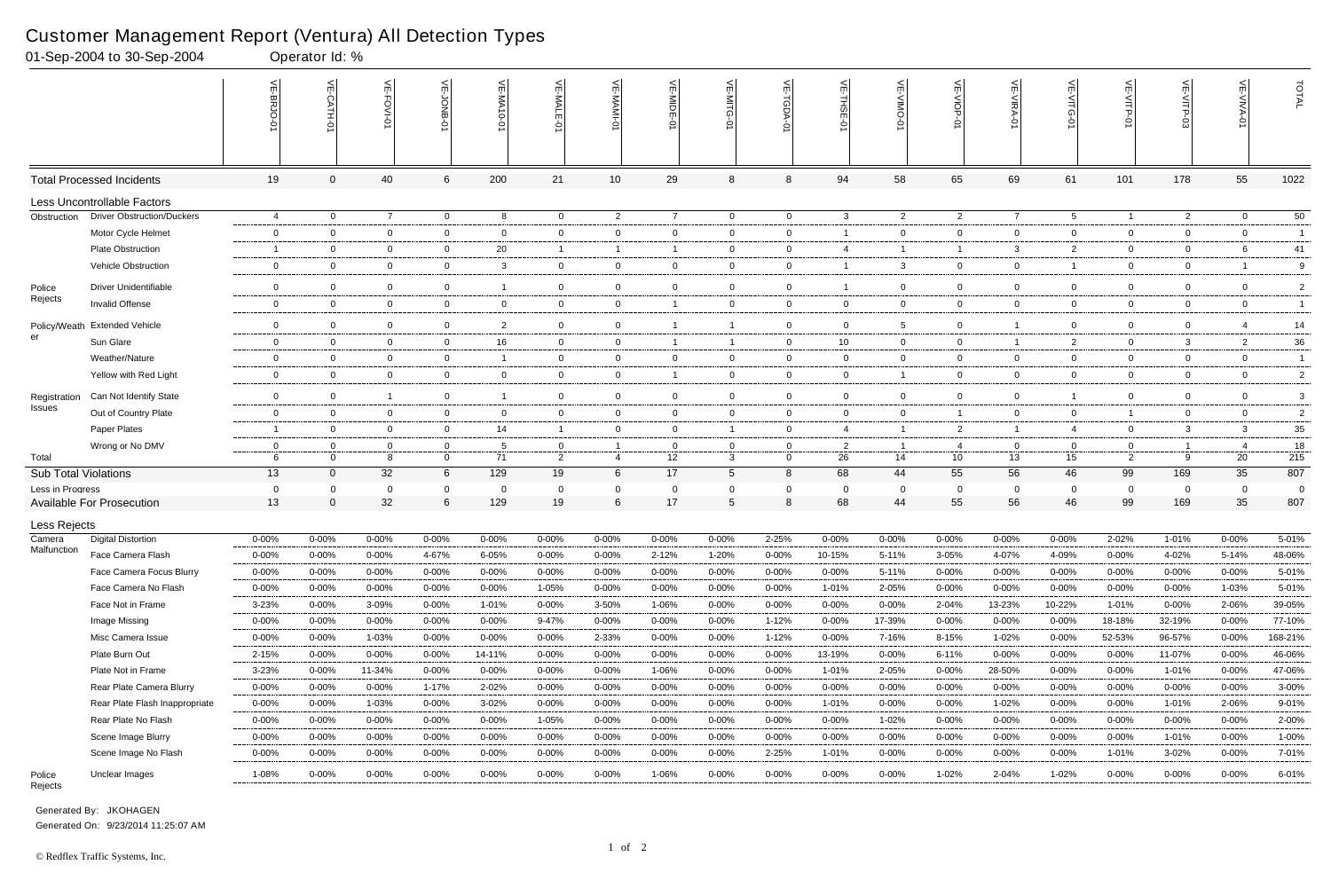# Customer Management Report (Ventura) All Detection Types

01-Sep-2004 to 30-Sep-2004 Operator Id: %

| | | VE-BRJO-01 | VE-CATH-01 | VE-FOVI-01 | VE-JONB-01 | VE-MA10-01 | VE-MALE-01 | VE-MAMI-01 | VE-MIDE-01 | VE-MITG-01 | VE-TGDA-01 | VE-THSE-01 | VE-VIMO-01 | VE-VIOP-01 | VE-VIRA-01 | VE-VITG-01 | VE-VITP-01 | VE-VITP-03 | VE-VIVA-01 | TOTAL |
|---|---|---|---|---|---|---|---|---|---|---|---|---|---|---|---|---|---|---|---|---|
| Total Processed Incidents | | 19 | 0 | 40 | 6 | 200 | 21 | 10 | 29 | 8 | 8 | 94 | 58 | 65 | 69 | 61 | 101 | 178 | 55 | 1022 |
| Less Uncontrollable Factors | | | | | | | | | | | | | | | | | | | | |
| Obstruction | Driver Obstruction/Duckers | 4 | 0 | 7 | 0 | 8 | 0 | 2 | 7 | 0 | 0 | 3 | 2 | 2 | 7 | 5 | 1 | 2 | 0 | 50 |
| | Motor Cycle Helmet | 0 | 0 | 0 | 0 | 0 | 0 | 0 | 0 | 0 | 0 | 1 | 0 | 0 | 0 | 0 | 0 | 0 | 0 | 1 |
| | Plate Obstruction | 1 | 0 | 0 | 0 | 20 | 1 | 1 | 1 | 0 | 0 | 4 | 1 | 1 | 3 | 2 | 0 | 0 | 6 | 41 |
| | Vehicle Obstruction | 0 | 0 | 0 | 0 | 3 | 0 | 0 | 0 | 0 | 0 | 1 | 3 | 0 | 0 | 1 | 0 | 0 | 1 | 9 |
| Police Rejects | Driver Unidentifiable | 0 | 0 | 0 | 0 | 1 | 0 | 0 | 0 | 0 | 0 | 1 | 0 | 0 | 0 | 0 | 0 | 0 | 0 | 2 |
| | Invalid Offense | 0 | 0 | 0 | 0 | 0 | 0 | 0 | 1 | 0 | 0 | 0 | 0 | 0 | 0 | 0 | 0 | 0 | 0 | 1 |
| Policy/Weather | Extended Vehicle | 0 | 0 | 0 | 0 | 2 | 0 | 0 | 1 | 1 | 0 | 0 | 5 | 0 | 1 | 0 | 0 | 0 | 4 | 14 |
| | Sun Glare | 0 | 0 | 0 | 0 | 16 | 0 | 0 | 1 | 1 | 0 | 10 | 0 | 0 | 1 | 2 | 0 | 3 | 2 | 36 |
| | Weather/Nature | 0 | 0 | 0 | 0 | 1 | 0 | 0 | 0 | 0 | 0 | 0 | 0 | 0 | 0 | 0 | 0 | 0 | 0 | 1 |
| | Yellow with Red Light | 0 | 0 | 0 | 0 | 0 | 0 | 0 | 1 | 0 | 0 | 0 | 1 | 0 | 0 | 0 | 0 | 0 | 0 | 2 |
| Registration Issues | Can Not Identify State | 0 | 0 | 1 | 0 | 1 | 0 | 0 | 0 | 0 | 0 | 0 | 0 | 0 | 0 | 1 | 0 | 0 | 0 | 3 |
| | Out of Country Plate | 0 | 0 | 0 | 0 | 0 | 0 | 0 | 0 | 0 | 0 | 0 | 0 | 1 | 0 | 0 | 1 | 0 | 0 | 2 |
| | Paper Plates | 1 | 0 | 0 | 0 | 14 | 1 | 0 | 0 | 1 | 0 | 4 | 1 | 2 | 1 | 4 | 0 | 3 | 3 | 35 |
| | Wrong or No DMV | 0 | 0 | 0 | 0 | 5 | 0 | 1 | 0 | 0 | 0 | 2 | 1 | 4 | 0 | 0 | 0 | 1 | 4 | 18 |
| Total | | 6 | 0 | 8 | 0 | 71 | 2 | 4 | 12 | 3 | 0 | 26 | 14 | 10 | 13 | 15 | 2 | 9 | 20 | 215 |
| Sub Total Violations | | 13 | 0 | 32 | 6 | 129 | 19 | 6 | 17 | 5 | 8 | 68 | 44 | 55 | 56 | 46 | 99 | 169 | 35 | 807 |
| Less in Progress | | 0 | 0 | 0 | 0 | 0 | 0 | 0 | 0 | 0 | 0 | 0 | 0 | 0 | 0 | 0 | 0 | 0 | 0 | 0 |
| Available For Prosecution | | 13 | 0 | 32 | 6 | 129 | 19 | 6 | 17 | 5 | 8 | 68 | 44 | 55 | 56 | 46 | 99 | 169 | 35 | 807 |
| Less Rejects | | | | | | | | | | | | | | | | | | | | |
| Camera Malfunction | Digital Distortion | 0-00% | 0-00% | 0-00% | 0-00% | 0-00% | 0-00% | 0-00% | 0-00% | 0-00% | 2-25% | 0-00% | 0-00% | 0-00% | 0-00% | 0-00% | 2-02% | 1-01% | 0-00% | 5-01% |
| | Face Camera Flash | 0-00% | 0-00% | 0-00% | 4-67% | 6-05% | 0-00% | 0-00% | 2-12% | 1-20% | 0-00% | 10-15% | 5-11% | 3-05% | 4-07% | 4-09% | 0-00% | 4-02% | 5-14% | 48-06% |
| | Face Camera Focus Blurry | 0-00% | 0-00% | 0-00% | 0-00% | 0-00% | 0-00% | 0-00% | 0-00% | 0-00% | 0-00% | 0-00% | 5-11% | 0-00% | 0-00% | 0-00% | 0-00% | 0-00% | 0-00% | 5-01% |
| | Face Camera No Flash | 0-00% | 0-00% | 0-00% | 0-00% | 0-00% | 1-05% | 0-00% | 0-00% | 0-00% | 0-00% | 1-01% | 2-05% | 0-00% | 0-00% | 0-00% | 0-00% | 0-00% | 1-03% | 5-01% |
| | Face Not in Frame | 3-23% | 0-00% | 3-09% | 0-00% | 1-01% | 0-00% | 3-50% | 1-06% | 0-00% | 0-00% | 0-00% | 0-00% | 2-04% | 13-23% | 10-22% | 1-01% | 0-00% | 2-06% | 39-05% |
| | Image Missing | 0-00% | 0-00% | 0-00% | 0-00% | 0-00% | 9-47% | 0-00% | 0-00% | 0-00% | 1-12% | 0-00% | 17-39% | 0-00% | 0-00% | 0-00% | 18-18% | 32-19% | 0-00% | 77-10% |
| | Misc Camera Issue | 0-00% | 0-00% | 1-03% | 0-00% | 0-00% | 0-00% | 2-33% | 0-00% | 0-00% | 1-12% | 0-00% | 7-16% | 8-15% | 1-02% | 0-00% | 52-53% | 96-57% | 0-00% | 168-21% |
| | Plate Burn Out | 2-15% | 0-00% | 0-00% | 0-00% | 14-11% | 0-00% | 0-00% | 0-00% | 0-00% | 0-00% | 13-19% | 0-00% | 6-11% | 0-00% | 0-00% | 0-00% | 11-07% | 0-00% | 46-06% |
| | Plate Not in Frame | 3-23% | 0-00% | 11-34% | 0-00% | 0-00% | 0-00% | 0-00% | 1-06% | 0-00% | 0-00% | 1-01% | 2-05% | 0-00% | 28-50% | 0-00% | 0-00% | 1-01% | 0-00% | 47-06% |
| | Rear Plate Camera Blurry | 0-00% | 0-00% | 0-00% | 1-17% | 2-02% | 0-00% | 0-00% | 0-00% | 0-00% | 0-00% | 0-00% | 0-00% | 0-00% | 0-00% | 0-00% | 0-00% | 0-00% | 0-00% | 3-00% |
| | Rear Plate Flash Inappropriate | 0-00% | 0-00% | 1-03% | 0-00% | 3-02% | 0-00% | 0-00% | 0-00% | 0-00% | 0-00% | 1-01% | 0-00% | 0-00% | 1-02% | 0-00% | 0-00% | 1-01% | 2-06% | 9-01% |
| | Rear Plate No Flash | 0-00% | 0-00% | 0-00% | 0-00% | 0-00% | 1-05% | 0-00% | 0-00% | 0-00% | 0-00% | 0-00% | 1-02% | 0-00% | 0-00% | 0-00% | 0-00% | 0-00% | 0-00% | 2-00% |
| | Scene Image Blurry | 0-00% | 0-00% | 0-00% | 0-00% | 0-00% | 0-00% | 0-00% | 0-00% | 0-00% | 0-00% | 0-00% | 0-00% | 0-00% | 0-00% | 0-00% | 0-00% | 1-01% | 0-00% | 1-00% |
| | Scene Image No Flash | 0-00% | 0-00% | 0-00% | 0-00% | 0-00% | 0-00% | 0-00% | 0-00% | 0-00% | 2-25% | 1-01% | 0-00% | 0-00% | 0-00% | 0-00% | 1-01% | 3-02% | 0-00% | 7-01% |
| Police Rejects | Unclear Images | 1-08% | 0-00% | 0-00% | 0-00% | 0-00% | 0-00% | 0-00% | 1-06% | 0-00% | 0-00% | 0-00% | 0-00% | 1-02% | 2-04% | 1-02% | 0-00% | 0-00% | 0-00% | 6-01% |

Generated By: JKOHAGEN
Generated On: 9/23/2014 11:25:07 AM

© Redflex Traffic Systems, Inc.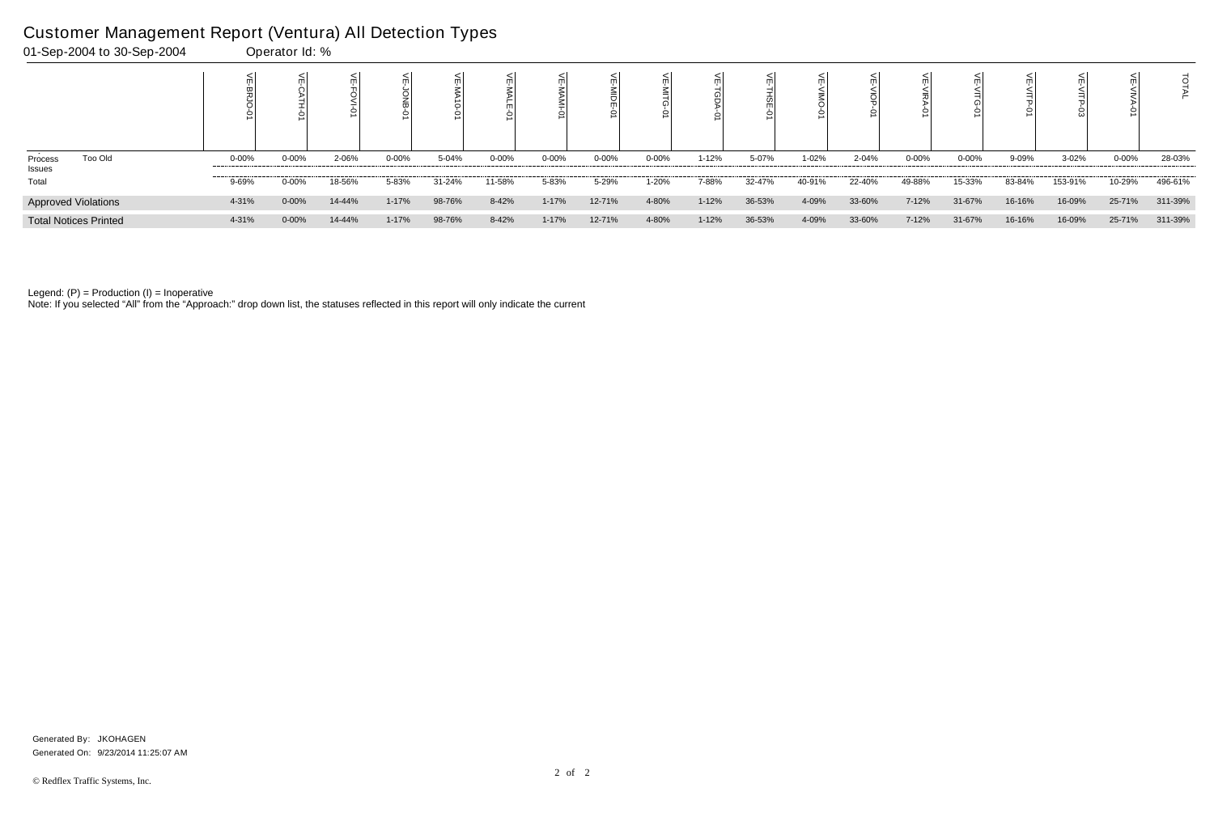# Customer Management Report (Ventura) All Detection Types

01-Sep-2004 to 30-Sep-2004 Operator Id: %

| | | VE-BRJO-01 | VE-CATH-01 | VE-FOVI-01 | VE-JONB-01 | VE-MA10-01 | VE-MALE-01 | VE-MAMI-01 | VE-MIDE-01 | VE-MITG-01 | VE-TGDA-01 | VE-THSE-01 | VE-VIMO-01 | VE-VIOP-01 | VE-VIRA-01 | VE-VITG-01 | VE-VITP-01 | VE-VITP-03 | VE-VIVA-01 | TOTAL |
|---|---|---|---|---|---|---|---|---|---|---|---|---|---|---|---|---|---|---|---|---|
| Process Issues | Too Old | 0-00% | 0-00% | 2-06% | 0-00% | 5-04% | 0-00% | 0-00% | 0-00% | 0-00% | 1-12% | 5-07% | 1-02% | 2-04% | 0-00% | 0-00% | 9-09% | 3-02% | 0-00% | 28-03% |
| Total | | 9-69% | 0-00% | 18-56% | 5-83% | 31-24% | 11-58% | 5-83% | 5-29% | 1-20% | 7-88% | 32-47% | 40-91% | 22-40% | 49-88% | 15-33% | 83-84% | 153-91% | 10-29% | 496-61% |
| Approved Violations | | 4-31% | 0-00% | 14-44% | 1-17% | 98-76% | 8-42% | 1-17% | 12-71% | 4-80% | 1-12% | 36-53% | 4-09% | 33-60% | 7-12% | 31-67% | 16-16% | 16-09% | 25-71% | 311-39% |
| Total Notices Printed | | 4-31% | 0-00% | 14-44% | 1-17% | 98-76% | 8-42% | 1-17% | 12-71% | 4-80% | 1-12% | 36-53% | 4-09% | 33-60% | 7-12% | 31-67% | 16-16% | 16-09% | 25-71% | 311-39% |

Legend: (P) = Production (I) = Inoperative

Note: If you selected "All" from the "Approach:" drop down list, the statuses reflected in this report will only indicate the current

Generated By: JKOHAGEN

Generated On: 9/23/2014 11:25:07 AM

© Redflex Traffic Systems, Inc.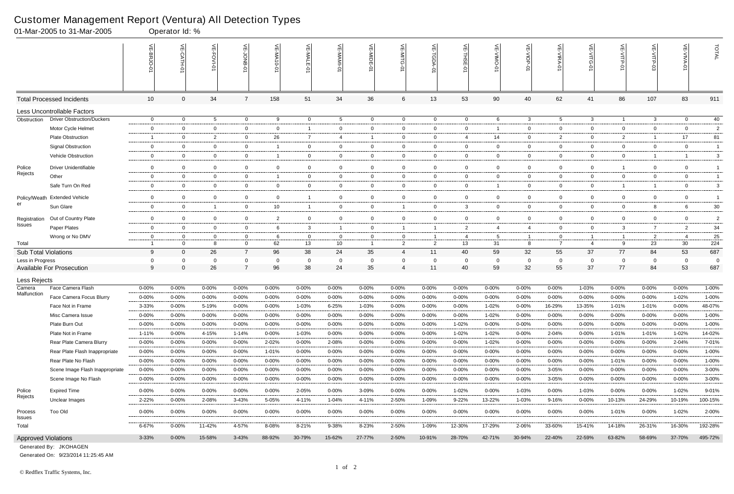# Customer Management Report (Ventura) All Detection Types

01-Mar-2005 to 31-Mar-2005 Operator Id: %

| | | VE-BRJO-01 | VE-CATH-01 | VE-FOVI-01 | VE-JONB-01 | VE-MA10-01 | VE-MALE-01 | VE-MAMI-01 | VE-MIDE-01 | VE-MITG-01 | VE-TGDA-01 | VE-THSE-01 | VE-VIMO-01 | VE-VIOP-01 | VE-VIRA-01 | VE-VITG-01 | VE-VITP-01 | VE-VITP-03 | VE-VIVA-01 | TOTAL |
|---|---|---|---|---|---|---|---|---|---|---|---|---|---|---|---|---|---|---|---|---|
| **Total Processed Incidents** | | 10 | 0 | 34 | 7 | 158 | 51 | 34 | 36 | 6 | 13 | 53 | 90 | 40 | 62 | 41 | 86 | 107 | 83 | 911 |
| **Less Uncontrollable Factors** | | | | | | | | | | | | | | | | | | | | |
| Obstruction | Driver Obstruction/Duckers | 0 | 0 | 5 | 0 | 9 | 0 | 5 | 0 | 0 | 0 | 0 | 6 | 3 | 5 | 3 | 1 | 3 | 0 | 40 |
| | Motor Cycle Helmet | 0 | 0 | 0 | 0 | 0 | 1 | 0 | 0 | 0 | 0 | 0 | 1 | 0 | 0 | 0 | 0 | 0 | 0 | 2 |
| | Plate Obstruction | 1 | 0 | 2 | 0 | 26 | 7 | 4 | 1 | 0 | 0 | 4 | 14 | 0 | 2 | 0 | 2 | 1 | 17 | 81 |
| | Signal Obstruction | 0 | 0 | 0 | 0 | 1 | 0 | 0 | 0 | 0 | 0 | 0 | 0 | 0 | 0 | 0 | 0 | 0 | 0 | 1 |
| | Vehicle Obstruction | 0 | 0 | 0 | 0 | 1 | 0 | 0 | 0 | 0 | 0 | 0 | 0 | 0 | 0 | 0 | 0 | 1 | 1 | 3 |
| Police Rejects | Driver Unidentifiable | 0 | 0 | 0 | 0 | 0 | 0 | 0 | 0 | 0 | 0 | 0 | 0 | 0 | 0 | 0 | 1 | 0 | 0 | 1 |
| | Other | 0 | 0 | 0 | 0 | 1 | 0 | 0 | 0 | 0 | 0 | 0 | 0 | 0 | 0 | 0 | 0 | 0 | 0 | 1 |
| | Safe Turn On Red | 0 | 0 | 0 | 0 | 0 | 0 | 0 | 0 | 0 | 0 | 0 | 1 | 0 | 0 | 0 | 1 | 1 | 0 | 3 |
| Policy/Weather | Extended Vehicle | 0 | 0 | 0 | 0 | 0 | 1 | 0 | 0 | 0 | 0 | 0 | 0 | 0 | 0 | 0 | 0 | 0 | 0 | 1 |
| | Sun Glare | 0 | 0 | 1 | 0 | 10 | 1 | 0 | 0 | 1 | 0 | 3 | 0 | 0 | 0 | 0 | 0 | 8 | 6 | 30 |
| Registration Issues | Out of Country Plate | 0 | 0 | 0 | 0 | 2 | 0 | 0 | 0 | 0 | 0 | 0 | 0 | 0 | 0 | 0 | 0 | 0 | 0 | 2 |
| | Paper Plates | 0 | 0 | 0 | 0 | 6 | 3 | 1 | 0 | 1 | 1 | 2 | 4 | 4 | 0 | 0 | 3 | 7 | 2 | 34 |
| | Wrong or No DMV | 0 | 0 | 0 | 0 | 6 | 0 | 0 | 0 | 0 | 1 | 4 | 5 | 1 | 0 | 1 | 1 | 2 | 4 | 25 |
| Total | | 1 | 0 | 8 | 0 | 62 | 13 | 10 | 1 | 2 | 2 | 13 | 31 | 8 | 7 | 4 | 9 | 23 | 30 | 224 |
| **Sub Total Violations** | | 9 | 0 | 26 | 7 | 96 | 38 | 24 | 35 | 4 | 11 | 40 | 59 | 32 | 55 | 37 | 77 | 84 | 53 | 687 |
| Less in Progress | | 0 | 0 | 0 | 0 | 0 | 0 | 0 | 0 | 0 | 0 | 0 | 0 | 0 | 0 | 0 | 0 | 0 | 0 | 0 |
| **Available For Prosecution** | | 9 | 0 | 26 | 7 | 96 | 38 | 24 | 35 | 4 | 11 | 40 | 59 | 32 | 55 | 37 | 77 | 84 | 53 | 687 |
| **Less Rejects** | | | | | | | | | | | | | | | | | | | | |
| Camera Malfunction | Face Camera Flash | 0-00% | 0-00% | 0-00% | 0-00% | 0-00% | 0-00% | 0-00% | 0-00% | 0-00% | 0-00% | 0-00% | 0-00% | 0-00% | 0-00% | 1-03% | 0-00% | 0-00% | 0-00% | 1-00% |
| | Face Camera Focus Blurry | 0-00% | 0-00% | 0-00% | 0-00% | 0-00% | 0-00% | 0-00% | 0-00% | 0-00% | 0-00% | 0-00% | 0-00% | 0-00% | 0-00% | 0-00% | 0-00% | 0-00% | 1-02% | 1-00% |
| | Face Not in Frame | 3-33% | 0-00% | 5-19% | 0-00% | 0-00% | 1-03% | 6-25% | 1-03% | 0-00% | 0-00% | 0-00% | 1-02% | 0-00% | 16-29% | 13-35% | 1-01% | 1-01% | 0-00% | 48-07% |
| | Misc Camera Issue | 0-00% | 0-00% | 0-00% | 0-00% | 0-00% | 0-00% | 0-00% | 0-00% | 0-00% | 0-00% | 0-00% | 1-02% | 0-00% | 0-00% | 0-00% | 0-00% | 0-00% | 0-00% | 1-00% |
| | Plate Burn Out | 0-00% | 0-00% | 0-00% | 0-00% | 0-00% | 0-00% | 0-00% | 0-00% | 0-00% | 0-00% | 1-02% | 0-00% | 0-00% | 0-00% | 0-00% | 0-00% | 0-00% | 0-00% | 1-00% |
| | Plate Not in Frame | 1-11% | 0-00% | 4-15% | 1-14% | 0-00% | 1-03% | 0-00% | 0-00% | 0-00% | 0-00% | 1-02% | 1-02% | 0-00% | 2-04% | 0-00% | 1-01% | 1-01% | 1-02% | 14-02% |
| | Rear Plate Camera Blurry | 0-00% | 0-00% | 0-00% | 0-00% | 2-02% | 0-00% | 0-00% | 2-08% | 0-00% | 0-00% | 0-00% | 1-02% | 0-00% | 0-00% | 0-00% | 0-00% | 0-00% | 2-04% | 7-01% |
| | Rear Plate Flash Inappropriate | 0-00% | 0-00% | 0-00% | 0-00% | 1-01% | 0-00% | 0-00% | 0-00% | 0-00% | 0-00% | 0-00% | 0-00% | 0-00% | 0-00% | 0-00% | 0-00% | 0-00% | 0-00% | 1-00% |
| | Rear Plate No Flash | 0-00% | 0-00% | 0-00% | 0-00% | 0-00% | 0-00% | 0-00% | 0-00% | 0-00% | 0-00% | 0-00% | 0-00% | 0-00% | 0-00% | 0-00% | 1-01% | 0-00% | 0-00% | 1-00% |
| | Scene Image Flash Inappropriate | 0-00% | 0-00% | 0-00% | 0-00% | 0-00% | 0-00% | 0-00% | 0-00% | 0-00% | 0-00% | 0-00% | 0-00% | 0-00% | 3-05% | 0-00% | 0-00% | 0-00% | 0-00% | 3-00% |
| | Scene Image No Flash | 0-00% | 0-00% | 0-00% | 0-00% | 0-00% | 0-00% | 0-00% | 0-00% | 0-00% | 0-00% | 0-00% | 0-00% | 0-00% | 3-05% | 0-00% | 0-00% | 0-00% | 0-00% | 3-00% |
| Police Rejects | Expired Time | 0-00% | 0-00% | 0-00% | 0-00% | 0-00% | 2-05% | 0-00% | 3-09% | 0-00% | 0-00% | 1-02% | 0-00% | 1-03% | 0-00% | 1-03% | 0-00% | 0-00% | 1-02% | 9-01% |
| | Unclear Images | 2-22% | 0-00% | 2-08% | 3-43% | 5-05% | 4-11% | 1-04% | 4-11% | 2-50% | 1-09% | 9-22% | 13-22% | 1-03% | 9-16% | 0-00% | 10-13% | 24-29% | 10-19% | 100-15% |
| Process Issues | Too Old | 0-00% | 0-00% | 0-00% | 0-00% | 0-00% | 0-00% | 0-00% | 0-00% | 0-00% | 0-00% | 0-00% | 0-00% | 0-00% | 0-00% | 0-00% | 1-01% | 0-00% | 1-02% | 2-00% |
| Total | | 6-67% | 0-00% | 11-42% | 4-57% | 8-08% | 8-21% | 9-38% | 8-23% | 2-50% | 1-09% | 12-30% | 17-29% | 2-06% | 33-60% | 15-41% | 14-18% | 26-31% | 16-30% | 192-28% |
| **Approved Violations** | | 3-33% | 0-00% | 15-58% | 3-43% | 88-92% | 30-79% | 15-62% | 27-77% | 2-50% | 10-91% | 28-70% | 42-71% | 30-94% | 22-40% | 22-59% | 63-82% | 58-69% | 37-70% | 495-72% |

Generated By: JKOHAGEN

Generated On: 9/23/2014 11:25:45 AM

© Redflex Traffic Systems, Inc.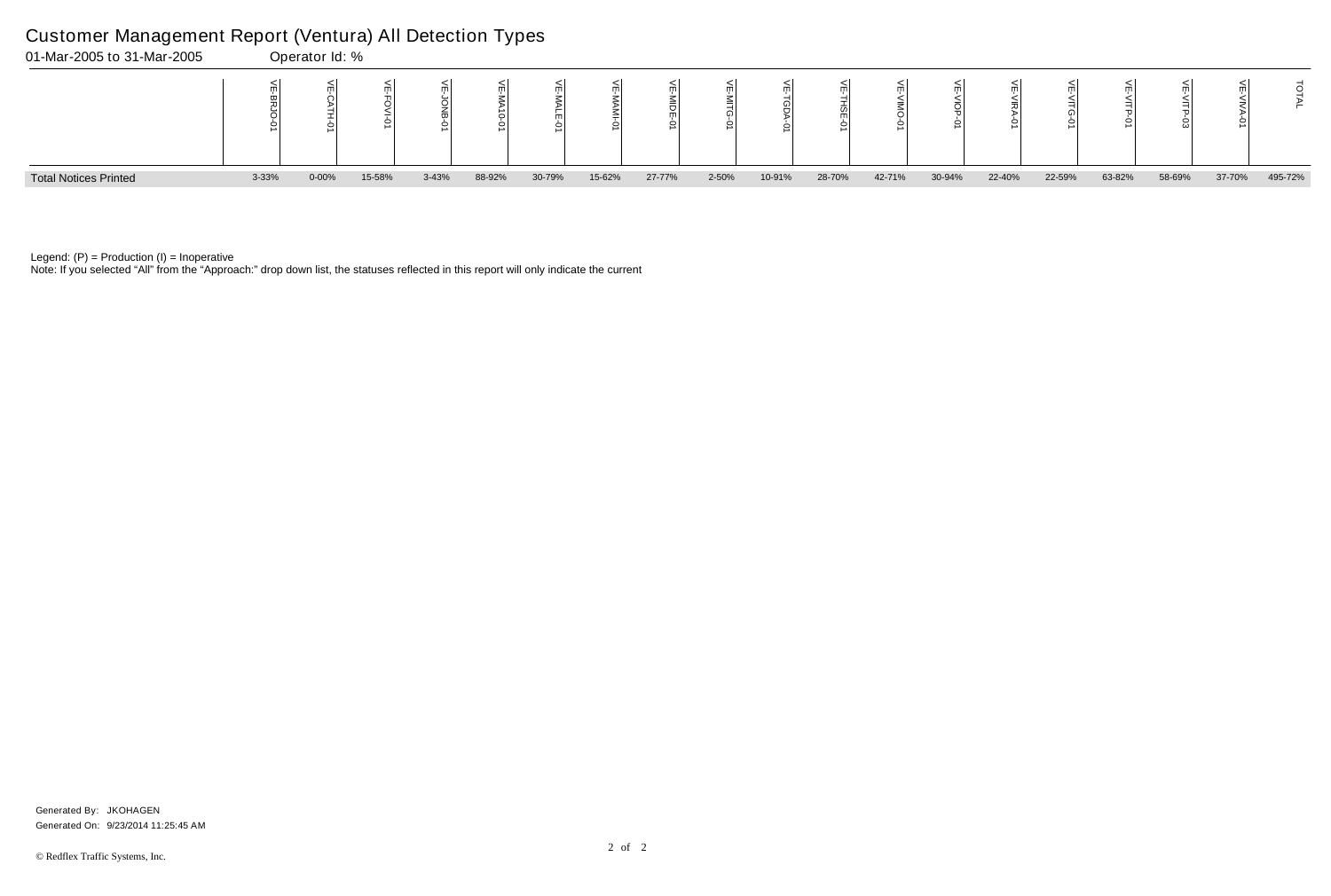# Customer Management Report (Ventura) All Detection Types

01-Mar-2005 to 31-Mar-2005 Operator Id: %

| | VE-BRJO-01 | VE-CATH-01 | VE-FOVI-01 | VE-JONB-01 | VE-MA10-01 | VE-MALE-01 | VE-MAMI-01 | VE-MIDE-01 | VE-MITG-01 | VE-TGDA-01 | VE-THSE-01 | VE-VIMO-01 | VE-VIOP-01 | VE-VIRA-01 | VE-VITG-01 | VE-VITP-01 | VE-VITP-03 | VE-VIVA-01 | TOTAL |
|---|---|---|---|---|---|---|---|---|---|---|---|---|---|---|---|---|---|---|---|
| Total Notices Printed | 3-33% | 0-00% | 15-58% | 3-43% | 88-92% | 30-79% | 15-62% | 27-77% | 2-50% | 10-91% | 28-70% | 42-71% | 30-94% | 22-40% | 22-59% | 63-82% | 58-69% | 37-70% | 495-72% |

Legend: (P) = Production (I) = Inoperative

Note: If you selected "All" from the "Approach:" drop down list, the statuses reflected in this report will only indicate the current

Generated By: JKOHAGEN

Generated On: 9/23/2014 11:25:45 AM

© Redflex Traffic Systems, Inc.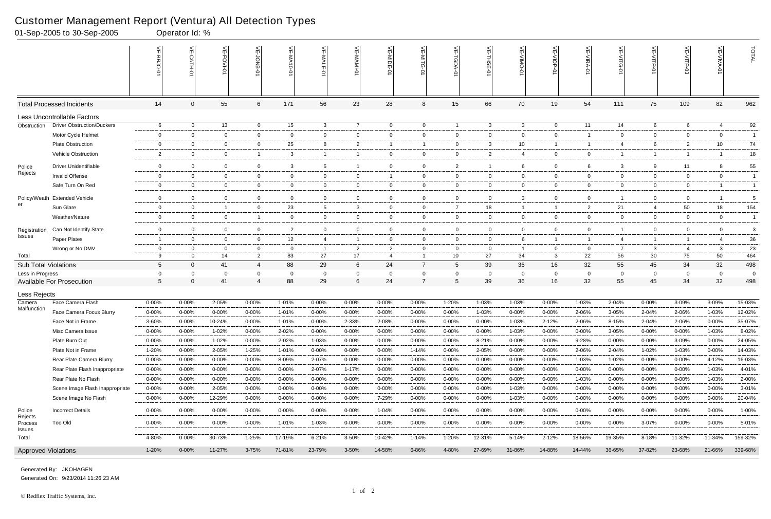# Customer Management Report (Ventura) All Detection Types

01-Sep-2005 to 30-Sep-2005 Operator Id: %

| | | VE-BRJO-01 | VE-CATH-01 | VE-FOVI-01 | VE-JONB-01 | VE-MA10-01 | VE-MALE-01 | VE-MAMI-01 | VE-MIDE-01 | VE-MITG-01 | VE-TGDA-01 | VE-THSE-01 | VE-VIMO-01 | VE-VIOP-01 | VE-VIRA-01 | VE-VITG-01 | VE-VITP-01 | VE-VITP-03 | VE-VIVA-01 | TOTAL |
|---|---|---|---|---|---|---|---|---|---|---|---|---|---|---|---|---|---|---|---|---|
| **Total Processed Incidents** | | 14 | 0 | 55 | 6 | 171 | 56 | 23 | 28 | 8 | 15 | 66 | 70 | 19 | 54 | 111 | 75 | 109 | 82 | 962 |
| **Less Uncontrollable Factors** | | | | | | | | | | | | | | | | | | | | |
| Obstruction | Driver Obstruction/Duckers | 6 | 0 | 13 | 0 | 15 | 3 | 7 | 0 | 0 | 1 | 3 | 3 | 0 | 11 | 14 | 6 | 6 | 4 | 92 |
| | Motor Cycle Helmet | 0 | 0 | 0 | 0 | 0 | 0 | 0 | 0 | 0 | 0 | 0 | 0 | 0 | 1 | 0 | 0 | 0 | 0 | 1 |
| | Plate Obstruction | 0 | 0 | 0 | 0 | 25 | 8 | 2 | 1 | 1 | 0 | 3 | 10 | 1 | 1 | 4 | 6 | 2 | 10 | 74 |
| | Vehicle Obstruction | 2 | 0 | 0 | 1 | 3 | 1 | 1 | 0 | 0 | 0 | 2 | 4 | 0 | 0 | 1 | 1 | 1 | 1 | 18 |
| Police Rejects | Driver Unidentifiable | 0 | 0 | 0 | 0 | 3 | 5 | 1 | 0 | 0 | 2 | 1 | 6 | 0 | 6 | 3 | 9 | 11 | 8 | 55 |
| | Invalid Offense | 0 | 0 | 0 | 0 | 0 | 0 | 0 | 1 | 0 | 0 | 0 | 0 | 0 | 0 | 0 | 0 | 0 | 0 | 1 |
| | Safe Turn On Red | 0 | 0 | 0 | 0 | 0 | 0 | 0 | 0 | 0 | 0 | 0 | 0 | 0 | 0 | 0 | 0 | 0 | 1 | 1 |
| Policy/Weather | Extended Vehicle | 0 | 0 | 0 | 0 | 0 | 0 | 0 | 0 | 0 | 0 | 0 | 3 | 0 | 0 | 1 | 0 | 0 | 1 | 5 |
| | Sun Glare | 0 | 0 | 1 | 0 | 23 | 5 | 3 | 0 | 0 | 7 | 18 | 1 | 1 | 2 | 21 | 4 | 50 | 18 | 154 |
| | Weather/Nature | 0 | 0 | 0 | 1 | 0 | 0 | 0 | 0 | 0 | 0 | 0 | 0 | 0 | 0 | 0 | 0 | 0 | 0 | 1 |
| Registration Issues | Can Not Identify State | 0 | 0 | 0 | 0 | 2 | 0 | 0 | 0 | 0 | 0 | 0 | 0 | 0 | 0 | 1 | 0 | 0 | 0 | 3 |
| | Paper Plates | 1 | 0 | 0 | 0 | 12 | 4 | 1 | 0 | 0 | 0 | 0 | 6 | 1 | 1 | 4 | 1 | 1 | 4 | 36 |
| | Wrong or No DMV | 0 | 0 | 0 | 0 | 0 | 1 | 2 | 2 | 0 | 0 | 0 | 1 | 0 | 0 | 7 | 3 | 4 | 3 | 23 |
| Total | | 9 | 0 | 14 | 2 | 83 | 27 | 17 | 4 | 1 | 10 | 27 | 34 | 3 | 22 | 56 | 30 | 75 | 50 | 464 |
| **Sub Total Violations** | | 5 | 0 | 41 | 4 | 88 | 29 | 6 | 24 | 7 | 5 | 39 | 36 | 16 | 32 | 55 | 45 | 34 | 32 | 498 |
| Less in Progress | | 0 | 0 | 0 | 0 | 0 | 0 | 0 | 0 | 0 | 0 | 0 | 0 | 0 | 0 | 0 | 0 | 0 | 0 | 0 |
| **Available For Prosecution** | | 5 | 0 | 41 | 4 | 88 | 29 | 6 | 24 | 7 | 5 | 39 | 36 | 16 | 32 | 55 | 45 | 34 | 32 | 498 |
| **Less Rejects** | | | | | | | | | | | | | | | | | | | | |
| Camera Malfunction | Face Camera Flash | 0-00% | 0-00% | 2-05% | 0-00% | 1-01% | 0-00% | 0-00% | 0-00% | 0-00% | 1-20% | 1-03% | 1-03% | 0-00% | 1-03% | 2-04% | 0-00% | 3-09% | 3-09% | 15-03% |
| | Face Camera Focus Blurry | 0-00% | 0-00% | 0-00% | 0-00% | 1-01% | 0-00% | 0-00% | 0-00% | 0-00% | 0-00% | 1-03% | 0-00% | 0-00% | 2-06% | 3-05% | 2-04% | 2-06% | 1-03% | 12-02% |
| | Face Not in Frame | 3-60% | 0-00% | 10-24% | 0-00% | 1-01% | 0-00% | 2-33% | 2-08% | 0-00% | 0-00% | 0-00% | 1-03% | 2-12% | 2-06% | 8-15% | 2-04% | 2-06% | 0-00% | 35-07% |
| | Misc Camera Issue | 0-00% | 0-00% | 1-02% | 0-00% | 2-02% | 0-00% | 0-00% | 0-00% | 0-00% | 0-00% | 0-00% | 1-03% | 0-00% | 0-00% | 3-05% | 0-00% | 0-00% | 1-03% | 8-02% |
| | Plate Burn Out | 0-00% | 0-00% | 1-02% | 0-00% | 2-02% | 1-03% | 0-00% | 0-00% | 0-00% | 0-00% | 8-21% | 0-00% | 0-00% | 9-28% | 0-00% | 0-00% | 3-09% | 0-00% | 24-05% |
| | Plate Not in Frame | 1-20% | 0-00% | 2-05% | 1-25% | 1-01% | 0-00% | 0-00% | 0-00% | 1-14% | 0-00% | 2-05% | 0-00% | 0-00% | 2-06% | 2-04% | 1-02% | 1-03% | 0-00% | 14-03% |
| | Rear Plate Camera Blurry | 0-00% | 0-00% | 0-00% | 0-00% | 8-09% | 2-07% | 0-00% | 0-00% | 0-00% | 0-00% | 0-00% | 0-00% | 0-00% | 1-03% | 1-02% | 0-00% | 0-00% | 4-12% | 16-03% |
| | Rear Plate Flash Inappropriate | 0-00% | 0-00% | 0-00% | 0-00% | 0-00% | 2-07% | 1-17% | 0-00% | 0-00% | 0-00% | 0-00% | 0-00% | 0-00% | 0-00% | 0-00% | 0-00% | 0-00% | 1-03% | 4-01% |
| | Rear Plate No Flash | 0-00% | 0-00% | 0-00% | 0-00% | 0-00% | 0-00% | 0-00% | 0-00% | 0-00% | 0-00% | 0-00% | 0-00% | 0-00% | 1-03% | 0-00% | 0-00% | 0-00% | 1-03% | 2-00% |
| | Scene Image Flash Inappropriate | 0-00% | 0-00% | 2-05% | 0-00% | 0-00% | 0-00% | 0-00% | 0-00% | 0-00% | 0-00% | 0-00% | 1-03% | 0-00% | 0-00% | 0-00% | 0-00% | 0-00% | 0-00% | 3-01% |
| | Scene Image No Flash | 0-00% | 0-00% | 12-29% | 0-00% | 0-00% | 0-00% | 0-00% | 7-29% | 0-00% | 0-00% | 0-00% | 1-03% | 0-00% | 0-00% | 0-00% | 0-00% | 0-00% | 0-00% | 20-04% |
| Police Rejects | Incorrect Details | 0-00% | 0-00% | 0-00% | 0-00% | 0-00% | 0-00% | 0-00% | 1-04% | 0-00% | 0-00% | 0-00% | 0-00% | 0-00% | 0-00% | 0-00% | 0-00% | 0-00% | 0-00% | 1-00% |
| Process Issues | Too Old | 0-00% | 0-00% | 0-00% | 0-00% | 1-01% | 1-03% | 0-00% | 0-00% | 0-00% | 0-00% | 0-00% | 0-00% | 0-00% | 0-00% | 0-00% | 3-07% | 0-00% | 0-00% | 5-01% |
| Total | | 4-80% | 0-00% | 30-73% | 1-25% | 17-19% | 6-21% | 3-50% | 10-42% | 1-14% | 1-20% | 12-31% | 5-14% | 2-12% | 18-56% | 19-35% | 8-18% | 11-32% | 11-34% | 159-32% |
| **Approved Violations** | | 1-20% | 0-00% | 11-27% | 3-75% | 71-81% | 23-79% | 3-50% | 14-58% | 6-86% | 4-80% | 27-69% | 31-86% | 14-88% | 14-44% | 36-65% | 37-82% | 23-68% | 21-66% | 339-68% |

Generated By: JKOHAGEN

Generated On: 9/23/2014 11:26:23 AM

© Redflex Traffic Systems, Inc.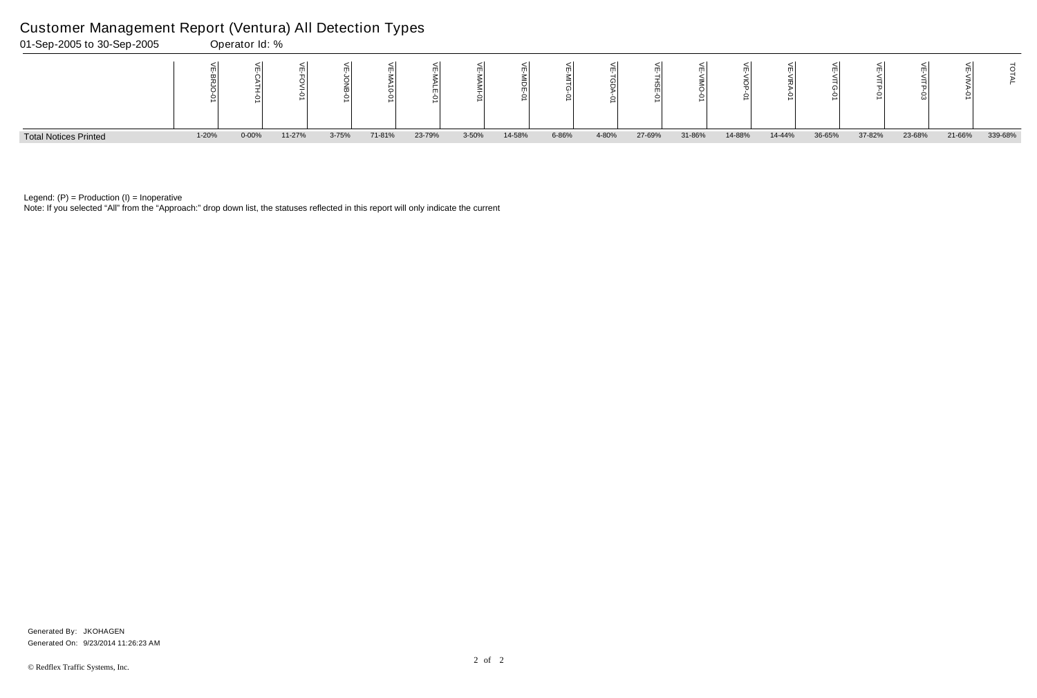# Customer Management Report (Ventura) All Detection Types

01-Sep-2005 to 30-Sep-2005 Operator Id: %

| | VE-BRJO-01 | VE-CATH-01 | VE-FOVI-01 | VE-JONB-01 | VE-MA10-01 | VE-MALE-01 | VE-MAMI-01 | VE-MIDE-01 | VE-MITG-01 | VE-TGDA-01 | VE-THSE-01 | VE-VIMO-01 | VE-VIOP-01 | VE-VIRA-01 | VE-VITG-01 | VE-VITP-01 | VE-VITP-03 | VE-VIVA-01 | TOTAL |
|---|---|---|---|---|---|---|---|---|---|---|---|---|---|---|---|---|---|---|---|
| Total Notices Printed | 1-20% | 0-00% | 11-27% | 3-75% | 71-81% | 23-79% | 3-50% | 14-58% | 6-86% | 4-80% | 27-69% | 31-86% | 14-88% | 14-44% | 36-65% | 37-82% | 23-68% | 21-66% | 339-68% |

Legend: (P) = Production (I) = Inoperative

Note: If you selected "All" from the "Approach:" drop down list, the statuses reflected in this report will only indicate the current

Generated By: JKOHAGEN

Generated On: 9/23/2014 11:26:23 AM

© Redflex Traffic Systems, Inc.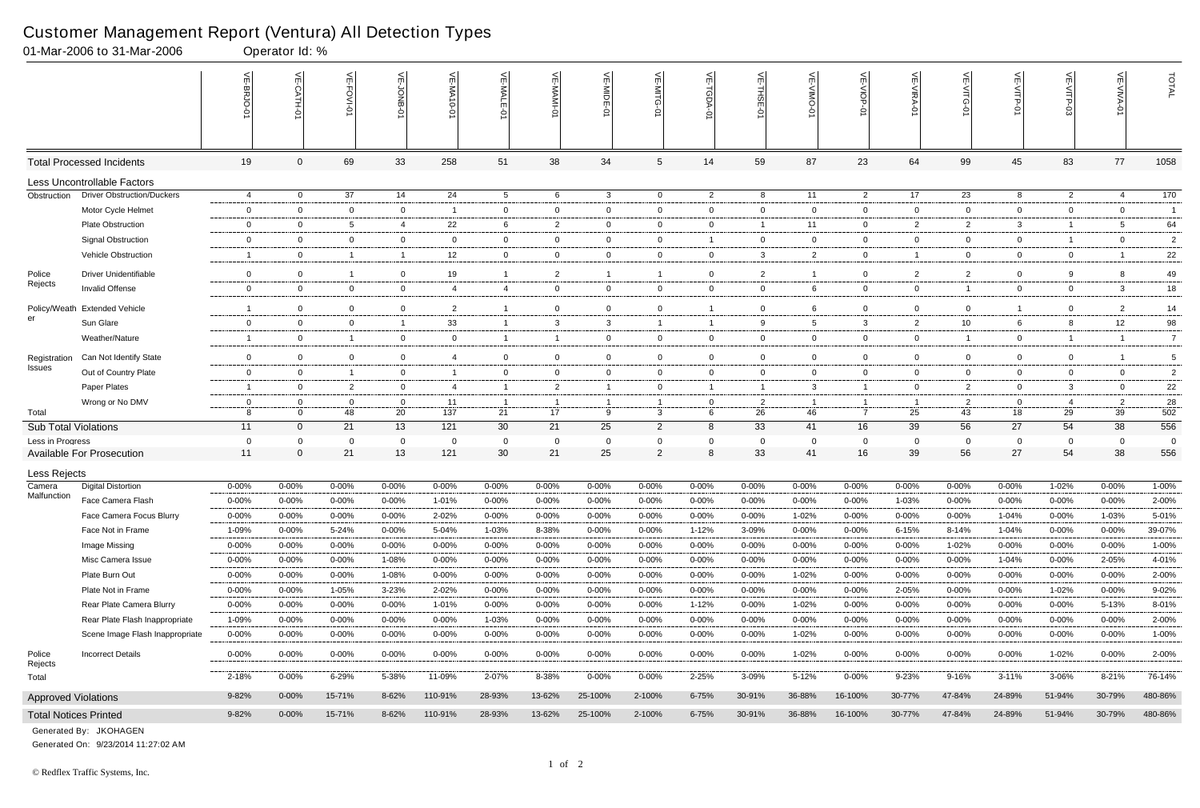# Customer Management Report (Ventura) All Detection Types

01-Mar-2006 to 31-Mar-2006 Operator Id: %

| | | VE-BRJO-01 | VE-CATH-01 | VE-FOVI-01 | VE-JONB-01 | VE-MA10-01 | VE-MALE-01 | VE-MAMI-01 | VE-MIDE-01 | VE-MITG-01 | VE-TGDA-01 | VE-THSE-01 | VE-VIMO-01 | VE-VIOP-01 | VE-VIRA-01 | VE-VITG-01 | VE-VITP-01 | VE-VITP-03 | VE-VIVA-01 | TOTAL |
|---|---|---|---|---|---|---|---|---|---|---|---|---|---|---|---|---|---|---|---|---|
| **Total Processed Incidents** | | 19 | 0 | 69 | 33 | 258 | 51 | 38 | 34 | 5 | 14 | 59 | 87 | 23 | 64 | 99 | 45 | 83 | 77 | 1058 |
| **Less Uncontrollable Factors** | | | | | | | | | | | | | | | | | | | | |
| Obstruction | Driver Obstruction/Duckers | 4 | 0 | 37 | 14 | 24 | 5 | 6 | 3 | 0 | 2 | 8 | 11 | 2 | 17 | 23 | 8 | 2 | 4 | 170 |
| | Motor Cycle Helmet | 0 | 0 | 0 | 0 | 1 | 0 | 0 | 0 | 0 | 0 | 0 | 0 | 0 | 0 | 0 | 0 | 0 | 0 | 1 |
| | Plate Obstruction | 0 | 0 | 5 | 4 | 22 | 6 | 2 | 0 | 0 | 0 | 1 | 11 | 0 | 2 | 2 | 3 | 1 | 5 | 64 |
| | Signal Obstruction | 0 | 0 | 0 | 0 | 0 | 0 | 0 | 0 | 0 | 1 | 0 | 0 | 0 | 0 | 0 | 0 | 1 | 0 | 2 |
| | Vehicle Obstruction | 1 | 0 | 1 | 1 | 12 | 0 | 0 | 0 | 0 | 0 | 3 | 2 | 0 | 1 | 0 | 0 | 0 | 1 | 22 |
| Police Rejects | Driver Unidentifiable | 0 | 0 | 1 | 0 | 19 | 1 | 2 | 1 | 1 | 0 | 2 | 1 | 0 | 2 | 2 | 0 | 9 | 8 | 49 |
| | Invalid Offense | 0 | 0 | 0 | 0 | 4 | 4 | 0 | 0 | 0 | 0 | 0 | 6 | 0 | 0 | 1 | 0 | 0 | 3 | 18 |
| Policy/Weather | Extended Vehicle | 1 | 0 | 0 | 0 | 2 | 1 | 0 | 0 | 0 | 1 | 0 | 6 | 0 | 0 | 0 | 1 | 0 | 2 | 14 |
| | Sun Glare | 0 | 0 | 0 | 1 | 33 | 1 | 3 | 3 | 1 | 1 | 9 | 5 | 3 | 2 | 10 | 6 | 8 | 12 | 98 |
| | Weather/Nature | 1 | 0 | 1 | 0 | 0 | 1 | 1 | 0 | 0 | 0 | 0 | 0 | 0 | 0 | 1 | 0 | 1 | 1 | 7 |
| Registration Issues | Can Not Identify State | 0 | 0 | 0 | 0 | 4 | 0 | 0 | 0 | 0 | 0 | 0 | 0 | 0 | 0 | 0 | 0 | 0 | 1 | 5 |
| | Out of Country Plate | 0 | 0 | 1 | 0 | 1 | 0 | 0 | 0 | 0 | 0 | 0 | 0 | 0 | 0 | 0 | 0 | 0 | 0 | 2 |
| | Paper Plates | 1 | 0 | 2 | 0 | 4 | 1 | 2 | 1 | 0 | 1 | 1 | 3 | 1 | 0 | 2 | 0 | 3 | 0 | 22 |
| | Wrong or No DMV | 0 | 0 | 0 | 0 | 11 | 1 | 1 | 1 | 1 | 0 | 2 | 1 | 1 | 1 | 2 | 0 | 4 | 2 | 28 |
| Total | | 8 | 0 | 48 | 20 | 137 | 21 | 17 | 9 | 3 | 6 | 26 | 46 | 7 | 25 | 43 | 18 | 29 | 39 | 502 |
| **Sub Total Violations** | | 11 | 0 | 21 | 13 | 121 | 30 | 21 | 25 | 2 | 8 | 33 | 41 | 16 | 39 | 56 | 27 | 54 | 38 | 556 |
| Less in Progress | | 0 | 0 | 0 | 0 | 0 | 0 | 0 | 0 | 0 | 0 | 0 | 0 | 0 | 0 | 0 | 0 | 0 | 0 | 0 |
| **Available For Prosecution** | | 11 | 0 | 21 | 13 | 121 | 30 | 21 | 25 | 2 | 8 | 33 | 41 | 16 | 39 | 56 | 27 | 54 | 38 | 556 |
| **Less Rejects** | | | | | | | | | | | | | | | | | | | | |
| Camera Malfunction | Digital Distortion | 0-00% | 0-00% | 0-00% | 0-00% | 0-00% | 0-00% | 0-00% | 0-00% | 0-00% | 0-00% | 0-00% | 0-00% | 0-00% | 0-00% | 0-00% | 0-00% | 1-02% | 0-00% | 1-00% |
| | Face Camera Flash | 0-00% | 0-00% | 0-00% | 0-00% | 1-01% | 0-00% | 0-00% | 0-00% | 0-00% | 0-00% | 0-00% | 0-00% | 0-00% | 1-03% | 0-00% | 0-00% | 0-00% | 0-00% | 2-00% |
| | Face Camera Focus Blurry | 0-00% | 0-00% | 0-00% | 0-00% | 2-02% | 0-00% | 0-00% | 0-00% | 0-00% | 0-00% | 0-00% | 1-02% | 0-00% | 0-00% | 0-00% | 1-04% | 0-00% | 1-03% | 5-01% |
| | Face Not in Frame | 1-09% | 0-00% | 5-24% | 0-00% | 5-04% | 1-03% | 8-38% | 0-00% | 0-00% | 1-12% | 3-09% | 0-00% | 0-00% | 6-15% | 8-14% | 1-04% | 0-00% | 0-00% | 39-07% |
| | Image Missing | 0-00% | 0-00% | 0-00% | 0-00% | 0-00% | 0-00% | 0-00% | 0-00% | 0-00% | 0-00% | 0-00% | 0-00% | 0-00% | 0-00% | 1-02% | 0-00% | 0-00% | 0-00% | 1-00% |
| | Misc Camera Issue | 0-00% | 0-00% | 0-00% | 1-08% | 0-00% | 0-00% | 0-00% | 0-00% | 0-00% | 0-00% | 0-00% | 0-00% | 0-00% | 0-00% | 0-00% | 1-04% | 0-00% | 2-05% | 4-01% |
| | Plate Burn Out | 0-00% | 0-00% | 0-00% | 1-08% | 0-00% | 0-00% | 0-00% | 0-00% | 0-00% | 0-00% | 0-00% | 1-02% | 0-00% | 0-00% | 0-00% | 0-00% | 0-00% | 0-00% | 2-00% |
| | Plate Not in Frame | 0-00% | 0-00% | 1-05% | 3-23% | 2-02% | 0-00% | 0-00% | 0-00% | 0-00% | 0-00% | 0-00% | 0-00% | 0-00% | 2-05% | 0-00% | 0-00% | 1-02% | 0-00% | 9-02% |
| | Rear Plate Camera Blurry | 0-00% | 0-00% | 0-00% | 0-00% | 1-01% | 0-00% | 0-00% | 0-00% | 0-00% | 1-12% | 0-00% | 1-02% | 0-00% | 0-00% | 0-00% | 0-00% | 0-00% | 5-13% | 8-01% |
| | Rear Plate Flash Inappropriate | 1-09% | 0-00% | 0-00% | 0-00% | 0-00% | 1-03% | 0-00% | 0-00% | 0-00% | 0-00% | 0-00% | 0-00% | 0-00% | 0-00% | 0-00% | 0-00% | 0-00% | 0-00% | 2-00% |
| | Scene Image Flash Inappropriate | 0-00% | 0-00% | 0-00% | 0-00% | 0-00% | 0-00% | 0-00% | 0-00% | 0-00% | 0-00% | 0-00% | 1-02% | 0-00% | 0-00% | 0-00% | 0-00% | 0-00% | 0-00% | 1-00% |
| Police Rejects | Incorrect Details | 0-00% | 0-00% | 0-00% | 0-00% | 0-00% | 0-00% | 0-00% | 0-00% | 0-00% | 0-00% | 0-00% | 1-02% | 0-00% | 0-00% | 0-00% | 0-00% | 1-02% | 0-00% | 2-00% |
| Total | | 2-18% | 0-00% | 6-29% | 5-38% | 11-09% | 2-07% | 8-38% | 0-00% | 0-00% | 2-25% | 3-09% | 5-12% | 0-00% | 9-23% | 9-16% | 3-11% | 3-06% | 8-21% | 76-14% |
| **Approved Violations** | | 9-82% | 0-00% | 15-71% | 8-62% | 110-91% | 28-93% | 13-62% | 25-100% | 2-100% | 6-75% | 30-91% | 36-88% | 16-100% | 30-77% | 47-84% | 24-89% | 51-94% | 30-79% | 480-86% |
| **Total Notices Printed** | | 9-82% | 0-00% | 15-71% | 8-62% | 110-91% | 28-93% | 13-62% | 25-100% | 2-100% | 6-75% | 30-91% | 36-88% | 16-100% | 30-77% | 47-84% | 24-89% | 51-94% | 30-79% | 480-86% |

Generated By: JKOHAGEN

Generated On: 9/23/2014 11:27:02 AM

© Redflex Traffic Systems, Inc.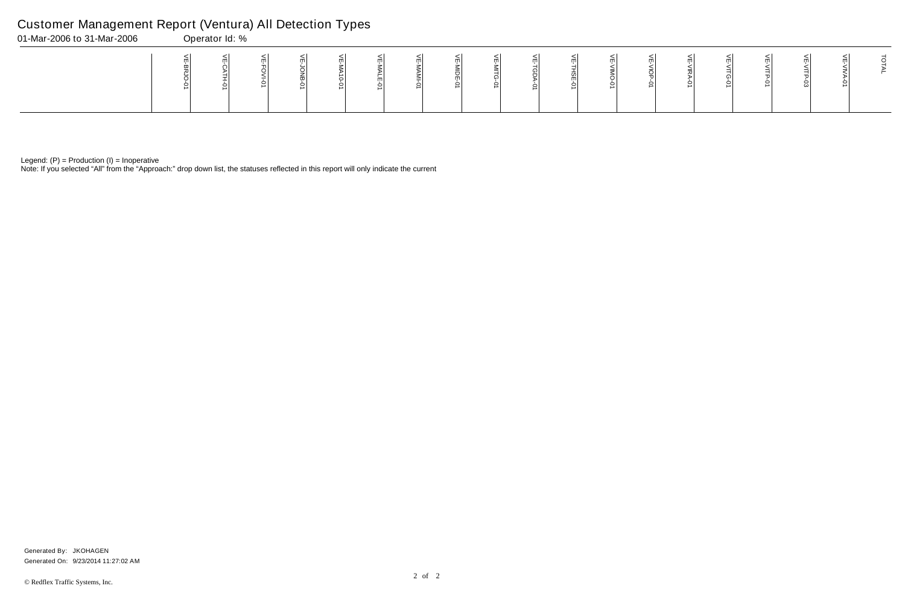# Customer Management Report (Ventura) All Detection Types

01-Mar-2006 to 31-Mar-2006 Operator Id: %

| | VE-BRJO-01 | VE-CATH-01 | VE-FOVI-01 | VE-JONB-01 | VE-MA10-01 | VE-MALE-01 | VE-MAMI-01 | VE-MIDE-01 | VE-MITG-01 | VE-TGDA-01 | VE-THSE-01 | VE-VIMO-01 | VE-VIOP-01 | VE-VIRA-01 | VE-VITG-01 | VE-VITP-01 | VE-VITP-03 | VE-VIVA-01 | TOTAL |
|---|---|---|---|---|---|---|---|---|---|---|---|---|---|---|---|---|---|---|---|

Legend: (P) = Production (I) = Inoperative

Note: If you selected "All" from the "Approach:" drop down list, the statuses reflected in this report will only indicate the current

Generated By: JKOHAGEN

Generated On: 9/23/2014 11:27:02 AM

© Redflex Traffic Systems, Inc.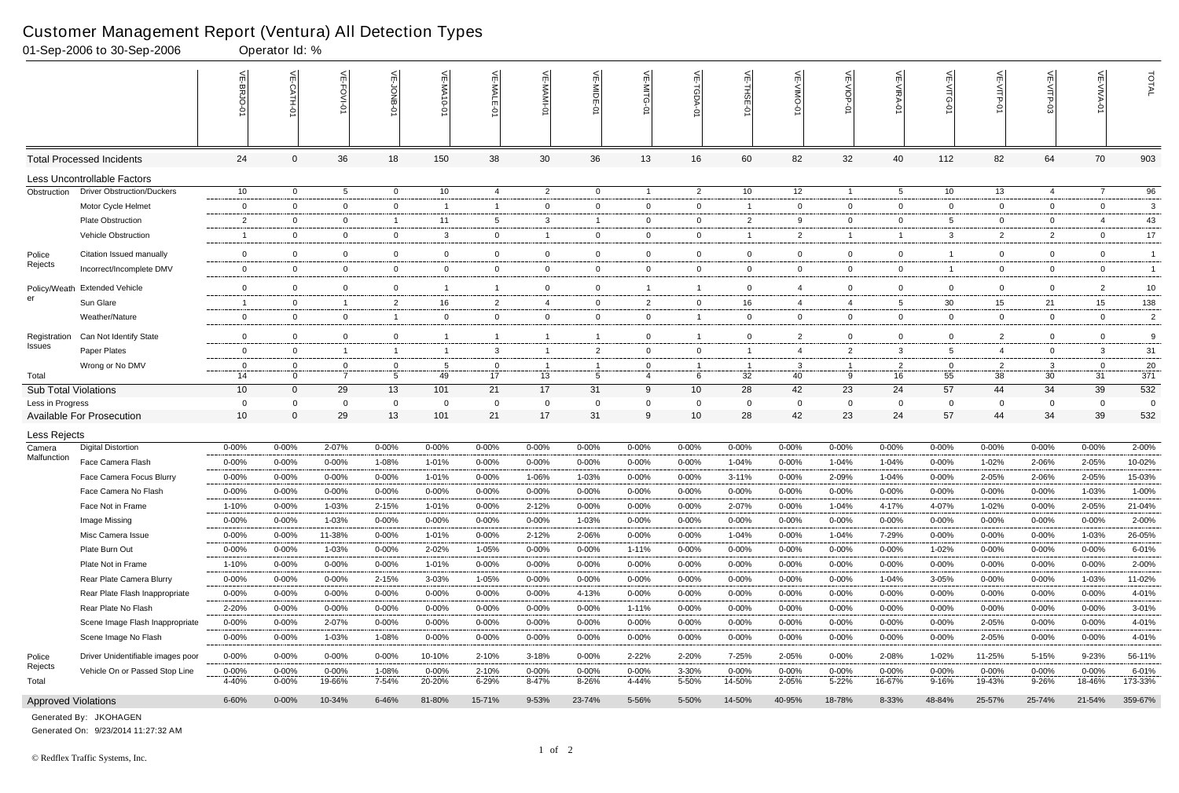# Customer Management Report (Ventura) All Detection Types

01-Sep-2006 to 30-Sep-2006 Operator Id: %

| | | VE-BRJO-01 | VE-CATH-01 | VE-FOVI-01 | VE-JONB-01 | VE-MA10-01 | VE-MALE-01 | VE-MAMI-01 | VE-MIDE-01 | VE-MITG-01 | VE-TGDA-01 | VE-THSE-01 | VE-VIMO-01 | VE-VIOP-01 | VE-VIRA-01 | VE-VITG-01 | VE-VITP-01 | VE-VITP-03 | VE-VIVA-01 | TOTAL |
|---|---|---|---|---|---|---|---|---|---|---|---|---|---|---|---|---|---|---|---|---|
| **Total Processed Incidents** | | 24 | 0 | 36 | 18 | 150 | 38 | 30 | 36 | 13 | 16 | 60 | 82 | 32 | 40 | 112 | 82 | 64 | 70 | 903 |
| **Less Uncontrollable Factors** | | | | | | | | | | | | | | | | | | | | |
| Obstruction | Driver Obstruction/Duckers | 10 | 0 | 5 | 0 | 10 | 4 | 2 | 0 | 1 | 2 | 10 | 12 | 1 | 5 | 10 | 13 | 4 | 7 | 96 |
| | Motor Cycle Helmet | 0 | 0 | 0 | 0 | 1 | 1 | 0 | 0 | 0 | 0 | 1 | 0 | 0 | 0 | 0 | 0 | 0 | 0 | 3 |
| | Plate Obstruction | 2 | 0 | 0 | 1 | 11 | 5 | 3 | 1 | 0 | 0 | 2 | 9 | 0 | 0 | 5 | 0 | 0 | 4 | 43 |
| | Vehicle Obstruction | 1 | 0 | 0 | 0 | 3 | 0 | 1 | 0 | 0 | 0 | 1 | 2 | 1 | 1 | 3 | 2 | 2 | 0 | 17 |
| Police Rejects | Citation Issued manually | 0 | 0 | 0 | 0 | 0 | 0 | 0 | 0 | 0 | 0 | 0 | 0 | 0 | 0 | 1 | 0 | 0 | 0 | 1 |
| | Incorrect/Incomplete DMV | 0 | 0 | 0 | 0 | 0 | 0 | 0 | 0 | 0 | 0 | 0 | 0 | 0 | 0 | 1 | 0 | 0 | 0 | 1 |
| Policy/Weather | Extended Vehicle | 0 | 0 | 0 | 0 | 1 | 1 | 0 | 0 | 1 | 1 | 0 | 4 | 0 | 0 | 0 | 0 | 0 | 2 | 10 |
| | Sun Glare | 1 | 0 | 1 | 2 | 16 | 2 | 4 | 0 | 2 | 0 | 16 | 4 | 4 | 5 | 30 | 15 | 21 | 15 | 138 |
| | Weather/Nature | 0 | 0 | 0 | 1 | 0 | 0 | 0 | 0 | 0 | 1 | 0 | 0 | 0 | 0 | 0 | 0 | 0 | 0 | 2 |
| Registration Issues | Can Not Identify State | 0 | 0 | 0 | 0 | 1 | 1 | 1 | 1 | 0 | 1 | 0 | 2 | 0 | 0 | 0 | 2 | 0 | 0 | 9 |
| | Paper Plates | 0 | 0 | 1 | 1 | 1 | 3 | 1 | 2 | 0 | 0 | 1 | 4 | 2 | 3 | 5 | 4 | 0 | 3 | 31 |
| | Wrong or No DMV | 0 | 0 | 0 | 0 | 5 | 0 | 1 | 1 | 0 | 1 | 1 | 3 | 1 | 2 | 0 | 2 | 3 | 0 | 20 |
| Total | | 14 | 0 | 7 | 5 | 49 | 17 | 13 | 5 | 4 | 6 | 32 | 40 | 9 | 16 | 55 | 38 | 30 | 31 | 371 |
| **Sub Total Violations** | | 10 | 0 | 29 | 13 | 101 | 21 | 17 | 31 | 9 | 10 | 28 | 42 | 23 | 24 | 57 | 44 | 34 | 39 | 532 |
| Less in Progress | | 0 | 0 | 0 | 0 | 0 | 0 | 0 | 0 | 0 | 0 | 0 | 0 | 0 | 0 | 0 | 0 | 0 | 0 | 0 |
| **Available For Prosecution** | | 10 | 0 | 29 | 13 | 101 | 21 | 17 | 31 | 9 | 10 | 28 | 42 | 23 | 24 | 57 | 44 | 34 | 39 | 532 |
| **Less Rejects** | | | | | | | | | | | | | | | | | | | | |
| Camera Malfunction | Digital Distortion | 0-00% | 0-00% | 2-07% | 0-00% | 0-00% | 0-00% | 0-00% | 0-00% | 0-00% | 0-00% | 0-00% | 0-00% | 0-00% | 0-00% | 0-00% | 0-00% | 0-00% | 0-00% | 2-00% |
| | Face Camera Flash | 0-00% | 0-00% | 0-00% | 1-08% | 1-01% | 0-00% | 0-00% | 0-00% | 0-00% | 0-00% | 1-04% | 0-00% | 1-04% | 1-04% | 0-00% | 1-02% | 2-06% | 2-05% | 10-02% |
| | Face Camera Focus Blurry | 0-00% | 0-00% | 0-00% | 0-00% | 1-01% | 0-00% | 1-06% | 1-03% | 0-00% | 0-00% | 3-11% | 0-00% | 2-09% | 1-04% | 0-00% | 2-05% | 2-06% | 2-05% | 15-03% |
| | Face Camera No Flash | 0-00% | 0-00% | 0-00% | 0-00% | 0-00% | 0-00% | 0-00% | 0-00% | 0-00% | 0-00% | 0-00% | 0-00% | 0-00% | 0-00% | 0-00% | 0-00% | 0-00% | 1-03% | 1-00% |
| | Face Not in Frame | 1-10% | 0-00% | 1-03% | 2-15% | 1-01% | 0-00% | 2-12% | 0-00% | 0-00% | 0-00% | 2-07% | 0-00% | 1-04% | 4-17% | 4-07% | 1-02% | 0-00% | 2-05% | 21-04% |
| | Image Missing | 0-00% | 0-00% | 1-03% | 0-00% | 0-00% | 0-00% | 0-00% | 1-03% | 0-00% | 0-00% | 0-00% | 0-00% | 0-00% | 0-00% | 0-00% | 0-00% | 0-00% | 0-00% | 2-00% |
| | Misc Camera Issue | 0-00% | 0-00% | 11-38% | 0-00% | 1-01% | 0-00% | 2-12% | 2-06% | 0-00% | 0-00% | 1-04% | 0-00% | 1-04% | 7-29% | 0-00% | 0-00% | 0-00% | 1-03% | 26-05% |
| | Plate Burn Out | 0-00% | 0-00% | 1-03% | 0-00% | 2-02% | 1-05% | 0-00% | 0-00% | 1-11% | 0-00% | 0-00% | 0-00% | 0-00% | 0-00% | 1-02% | 0-00% | 0-00% | 0-00% | 6-01% |
| | Plate Not in Frame | 1-10% | 0-00% | 0-00% | 0-00% | 1-01% | 0-00% | 0-00% | 0-00% | 0-00% | 0-00% | 0-00% | 0-00% | 0-00% | 0-00% | 0-00% | 0-00% | 0-00% | 0-00% | 2-00% |
| | Rear Plate Camera Blurry | 0-00% | 0-00% | 0-00% | 2-15% | 3-03% | 1-05% | 0-00% | 0-00% | 0-00% | 0-00% | 0-00% | 0-00% | 0-00% | 1-04% | 3-05% | 0-00% | 0-00% | 1-03% | 11-02% |
| | Rear Plate Flash Inappropriate | 0-00% | 0-00% | 0-00% | 0-00% | 0-00% | 0-00% | 0-00% | 4-13% | 0-00% | 0-00% | 0-00% | 0-00% | 0-00% | 0-00% | 0-00% | 0-00% | 0-00% | 0-00% | 4-01% |
| | Rear Plate No Flash | 2-20% | 0-00% | 0-00% | 0-00% | 0-00% | 0-00% | 0-00% | 0-00% | 1-11% | 0-00% | 0-00% | 0-00% | 0-00% | 0-00% | 0-00% | 0-00% | 0-00% | 0-00% | 3-01% |
| | Scene Image Flash Inappropriate | 0-00% | 0-00% | 2-07% | 0-00% | 0-00% | 0-00% | 0-00% | 0-00% | 0-00% | 0-00% | 0-00% | 0-00% | 0-00% | 0-00% | 0-00% | 2-05% | 0-00% | 0-00% | 4-01% |
| | Scene Image No Flash | 0-00% | 0-00% | 1-03% | 1-08% | 0-00% | 0-00% | 0-00% | 0-00% | 0-00% | 0-00% | 0-00% | 0-00% | 0-00% | 0-00% | 0-00% | 2-05% | 0-00% | 0-00% | 4-01% |
| Police Rejects | Driver Unidentifiable images poor | 0-00% | 0-00% | 0-00% | 0-00% | 10-10% | 2-10% | 3-18% | 0-00% | 2-22% | 2-20% | 7-25% | 2-05% | 0-00% | 2-08% | 1-02% | 11-25% | 5-15% | 9-23% | 56-11% |
| | Vehicle On or Passed Stop Line | 0-00% | 0-00% | 0-00% | 1-08% | 0-00% | 2-10% | 0-00% | 0-00% | 0-00% | 3-30% | 0-00% | 0-00% | 0-00% | 0-00% | 0-00% | 0-00% | 0-00% | 0-00% | 6-01% |
| Total | | 4-40% | 0-00% | 19-66% | 7-54% | 20-20% | 6-29% | 8-47% | 8-26% | 4-44% | 5-50% | 14-50% | 2-05% | 5-22% | 16-67% | 9-16% | 19-43% | 9-26% | 18-46% | 173-33% |
| **Approved Violations** | | 6-60% | 0-00% | 10-34% | 6-46% | 81-80% | 15-71% | 9-53% | 23-74% | 5-56% | 5-50% | 14-50% | 40-95% | 18-78% | 8-33% | 48-84% | 25-57% | 25-74% | 21-54% | 359-67% |

Generated By: JKOHAGEN

Generated On: 9/23/2014 11:27:32 AM

© Redflex Traffic Systems, Inc.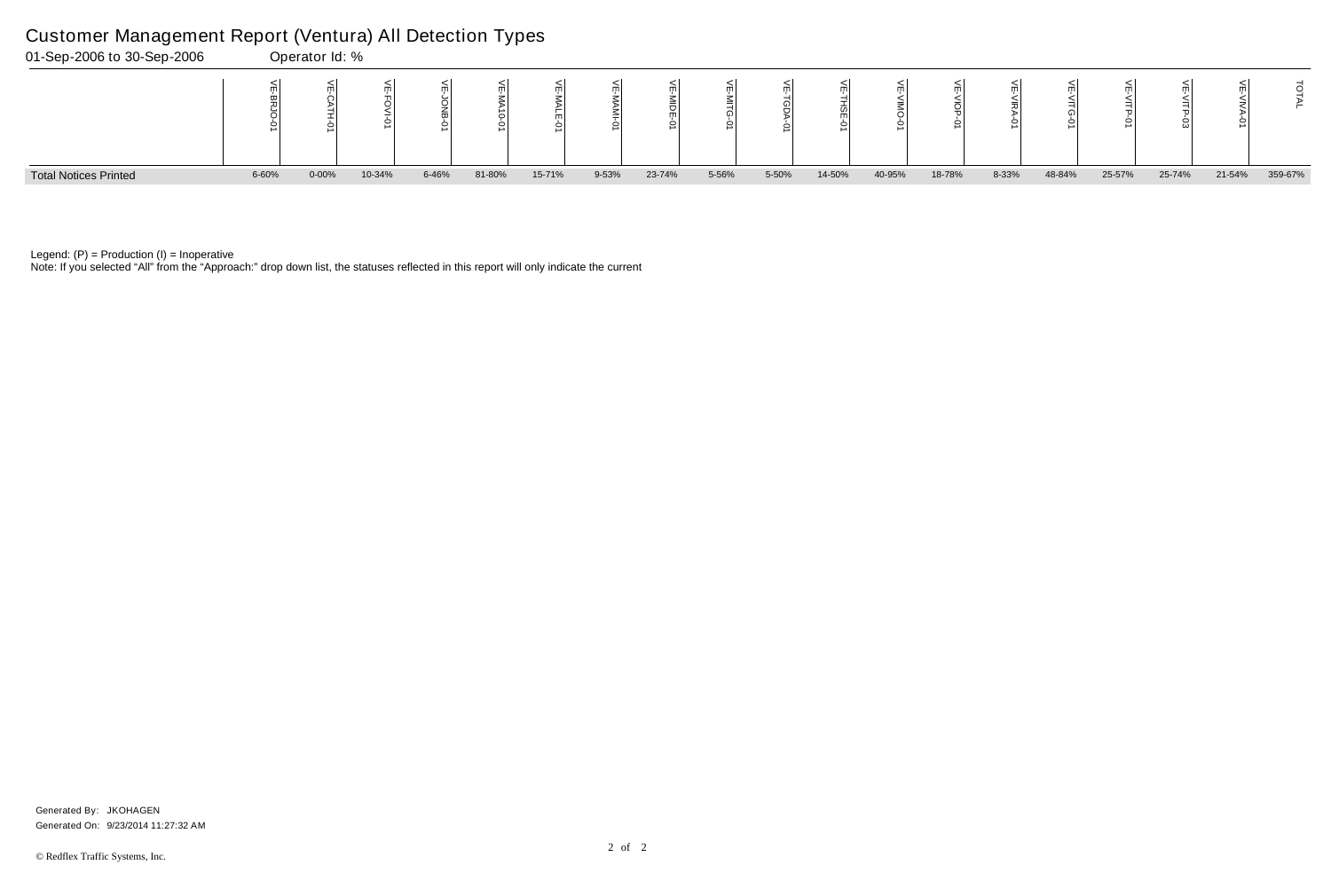# Customer Management Report (Ventura) All Detection Types

01-Sep-2006 to 30-Sep-2006 Operator Id: %

| | VE-BRJO-01 | VE-CATH-01 | VE-FOVI-01 | VE-JONB-01 | VE-MA10-01 | VE-MALE-01 | VE-MAMI-01 | VE-MIDE-01 | VE-MITG-01 | VE-TGDA-01 | VE-THSE-01 | VE-VIMO-01 | VE-VIOP-01 | VE-VIRA-01 | VE-VITG-01 | VE-VITP-01 | VE-VITP-03 | VE-VIVA-01 | TOTAL |
|---|---|---|---|---|---|---|---|---|---|---|---|---|---|---|---|---|---|---|---|
| Total Notices Printed | 6-60% | 0-00% | 10-34% | 6-46% | 81-80% | 15-71% | 9-53% | 23-74% | 5-56% | 5-50% | 14-50% | 40-95% | 18-78% | 8-33% | 48-84% | 25-57% | 25-74% | 21-54% | 359-67% |

Legend: (P) = Production (I) = Inoperative

Note: If you selected "All" from the "Approach:" drop down list, the statuses reflected in this report will only indicate the current

Generated By: JKOHAGEN

Generated On: 9/23/2014 11:27:32 AM

© Redflex Traffic Systems, Inc.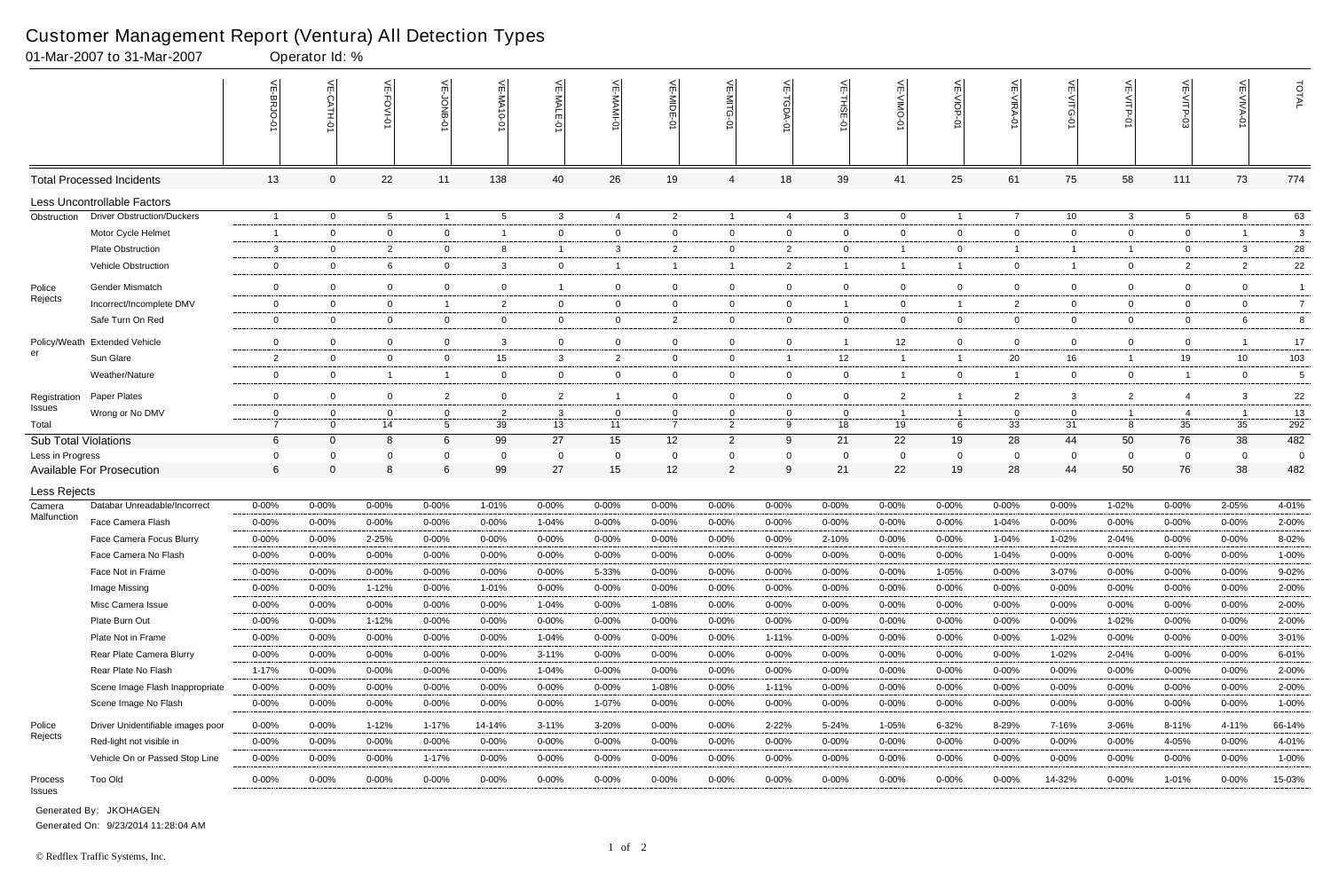# Customer Management Report (Ventura) All Detection Types

01-Mar-2007 to 31-Mar-2007 Operator Id: %

| | | VE-BRJO-01 | VE-CATH-01 | VE-FOVI-01 | VE-JONB-01 | VE-MA10-01 | VE-MALE-01 | VE-MAMI-01 | VE-MIDE-01 | VE-MITG-01 | VE-TGDA-01 | VE-THSE-01 | VE-VIMO-01 | VE-VIOP-01 | VE-VIRA-01 | VE-VITG-01 | VE-VITP-01 | VE-VITP-03 | VE-VIVA-01 | TOTAL |
|---|---|---|---|---|---|---|---|---|---|---|---|---|---|---|---|---|---|---|---|---|
| **Total Processed Incidents** | | 13 | 0 | 22 | 11 | 138 | 40 | 26 | 19 | 4 | 18 | 39 | 41 | 25 | 61 | 75 | 58 | 111 | 73 | 774 |
| **Less Uncontrollable Factors** | | | | | | | | | | | | | | | | | | | | |
| Obstruction | Driver Obstruction/Duckers | 1 | 0 | 5 | 1 | 5 | 3 | 4 | 2 | 1 | 4 | 3 | 0 | 1 | 7 | 10 | 3 | 5 | 8 | 63 |
| | Motor Cycle Helmet | 1 | 0 | 0 | 0 | 1 | 0 | 0 | 0 | 0 | 0 | 0 | 0 | 0 | 0 | 0 | 0 | 0 | 1 | 3 |
| | Plate Obstruction | 3 | 0 | 2 | 0 | 8 | 1 | 3 | 2 | 0 | 2 | 0 | 1 | 0 | 1 | 1 | 1 | 0 | 3 | 28 |
| | Vehicle Obstruction | 0 | 0 | 6 | 0 | 3 | 0 | 1 | 1 | 1 | 2 | 1 | 1 | 1 | 0 | 1 | 0 | 2 | 2 | 22 |
| Police Rejects | Gender Mismatch | 0 | 0 | 0 | 0 | 0 | 1 | 0 | 0 | 0 | 0 | 0 | 0 | 0 | 0 | 0 | 0 | 0 | 0 | 1 |
| | Incorrect/Incomplete DMV | 0 | 0 | 0 | 1 | 2 | 0 | 0 | 0 | 0 | 0 | 1 | 0 | 1 | 2 | 0 | 0 | 0 | 0 | 7 |
| | Safe Turn On Red | 0 | 0 | 0 | 0 | 0 | 0 | 0 | 2 | 0 | 0 | 0 | 0 | 0 | 0 | 0 | 0 | 0 | 6 | 8 |
| Policy/Weather | Extended Vehicle | 0 | 0 | 0 | 0 | 3 | 0 | 0 | 0 | 0 | 0 | 1 | 12 | 0 | 0 | 0 | 0 | 0 | 1 | 17 |
| | Sun Glare | 2 | 0 | 0 | 0 | 15 | 3 | 2 | 0 | 0 | 1 | 12 | 1 | 1 | 20 | 16 | 1 | 19 | 10 | 103 |
| | Weather/Nature | 0 | 0 | 1 | 1 | 0 | 0 | 0 | 0 | 0 | 0 | 0 | 1 | 0 | 1 | 0 | 0 | 1 | 0 | 5 |
| Registration Issues | Paper Plates | 0 | 0 | 0 | 2 | 0 | 2 | 1 | 0 | 0 | 0 | 0 | 2 | 1 | 2 | 3 | 2 | 4 | 3 | 22 |
| | Wrong or No DMV | 0 | 0 | 0 | 0 | 2 | 3 | 0 | 0 | 0 | 0 | 0 | 1 | 1 | 0 | 0 | 1 | 4 | 1 | 13 |
| Total | | 7 | 0 | 14 | 5 | 39 | 13 | 11 | 7 | 2 | 9 | 18 | 19 | 6 | 33 | 31 | 8 | 35 | 35 | 292 |
| **Sub Total Violations** | | 6 | 0 | 8 | 6 | 99 | 27 | 15 | 12 | 2 | 9 | 21 | 22 | 19 | 28 | 44 | 50 | 76 | 38 | 482 |
| Less in Progress | | 0 | 0 | 0 | 0 | 0 | 0 | 0 | 0 | 0 | 0 | 0 | 0 | 0 | 0 | 0 | 0 | 0 | 0 | 0 |
| **Available For Prosecution** | | 6 | 0 | 8 | 6 | 99 | 27 | 15 | 12 | 2 | 9 | 21 | 22 | 19 | 28 | 44 | 50 | 76 | 38 | 482 |
| **Less Rejects** | | | | | | | | | | | | | | | | | | | | |
| Camera Malfunction | Databar Unreadable/Incorrect | 0-00% | 0-00% | 0-00% | 0-00% | 1-01% | 0-00% | 0-00% | 0-00% | 0-00% | 0-00% | 0-00% | 0-00% | 0-00% | 0-00% | 0-00% | 1-02% | 0-00% | 2-05% | 4-01% |
| | Face Camera Flash | 0-00% | 0-00% | 0-00% | 0-00% | 0-00% | 1-04% | 0-00% | 0-00% | 0-00% | 0-00% | 0-00% | 0-00% | 0-00% | 1-04% | 0-00% | 0-00% | 0-00% | 0-00% | 2-00% |
| | Face Camera Focus Blurry | 0-00% | 0-00% | 2-25% | 0-00% | 0-00% | 0-00% | 0-00% | 0-00% | 0-00% | 0-00% | 2-10% | 0-00% | 0-00% | 1-04% | 1-02% | 2-04% | 0-00% | 0-00% | 8-02% |
| | Face Camera No Flash | 0-00% | 0-00% | 0-00% | 0-00% | 0-00% | 0-00% | 0-00% | 0-00% | 0-00% | 0-00% | 0-00% | 0-00% | 0-00% | 1-04% | 0-00% | 0-00% | 0-00% | 0-00% | 1-00% |
| | Face Not in Frame | 0-00% | 0-00% | 0-00% | 0-00% | 0-00% | 0-00% | 5-33% | 0-00% | 0-00% | 0-00% | 0-00% | 0-00% | 1-05% | 0-00% | 3-07% | 0-00% | 0-00% | 0-00% | 9-02% |
| | Image Missing | 0-00% | 0-00% | 1-12% | 0-00% | 1-01% | 0-00% | 0-00% | 0-00% | 0-00% | 0-00% | 0-00% | 0-00% | 0-00% | 0-00% | 0-00% | 0-00% | 0-00% | 0-00% | 2-00% |
| | Misc Camera Issue | 0-00% | 0-00% | 0-00% | 0-00% | 0-00% | 1-04% | 0-00% | 1-08% | 0-00% | 0-00% | 0-00% | 0-00% | 0-00% | 0-00% | 0-00% | 0-00% | 0-00% | 0-00% | 2-00% |
| | Plate Burn Out | 0-00% | 0-00% | 1-12% | 0-00% | 0-00% | 0-00% | 0-00% | 0-00% | 0-00% | 0-00% | 0-00% | 0-00% | 0-00% | 0-00% | 0-00% | 1-02% | 0-00% | 0-00% | 2-00% |
| | Plate Not in Frame | 0-00% | 0-00% | 0-00% | 0-00% | 0-00% | 1-04% | 0-00% | 0-00% | 0-00% | 1-11% | 0-00% | 0-00% | 0-00% | 0-00% | 1-02% | 0-00% | 0-00% | 0-00% | 3-01% |
| | Rear Plate Camera Blurry | 0-00% | 0-00% | 0-00% | 0-00% | 0-00% | 3-11% | 0-00% | 0-00% | 0-00% | 0-00% | 0-00% | 0-00% | 0-00% | 0-00% | 1-02% | 2-04% | 0-00% | 0-00% | 6-01% |
| | Rear Plate No Flash | 1-17% | 0-00% | 0-00% | 0-00% | 0-00% | 1-04% | 0-00% | 0-00% | 0-00% | 0-00% | 0-00% | 0-00% | 0-00% | 0-00% | 0-00% | 0-00% | 0-00% | 0-00% | 2-00% |
| | Scene Image Flash Inappropriate | 0-00% | 0-00% | 0-00% | 0-00% | 0-00% | 0-00% | 0-00% | 1-08% | 0-00% | 1-11% | 0-00% | 0-00% | 0-00% | 0-00% | 0-00% | 0-00% | 0-00% | 0-00% | 2-00% |
| | Scene Image No Flash | 0-00% | 0-00% | 0-00% | 0-00% | 0-00% | 0-00% | 1-07% | 0-00% | 0-00% | 0-00% | 0-00% | 0-00% | 0-00% | 0-00% | 0-00% | 0-00% | 0-00% | 0-00% | 1-00% |
| Police Rejects | Driver Unidentifiable images poor | 0-00% | 0-00% | 1-12% | 1-17% | 14-14% | 3-11% | 3-20% | 0-00% | 0-00% | 2-22% | 5-24% | 1-05% | 6-32% | 8-29% | 7-16% | 3-06% | 8-11% | 4-11% | 66-14% |
| | Red-light not visible in | 0-00% | 0-00% | 0-00% | 0-00% | 0-00% | 0-00% | 0-00% | 0-00% | 0-00% | 0-00% | 0-00% | 0-00% | 0-00% | 0-00% | 0-00% | 0-00% | 4-05% | 0-00% | 4-01% |
| | Vehicle On or Passed Stop Line | 0-00% | 0-00% | 0-00% | 1-17% | 0-00% | 0-00% | 0-00% | 0-00% | 0-00% | 0-00% | 0-00% | 0-00% | 0-00% | 0-00% | 0-00% | 0-00% | 0-00% | 0-00% | 1-00% |
| Process Issues | Too Old | 0-00% | 0-00% | 0-00% | 0-00% | 0-00% | 0-00% | 0-00% | 0-00% | 0-00% | 0-00% | 0-00% | 0-00% | 0-00% | 0-00% | 14-32% | 0-00% | 1-01% | 0-00% | 15-03% |

Generated By: JKOHAGEN

Generated On: 9/23/2014 11:28:04 AM

© Redflex Traffic Systems, Inc.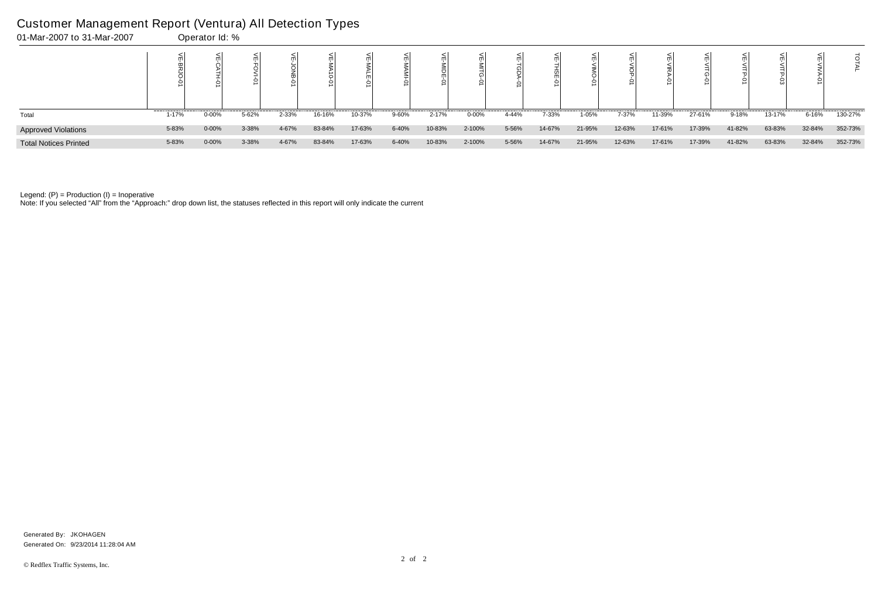# Customer Management Report (Ventura) All Detection Types

01-Mar-2007 to 31-Mar-2007 Operator Id: %

| | VE-BRJO-01 | VE-CATH-01 | VE-FOVI-01 | VE-JONB-01 | VE-MA10-01 | VE-MALE-01 | VE-MAMI-01 | VE-MIDE-01 | VE-MITG-01 | VE-TGDA-01 | VE-THSE-01 | VE-VIMO-01 | VE-VIOP-01 | VE-VIRA-01 | VE-VITG-01 | VE-VITP-01 | VE-VITP-03 | VE-VIVA-01 | TOTAL |
|---|---|---|---|---|---|---|---|---|---|---|---|---|---|---|---|---|---|---|---|
| Total | 1-17% | 0-00% | 5-62% | 2-33% | 16-16% | 10-37% | 9-60% | 2-17% | 0-00% | 4-44% | 7-33% | 1-05% | 7-37% | 11-39% | 27-61% | 9-18% | 13-17% | 6-16% | 130-27% |
| Approved Violations | 5-83% | 0-00% | 3-38% | 4-67% | 83-84% | 17-63% | 6-40% | 10-83% | 2-100% | 5-56% | 14-67% | 21-95% | 12-63% | 17-61% | 17-39% | 41-82% | 63-83% | 32-84% | 352-73% |
| Total Notices Printed | 5-83% | 0-00% | 3-38% | 4-67% | 83-84% | 17-63% | 6-40% | 10-83% | 2-100% | 5-56% | 14-67% | 21-95% | 12-63% | 17-61% | 17-39% | 41-82% | 63-83% | 32-84% | 352-73% |

Legend: (P) = Production (I) = Inoperative

Note: If you selected "All" from the "Approach:" drop down list, the statuses reflected in this report will only indicate the current

Generated By: JKOHAGEN

Generated On: 9/23/2014 11:28:04 AM

© Redflex Traffic Systems, Inc.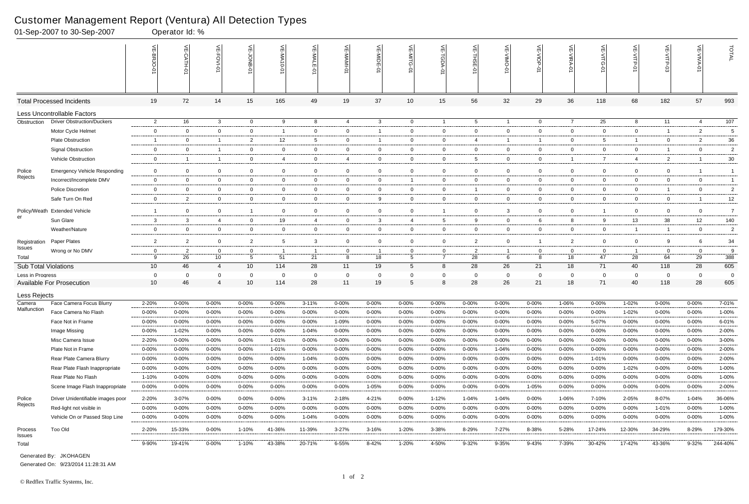# Customer Management Report (Ventura) All Detection Types

01-Sep-2007 to 30-Sep-2007 Operator Id: %

| | | VE-BRJO-01 | VE-CATH-01 | VE-FOVI-01 | VE-JONB-01 | VE-MA10-01 | VE-MALE-01 | VE-MAMI-01 | VE-MIDE-01 | VE-MITG-01 | VE-TGDA-01 | VE-THSE-01 | VE-VIMO-01 | VE-VIOP-01 | VE-VIRA-01 | VE-VITG-01 | VE-VITP-01 | VE-VITP-03 | VE-VIVA-01 | TOTAL |
|---|---|---|---|---|---|---|---|---|---|---|---|---|---|---|---|---|---|---|---|---|
| Total Processed Incidents | | 19 | 72 | 14 | 15 | 165 | 49 | 19 | 37 | 10 | 15 | 56 | 32 | 29 | 36 | 118 | 68 | 182 | 57 | 993 |
| Less Uncontrollable Factors | | | | | | | | | | | | | | | | | | | | |
| Obstruction | Driver Obstruction/Duckers | 2 | 16 | 3 | 0 | 9 | 8 | 4 | 3 | 0 | 1 | 5 | 1 | 0 | 7 | 25 | 8 | 11 | 4 | 107 |
| | Motor Cycle Helmet | 0 | 0 | 0 | 0 | 1 | 0 | 0 | 1 | 0 | 0 | 0 | 0 | 0 | 0 | 0 | 0 | 1 | 2 | 5 |
| | Plate Obstruction | 1 | 0 | 1 | 2 | 12 | 5 | 0 | 1 | 0 | 0 | 4 | 1 | 1 | 0 | 5 | 1 | 0 | 2 | 36 |
| | Signal Obstruction | 0 | 0 | 1 | 0 | 0 | 0 | 0 | 0 | 0 | 0 | 0 | 0 | 0 | 0 | 0 | 0 | 1 | 0 | 2 |
| | Vehicle Obstruction | 0 | 1 | 1 | 0 | 4 | 0 | 4 | 0 | 0 | 0 | 5 | 0 | 0 | 1 | 7 | 4 | 2 | 1 | 30 |
| Police Rejects | Emergency Vehicle Responding | 0 | 0 | 0 | 0 | 0 | 0 | 0 | 0 | 0 | 0 | 0 | 0 | 0 | 0 | 0 | 0 | 0 | 1 | 1 |
| | Incorrect/Incomplete DMV | 0 | 0 | 0 | 0 | 0 | 0 | 0 | 0 | 1 | 0 | 0 | 0 | 0 | 0 | 0 | 0 | 0 | 0 | 1 |
| | Police Discretion | 0 | 0 | 0 | 0 | 0 | 0 | 0 | 0 | 0 | 0 | 1 | 0 | 0 | 0 | 0 | 0 | 1 | 0 | 2 |
| | Safe Turn On Red | 0 | 2 | 0 | 0 | 0 | 0 | 0 | 9 | 0 | 0 | 0 | 0 | 0 | 0 | 0 | 0 | 0 | 1 | 12 |
| Policy/Weather | Extended Vehicle | 1 | 0 | 0 | 1 | 0 | 0 | 0 | 0 | 0 | 1 | 0 | 3 | 0 | 0 | 1 | 0 | 0 | 0 | 7 |
| | Sun Glare | 3 | 3 | 4 | 0 | 19 | 4 | 0 | 3 | 4 | 5 | 9 | 0 | 6 | 8 | 9 | 13 | 38 | 12 | 140 |
| | Weather/Nature | 0 | 0 | 0 | 0 | 0 | 0 | 0 | 0 | 0 | 0 | 0 | 0 | 0 | 0 | 0 | 1 | 1 | 0 | 2 |
| Registration Issues | Paper Plates | 2 | 2 | 0 | 2 | 5 | 3 | 0 | 0 | 0 | 0 | 2 | 0 | 1 | 2 | 0 | 0 | 9 | 6 | 34 |
| | Wrong or No DMV | 0 | 2 | 0 | 0 | 1 | 1 | 0 | 1 | 0 | 0 | 2 | 1 | 0 | 0 | 0 | 1 | 0 | 0 | 9 |
| Total | | 9 | 26 | 10 | 5 | 51 | 21 | 8 | 18 | 5 | 7 | 28 | 6 | 8 | 18 | 47 | 28 | 64 | 29 | 388 |
| Sub Total Violations | | 10 | 46 | 4 | 10 | 114 | 28 | 11 | 19 | 5 | 8 | 28 | 26 | 21 | 18 | 71 | 40 | 118 | 28 | 605 |
| Less in Progress | | 0 | 0 | 0 | 0 | 0 | 0 | 0 | 0 | 0 | 0 | 0 | 0 | 0 | 0 | 0 | 0 | 0 | 0 | 0 |
| Available For Prosecution | | 10 | 46 | 4 | 10 | 114 | 28 | 11 | 19 | 5 | 8 | 28 | 26 | 21 | 18 | 71 | 40 | 118 | 28 | 605 |
| Less Rejects | | | | | | | | | | | | | | | | | | | | |
| Camera Malfunction | Face Camera Focus Blurry | 2-20% | 0-00% | 0-00% | 0-00% | 0-00% | 3-11% | 0-00% | 0-00% | 0-00% | 0-00% | 0-00% | 0-00% | 0-00% | 1-06% | 0-00% | 1-02% | 0-00% | 0-00% | 7-01% |
| | Face Camera No Flash | 0-00% | 0-00% | 0-00% | 0-00% | 0-00% | 0-00% | 0-00% | 0-00% | 0-00% | 0-00% | 0-00% | 0-00% | 0-00% | 0-00% | 0-00% | 1-02% | 0-00% | 0-00% | 1-00% |
| | Face Not in Frame | 0-00% | 0-00% | 0-00% | 0-00% | 0-00% | 0-00% | 1-09% | 0-00% | 0-00% | 0-00% | 0-00% | 0-00% | 0-00% | 5-07% | 0-00% | 0-00% | 0-00% | 0-00% | 6-01% |
| | Image Missing | 0-00% | 1-02% | 0-00% | 0-00% | 0-00% | 1-04% | 0-00% | 0-00% | 0-00% | 0-00% | 0-00% | 0-00% | 0-00% | 0-00% | 0-00% | 0-00% | 0-00% | 0-00% | 2-00% |
| | Misc Camera Issue | 2-20% | 0-00% | 0-00% | 0-00% | 1-01% | 0-00% | 0-00% | 0-00% | 0-00% | 0-00% | 0-00% | 0-00% | 0-00% | 0-00% | 0-00% | 0-00% | 0-00% | 0-00% | 3-00% |
| | Plate Not in Frame | 0-00% | 0-00% | 0-00% | 0-00% | 1-01% | 0-00% | 0-00% | 0-00% | 0-00% | 0-00% | 0-00% | 1-04% | 0-00% | 0-00% | 0-00% | 0-00% | 0-00% | 0-00% | 2-00% |
| | Rear Plate Camera Blurry | 0-00% | 0-00% | 0-00% | 0-00% | 0-00% | 1-04% | 0-00% | 0-00% | 0-00% | 0-00% | 0-00% | 0-00% | 0-00% | 0-00% | 1-01% | 0-00% | 0-00% | 0-00% | 2-00% |
| | Rear Plate Flash Inappropriate | 0-00% | 0-00% | 0-00% | 0-00% | 0-00% | 0-00% | 0-00% | 0-00% | 0-00% | 0-00% | 0-00% | 0-00% | 0-00% | 0-00% | 0-00% | 1-02% | 0-00% | 0-00% | 1-00% |
| | Rear Plate No Flash | 1-10% | 0-00% | 0-00% | 0-00% | 0-00% | 0-00% | 0-00% | 0-00% | 0-00% | 0-00% | 0-00% | 0-00% | 0-00% | 0-00% | 0-00% | 0-00% | 0-00% | 0-00% | 1-00% |
| | Scene Image Flash Inappropriate | 0-00% | 0-00% | 0-00% | 0-00% | 0-00% | 0-00% | 0-00% | 1-05% | 0-00% | 0-00% | 0-00% | 0-00% | 1-05% | 0-00% | 0-00% | 0-00% | 0-00% | 0-00% | 2-00% |
| Police Rejects | Driver Unidentifiable images poor | 2-20% | 3-07% | 0-00% | 0-00% | 0-00% | 3-11% | 2-18% | 4-21% | 0-00% | 1-12% | 1-04% | 1-04% | 0-00% | 1-06% | 7-10% | 2-05% | 8-07% | 1-04% | 36-06% |
| | Red-light not visible in | 0-00% | 0-00% | 0-00% | 0-00% | 0-00% | 0-00% | 0-00% | 0-00% | 0-00% | 0-00% | 0-00% | 0-00% | 0-00% | 0-00% | 0-00% | 0-00% | 1-01% | 0-00% | 1-00% |
| | Vehicle On or Passed Stop Line | 0-00% | 0-00% | 0-00% | 0-00% | 0-00% | 1-04% | 0-00% | 0-00% | 0-00% | 0-00% | 0-00% | 0-00% | 0-00% | 0-00% | 0-00% | 0-00% | 0-00% | 0-00% | 1-00% |
| Process Issues | Too Old | 2-20% | 15-33% | 0-00% | 1-10% | 41-36% | 11-39% | 3-27% | 3-16% | 1-20% | 3-38% | 8-29% | 7-27% | 8-38% | 5-28% | 17-24% | 12-30% | 34-29% | 8-29% | 179-30% |
| Total | | 9-90% | 19-41% | 0-00% | 1-10% | 43-38% | 20-71% | 6-55% | 8-42% | 1-20% | 4-50% | 9-32% | 9-35% | 9-43% | 7-39% | 30-42% | 17-42% | 43-36% | 9-32% | 244-40% |

Generated By: JKOHAGEN

Generated On: 9/23/2014 11:28:31 AM

© Redflex Traffic Systems, Inc.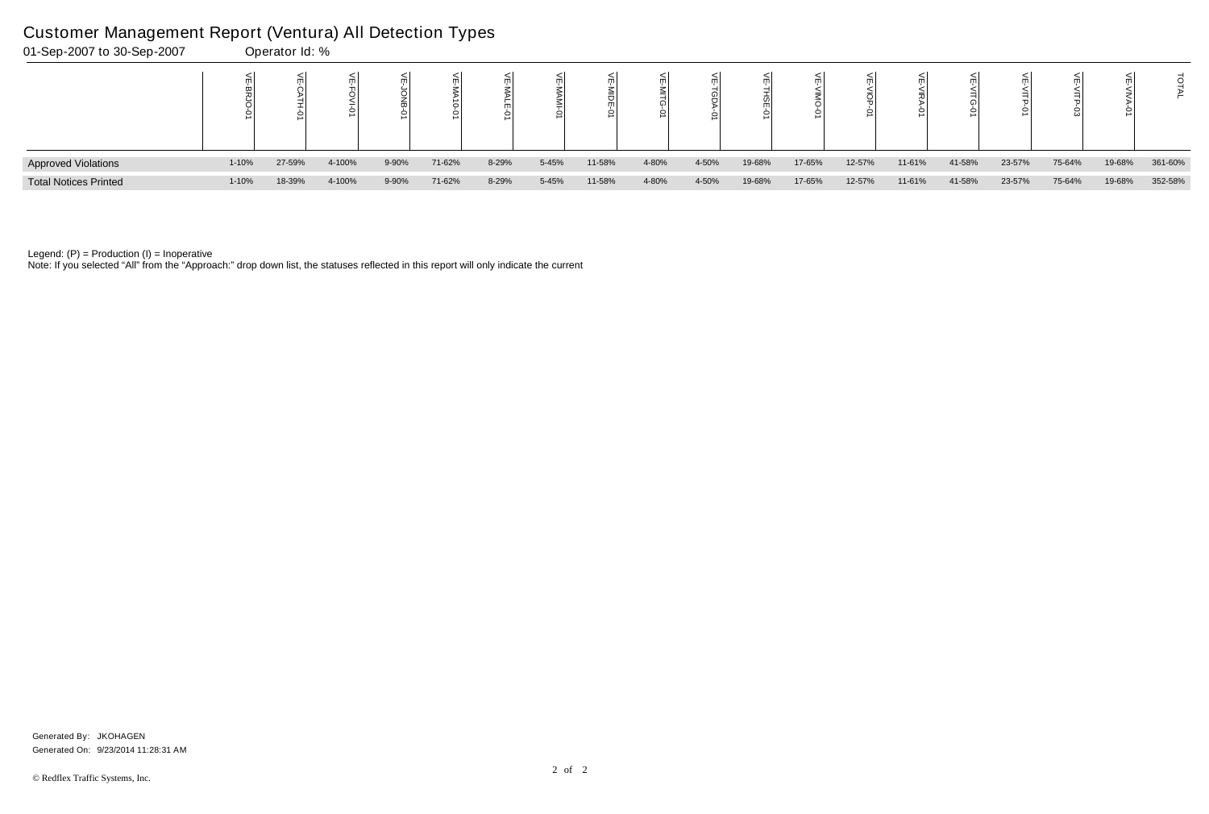# Customer Management Report (Ventura) All Detection Types

01-Sep-2007 to 30-Sep-2007 Operator Id: %

| | VE-BRJO-01 | VE-CATH-01 | VE-FOVI-01 | VE-JONB-01 | VE-MA10-01 | VE-MALE-01 | VE-MAMI-01 | VE-MIDE-01 | VE-MITG-01 | VE-TGDA-01 | VE-THSE-01 | VE-VIMO-01 | VE-VIOP-01 | VE-VIRA-01 | VE-VITG-01 | VE-VITP-01 | VE-VITP-03 | VE-VIVA-01 | TOTAL |
|---|---|---|---|---|---|---|---|---|---|---|---|---|---|---|---|---|---|---|---|
| Approved Violations | 1-10% | 27-59% | 4-100% | 9-90% | 71-62% | 8-29% | 5-45% | 11-58% | 4-80% | 4-50% | 19-68% | 17-65% | 12-57% | 11-61% | 41-58% | 23-57% | 75-64% | 19-68% | 361-60% |
| Total Notices Printed | 1-10% | 18-39% | 4-100% | 9-90% | 71-62% | 8-29% | 5-45% | 11-58% | 4-80% | 4-50% | 19-68% | 17-65% | 12-57% | 11-61% | 41-58% | 23-57% | 75-64% | 19-68% | 352-58% |

Legend: (P) = Production (I) = Inoperative

Note: If you selected "All" from the "Approach:" drop down list, the statuses reflected in this report will only indicate the current

Generated By: JKOHAGEN

Generated On: 9/23/2014 11:28:31 AM

© Redflex Traffic Systems, Inc.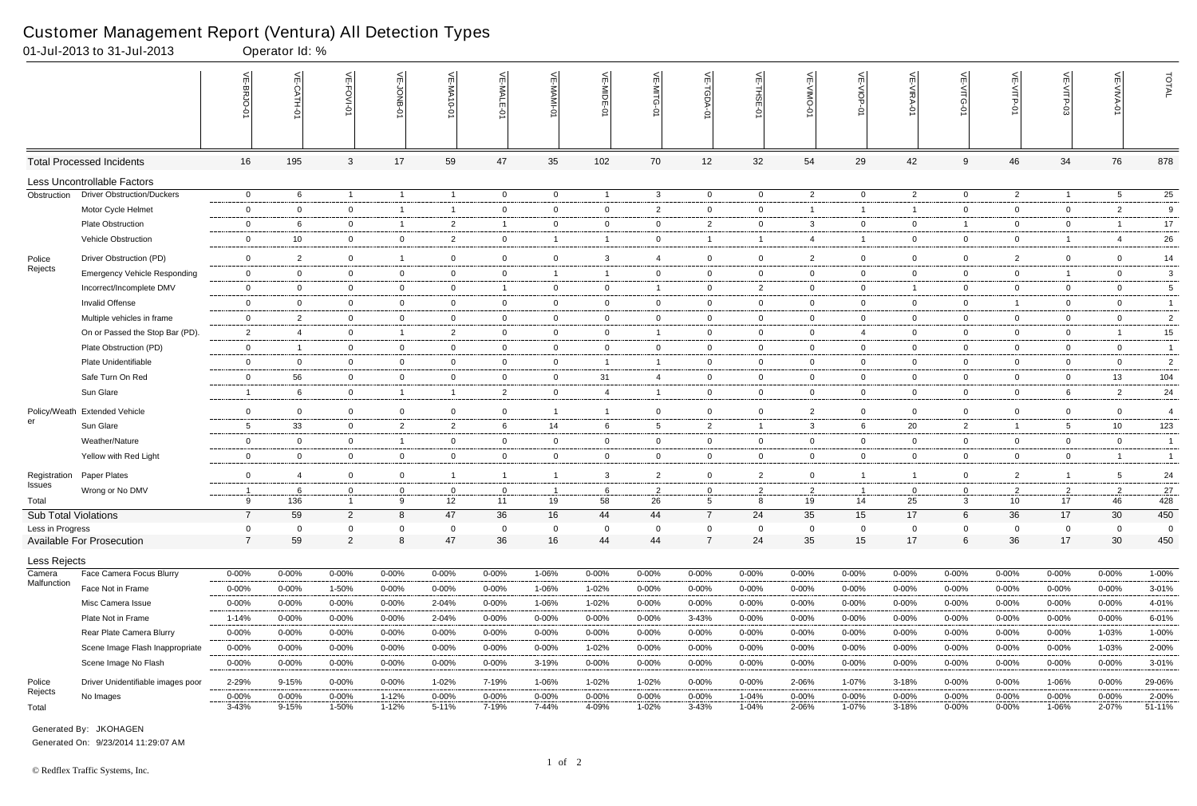# Customer Management Report (Ventura) All Detection Types

01-Jul-2013 to 31-Jul-2013 Operator Id: %

| | | VE-BRJO-01 | VE-CATH-01 | VE-FOVI-01 | VE-JONB-01 | VE-MA10-01 | VE-MALE-01 | VE-MAMI-01 | VE-MIDE-01 | VE-MITG-01 | VE-TGDA-01 | VE-THSE-01 | VE-VIMO-01 | VE-VIOP-01 | VE-VIRA-01 | VE-VITG-01 | VE-VITP-01 | VE-VITP-03 | VE-VIVA-01 | TOTAL |
|---|---|---|---|---|---|---|---|---|---|---|---|---|---|---|---|---|---|---|---|---|
| **Total Processed Incidents** | | 16 | 195 | 3 | 17 | 59 | 47 | 35 | 102 | 70 | 12 | 32 | 54 | 29 | 42 | 9 | 46 | 34 | 76 | 878 |
| **Less Uncontrollable Factors** | | | | | | | | | | | | | | | | | | | | |
| Obstruction | Driver Obstruction/Duckers | 0 | 6 | 1 | 1 | 1 | 0 | 0 | 1 | 3 | 0 | 0 | 2 | 0 | 2 | 0 | 2 | 1 | 5 | 25 |
| | Motor Cycle Helmet | 0 | 0 | 0 | 1 | 1 | 0 | 0 | 0 | 2 | 0 | 0 | 1 | 1 | 1 | 0 | 0 | 0 | 2 | 9 |
| | Plate Obstruction | 0 | 6 | 0 | 1 | 2 | 1 | 0 | 0 | 0 | 2 | 0 | 3 | 0 | 0 | 1 | 0 | 0 | 1 | 17 |
| | Vehicle Obstruction | 0 | 10 | 0 | 0 | 2 | 0 | 1 | 1 | 0 | 1 | 1 | 4 | 1 | 0 | 0 | 0 | 1 | 4 | 26 |
| Police Rejects | Driver Obstruction (PD) | 0 | 2 | 0 | 1 | 0 | 0 | 0 | 3 | 4 | 0 | 0 | 2 | 0 | 0 | 0 | 2 | 0 | 0 | 14 |
| | Emergency Vehicle Responding | 0 | 0 | 0 | 0 | 0 | 0 | 1 | 1 | 0 | 0 | 0 | 0 | 0 | 0 | 0 | 0 | 1 | 0 | 3 |
| | Incorrect/Incomplete DMV | 0 | 0 | 0 | 0 | 0 | 1 | 0 | 0 | 1 | 0 | 2 | 0 | 0 | 1 | 0 | 0 | 0 | 0 | 5 |
| | Invalid Offense | 0 | 0 | 0 | 0 | 0 | 0 | 0 | 0 | 0 | 0 | 0 | 0 | 0 | 0 | 0 | 1 | 0 | 0 | 1 |
| | Multiple vehicles in frame | 0 | 2 | 0 | 0 | 0 | 0 | 0 | 0 | 0 | 0 | 0 | 0 | 0 | 0 | 0 | 0 | 0 | 0 | 2 |
| | On or Passed the Stop Bar (PD). | 2 | 4 | 0 | 1 | 2 | 0 | 0 | 0 | 1 | 0 | 0 | 0 | 4 | 0 | 0 | 0 | 0 | 1 | 15 |
| | Plate Obstruction (PD) | 0 | 1 | 0 | 0 | 0 | 0 | 0 | 0 | 0 | 0 | 0 | 0 | 0 | 0 | 0 | 0 | 0 | 0 | 1 |
| | Plate Unidentifiable | 0 | 0 | 0 | 0 | 0 | 0 | 0 | 1 | 1 | 0 | 0 | 0 | 0 | 0 | 0 | 0 | 0 | 0 | 2 |
| | Safe Turn On Red | 0 | 56 | 0 | 0 | 0 | 0 | 0 | 31 | 4 | 0 | 0 | 0 | 0 | 0 | 0 | 0 | 0 | 13 | 104 |
| | Sun Glare | 1 | 6 | 0 | 1 | 1 | 2 | 0 | 4 | 1 | 0 | 0 | 0 | 0 | 0 | 0 | 0 | 6 | 2 | 24 |
| Policy/Weather | Extended Vehicle | 0 | 0 | 0 | 0 | 0 | 0 | 1 | 1 | 0 | 0 | 0 | 2 | 0 | 0 | 0 | 0 | 0 | 0 | 4 |
| | Sun Glare | 5 | 33 | 0 | 2 | 2 | 6 | 14 | 6 | 5 | 2 | 1 | 3 | 6 | 20 | 2 | 1 | 5 | 10 | 123 |
| | Weather/Nature | 0 | 0 | 0 | 1 | 0 | 0 | 0 | 0 | 0 | 0 | 0 | 0 | 0 | 0 | 0 | 0 | 0 | 0 | 1 |
| | Yellow with Red Light | 0 | 0 | 0 | 0 | 0 | 0 | 0 | 0 | 0 | 0 | 0 | 0 | 0 | 0 | 0 | 0 | 0 | 1 | 1 |
| Registration Issues | Paper Plates | 0 | 4 | 0 | 0 | 1 | 1 | 1 | 3 | 2 | 0 | 2 | 0 | 1 | 1 | 0 | 2 | 1 | 5 | 24 |
| | Wrong or No DMV | 1 | 6 | 0 | 0 | 0 | 0 | 1 | 6 | 2 | 0 | 2 | 2 | 1 | 0 | 0 | 2 | 2 | 2 | 27 |
| Total | | 9 | 136 | 1 | 9 | 12 | 11 | 19 | 58 | 26 | 5 | 8 | 19 | 14 | 25 | 3 | 10 | 17 | 46 | 428 |
| **Sub Total Violations** | | 7 | 59 | 2 | 8 | 47 | 36 | 16 | 44 | 44 | 7 | 24 | 35 | 15 | 17 | 6 | 36 | 17 | 30 | 450 |
| Less in Progress | | 0 | 0 | 0 | 0 | 0 | 0 | 0 | 0 | 0 | 0 | 0 | 0 | 0 | 0 | 0 | 0 | 0 | 0 | 0 |
| **Available For Prosecution** | | 7 | 59 | 2 | 8 | 47 | 36 | 16 | 44 | 44 | 7 | 24 | 35 | 15 | 17 | 6 | 36 | 17 | 30 | 450 |
| **Less Rejects** | | | | | | | | | | | | | | | | | | | | |
| Camera Malfunction | Face Camera Focus Blurry | 0-00% | 0-00% | 0-00% | 0-00% | 0-00% | 0-00% | 1-06% | 0-00% | 0-00% | 0-00% | 0-00% | 0-00% | 0-00% | 0-00% | 0-00% | 0-00% | 0-00% | 0-00% | 1-00% |
| | Face Not in Frame | 0-00% | 0-00% | 1-50% | 0-00% | 0-00% | 0-00% | 1-06% | 1-02% | 0-00% | 0-00% | 0-00% | 0-00% | 0-00% | 0-00% | 0-00% | 0-00% | 0-00% | 0-00% | 3-01% |
| | Misc Camera Issue | 0-00% | 0-00% | 0-00% | 0-00% | 2-04% | 0-00% | 1-06% | 1-02% | 0-00% | 0-00% | 0-00% | 0-00% | 0-00% | 0-00% | 0-00% | 0-00% | 0-00% | 0-00% | 4-01% |
| | Plate Not in Frame | 1-14% | 0-00% | 0-00% | 0-00% | 2-04% | 0-00% | 0-00% | 0-00% | 0-00% | 3-43% | 0-00% | 0-00% | 0-00% | 0-00% | 0-00% | 0-00% | 0-00% | 0-00% | 6-01% |
| | Rear Plate Camera Blurry | 0-00% | 0-00% | 0-00% | 0-00% | 0-00% | 0-00% | 0-00% | 0-00% | 0-00% | 0-00% | 0-00% | 0-00% | 0-00% | 0-00% | 0-00% | 0-00% | 0-00% | 1-03% | 1-00% |
| | Scene Image Flash Inappropriate | 0-00% | 0-00% | 0-00% | 0-00% | 0-00% | 0-00% | 0-00% | 1-02% | 0-00% | 0-00% | 0-00% | 0-00% | 0-00% | 0-00% | 0-00% | 0-00% | 0-00% | 1-03% | 2-00% |
| | Scene Image No Flash | 0-00% | 0-00% | 0-00% | 0-00% | 0-00% | 0-00% | 3-19% | 0-00% | 0-00% | 0-00% | 0-00% | 0-00% | 0-00% | 0-00% | 0-00% | 0-00% | 0-00% | 0-00% | 3-01% |
| Police Rejects | Driver Unidentifiable images poor | 2-29% | 9-15% | 0-00% | 0-00% | 1-02% | 7-19% | 1-06% | 1-02% | 1-02% | 0-00% | 0-00% | 2-06% | 1-07% | 3-18% | 0-00% | 0-00% | 1-06% | 0-00% | 29-06% |
| | No Images | 0-00% | 0-00% | 0-00% | 1-12% | 0-00% | 0-00% | 0-00% | 0-00% | 0-00% | 0-00% | 1-04% | 0-00% | 0-00% | 0-00% | 0-00% | 0-00% | 0-00% | 0-00% | 2-00% |
| Total | | 3-43% | 9-15% | 1-50% | 1-12% | 5-11% | 7-19% | 7-44% | 4-09% | 1-02% | 3-43% | 1-04% | 2-06% | 1-07% | 3-18% | 0-00% | 0-00% | 1-06% | 2-07% | 51-11% |

Generated By: JKOHAGEN

Generated On: 9/23/2014 11:29:07 AM

© Redflex Traffic Systems, Inc.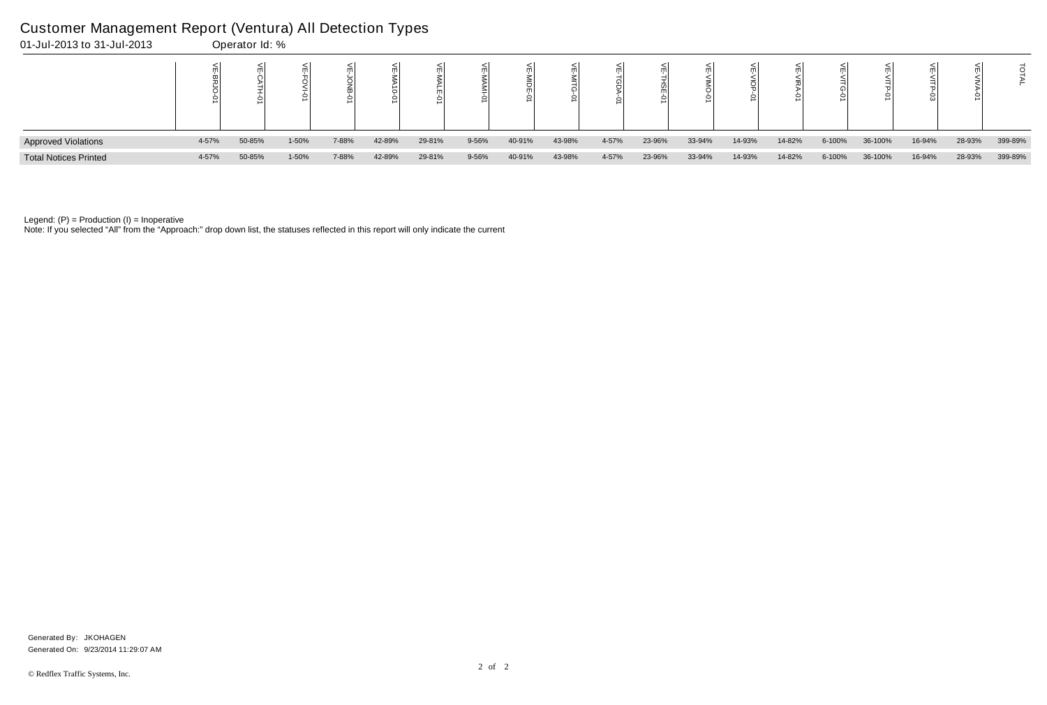# Customer Management Report (Ventura) All Detection Types

01-Jul-2013 to 31-Jul-2013 Operator Id: %

| | VE-BRJO-01 | VE-CATH-01 | VE-FOVI-01 | VE-JONB-01 | VE-MA10-01 | VE-MALE-01 | VE-MAMI-01 | VE-MIDE-01 | VE-MITG-01 | VE-TGDA-01 | VE-THSE-01 | VE-VIMO-01 | VE-VIOP-01 | VE-VIRA-01 | VE-VITG-01 | VE-VITP-01 | VE-VITP-03 | VE-VIVA-01 | TOTAL |
|---|---|---|---|---|---|---|---|---|---|---|---|---|---|---|---|---|---|---|---|
| Approved Violations | 4-57% | 50-85% | 1-50% | 7-88% | 42-89% | 29-81% | 9-56% | 40-91% | 43-98% | 4-57% | 23-96% | 33-94% | 14-93% | 14-82% | 6-100% | 36-100% | 16-94% | 28-93% | 399-89% |
| Total Notices Printed | 4-57% | 50-85% | 1-50% | 7-88% | 42-89% | 29-81% | 9-56% | 40-91% | 43-98% | 4-57% | 23-96% | 33-94% | 14-93% | 14-82% | 6-100% | 36-100% | 16-94% | 28-93% | 399-89% |

Legend: (P) = Production (I) = Inoperative

Note: If you selected "All" from the "Approach:" drop down list, the statuses reflected in this report will only indicate the current

Generated By: JKOHAGEN

Generated On: 9/23/2014 11:29:07 AM

© Redflex Traffic Systems, Inc.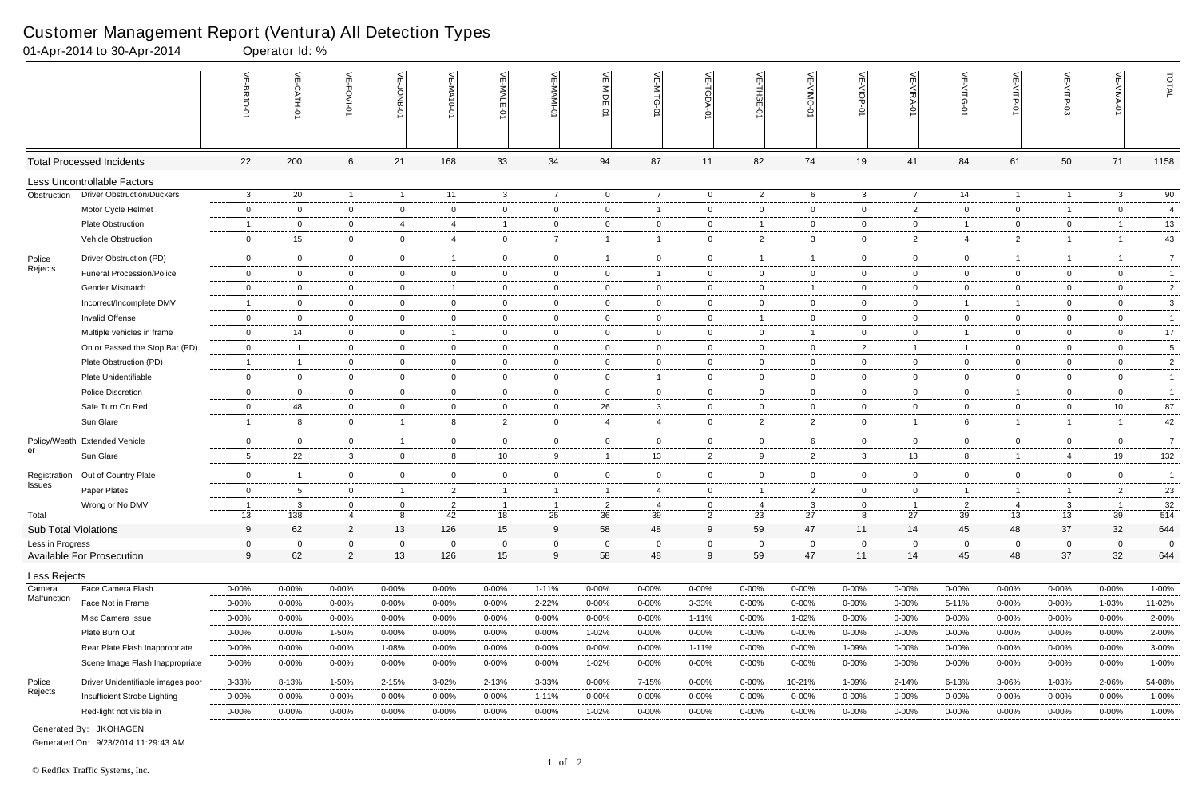# Customer Management Report (Ventura) All Detection Types

01-Apr-2014 to 30-Apr-2014 Operator Id: %

| | | VE-BRJO-01 | VE-CATH-01 | VE-FOVI-01 | VE-JONB-01 | VE-MA10-01 | VE-MALE-01 | VE-MAMI-01 | VE-MIDE-01 | VE-MITG-01 | VE-TGDA-01 | VE-THSE-01 | VE-VIMO-01 | VE-VIOP-01 | VE-VIRA-01 | VE-VITG-01 | VE-VITP-01 | VE-VITP-03 | VE-VIVA-01 | TOTAL |
|---|---|---|---|---|---|---|---|---|---|---|---|---|---|---|---|---|---|---|---|---|
| Total Processed Incidents | | 22 | 200 | 6 | 21 | 168 | 33 | 34 | 94 | 87 | 11 | 82 | 74 | 19 | 41 | 84 | 61 | 50 | 71 | 1158 |
| Less Uncontrollable Factors | | | | | | | | | | | | | | | | | | | | |
| Obstruction | Driver Obstruction/Duckers | 3 | 20 | 1 | 1 | 11 | 3 | 7 | 0 | 7 | 0 | 2 | 6 | 3 | 7 | 14 | 1 | 1 | 3 | 90 |
| | Motor Cycle Helmet | 0 | 0 | 0 | 0 | 0 | 0 | 0 | 0 | 1 | 0 | 0 | 0 | 0 | 2 | 0 | 0 | 1 | 0 | 4 |
| | Plate Obstruction | 1 | 0 | 0 | 4 | 4 | 1 | 0 | 0 | 0 | 0 | 1 | 0 | 0 | 0 | 1 | 0 | 0 | 1 | 13 |
| | Vehicle Obstruction | 0 | 15 | 0 | 0 | 4 | 0 | 7 | 1 | 1 | 0 | 2 | 3 | 0 | 2 | 4 | 2 | 1 | 1 | 43 |
| Police Rejects | Driver Obstruction (PD) | 0 | 0 | 0 | 0 | 1 | 0 | 0 | 1 | 0 | 0 | 1 | 1 | 0 | 0 | 0 | 1 | 1 | 1 | 7 |
| | Funeral Procession/Police | 0 | 0 | 0 | 0 | 0 | 0 | 0 | 0 | 1 | 0 | 0 | 0 | 0 | 0 | 0 | 0 | 0 | 0 | 1 |
| | Gender Mismatch | 0 | 0 | 0 | 0 | 1 | 0 | 0 | 0 | 0 | 0 | 0 | 1 | 0 | 0 | 0 | 0 | 0 | 0 | 2 |
| | Incorrect/Incomplete DMV | 1 | 0 | 0 | 0 | 0 | 0 | 0 | 0 | 0 | 0 | 0 | 0 | 0 | 0 | 1 | 1 | 0 | 0 | 3 |
| | Invalid Offense | 0 | 0 | 0 | 0 | 0 | 0 | 0 | 0 | 0 | 0 | 1 | 0 | 0 | 0 | 0 | 0 | 0 | 0 | 1 |
| | Multiple vehicles in frame | 0 | 14 | 0 | 0 | 1 | 0 | 0 | 0 | 0 | 0 | 0 | 1 | 0 | 0 | 1 | 0 | 0 | 0 | 17 |
| | On or Passed the Stop Bar (PD). | 0 | 1 | 0 | 0 | 0 | 0 | 0 | 0 | 0 | 0 | 0 | 0 | 2 | 1 | 1 | 0 | 0 | 0 | 5 |
| | Plate Obstruction (PD) | 1 | 1 | 0 | 0 | 0 | 0 | 0 | 0 | 0 | 0 | 0 | 0 | 0 | 0 | 0 | 0 | 0 | 0 | 2 |
| | Plate Unidentifiable | 0 | 0 | 0 | 0 | 0 | 0 | 0 | 0 | 1 | 0 | 0 | 0 | 0 | 0 | 0 | 0 | 0 | 0 | 1 |
| | Police Discretion | 0 | 0 | 0 | 0 | 0 | 0 | 0 | 0 | 0 | 0 | 0 | 0 | 0 | 0 | 0 | 1 | 0 | 0 | 1 |
| | Safe Turn On Red | 0 | 48 | 0 | 0 | 0 | 0 | 0 | 26 | 3 | 0 | 0 | 0 | 0 | 0 | 0 | 0 | 0 | 10 | 87 |
| | Sun Glare | 1 | 8 | 0 | 1 | 8 | 2 | 0 | 4 | 4 | 0 | 2 | 2 | 0 | 1 | 6 | 1 | 1 | 1 | 42 |
| Policy/Weather | Extended Vehicle | 0 | 0 | 0 | 1 | 0 | 0 | 0 | 0 | 0 | 0 | 0 | 6 | 0 | 0 | 0 | 0 | 0 | 0 | 7 |
| | Sun Glare | 5 | 22 | 3 | 0 | 8 | 10 | 9 | 1 | 13 | 2 | 9 | 2 | 3 | 13 | 8 | 1 | 4 | 19 | 132 |
| Registration Issues | Out of Country Plate | 0 | 1 | 0 | 0 | 0 | 0 | 0 | 0 | 0 | 0 | 0 | 0 | 0 | 0 | 0 | 0 | 0 | 0 | 1 |
| | Paper Plates | 0 | 5 | 0 | 1 | 2 | 1 | 1 | 1 | 4 | 0 | 1 | 2 | 0 | 0 | 1 | 1 | 1 | 2 | 23 |
| | Wrong or No DMV | 1 | 3 | 0 | 0 | 2 | 1 | 1 | 2 | 4 | 0 | 4 | 3 | 0 | 1 | 2 | 4 | 3 | 1 | 32 |
| Total | | 13 | 138 | 4 | 8 | 42 | 18 | 25 | 36 | 39 | 2 | 23 | 27 | 8 | 27 | 39 | 13 | 13 | 39 | 514 |
| Sub Total Violations | | 9 | 62 | 2 | 13 | 126 | 15 | 9 | 58 | 48 | 9 | 59 | 47 | 11 | 14 | 45 | 48 | 37 | 32 | 644 |
| Less in Progress | | 0 | 0 | 0 | 0 | 0 | 0 | 0 | 0 | 0 | 0 | 0 | 0 | 0 | 0 | 0 | 0 | 0 | 0 | 0 |
| Available For Prosecution | | 9 | 62 | 2 | 13 | 126 | 15 | 9 | 58 | 48 | 9 | 59 | 47 | 11 | 14 | 45 | 48 | 37 | 32 | 644 |
| Less Rejects | | | | | | | | | | | | | | | | | | | | |
| Camera Malfunction | Face Camera Flash | 0-00% | 0-00% | 0-00% | 0-00% | 0-00% | 0-00% | 1-11% | 0-00% | 0-00% | 0-00% | 0-00% | 0-00% | 0-00% | 0-00% | 0-00% | 0-00% | 0-00% | 0-00% | 1-00% |
| | Face Not in Frame | 0-00% | 0-00% | 0-00% | 0-00% | 0-00% | 0-00% | 2-22% | 0-00% | 0-00% | 3-33% | 0-00% | 0-00% | 0-00% | 0-00% | 5-11% | 0-00% | 0-00% | 1-03% | 11-02% |
| | Misc Camera Issue | 0-00% | 0-00% | 0-00% | 0-00% | 0-00% | 0-00% | 0-00% | 0-00% | 0-00% | 1-11% | 0-00% | 1-02% | 0-00% | 0-00% | 0-00% | 0-00% | 0-00% | 0-00% | 2-00% |
| | Plate Burn Out | 0-00% | 0-00% | 1-50% | 0-00% | 0-00% | 0-00% | 0-00% | 1-02% | 0-00% | 0-00% | 0-00% | 0-00% | 0-00% | 0-00% | 0-00% | 0-00% | 0-00% | 0-00% | 2-00% |
| | Rear Plate Flash Inappropriate | 0-00% | 0-00% | 0-00% | 1-08% | 0-00% | 0-00% | 0-00% | 0-00% | 0-00% | 1-11% | 0-00% | 0-00% | 1-09% | 0-00% | 0-00% | 0-00% | 0-00% | 0-00% | 3-00% |
| | Scene Image Flash Inappropriate | 0-00% | 0-00% | 0-00% | 0-00% | 0-00% | 0-00% | 0-00% | 1-02% | 0-00% | 0-00% | 0-00% | 0-00% | 0-00% | 0-00% | 0-00% | 0-00% | 0-00% | 0-00% | 1-00% |
| Police Rejects | Driver Unidentifiable images poor | 3-33% | 8-13% | 1-50% | 2-15% | 3-02% | 2-13% | 3-33% | 0-00% | 7-15% | 0-00% | 0-00% | 10-21% | 1-09% | 2-14% | 6-13% | 3-06% | 1-03% | 2-06% | 54-08% |
| | Insufficient Strobe Lighting | 0-00% | 0-00% | 0-00% | 0-00% | 0-00% | 0-00% | 1-11% | 0-00% | 0-00% | 0-00% | 0-00% | 0-00% | 0-00% | 0-00% | 0-00% | 0-00% | 0-00% | 0-00% | 1-00% |
| | Red-light not visible in | 0-00% | 0-00% | 0-00% | 0-00% | 0-00% | 0-00% | 0-00% | 1-02% | 0-00% | 0-00% | 0-00% | 0-00% | 0-00% | 0-00% | 0-00% | 0-00% | 0-00% | 0-00% | 1-00% |

Generated By: JKOHAGEN

Generated On: 9/23/2014 11:29:43 AM

© Redflex Traffic Systems, Inc.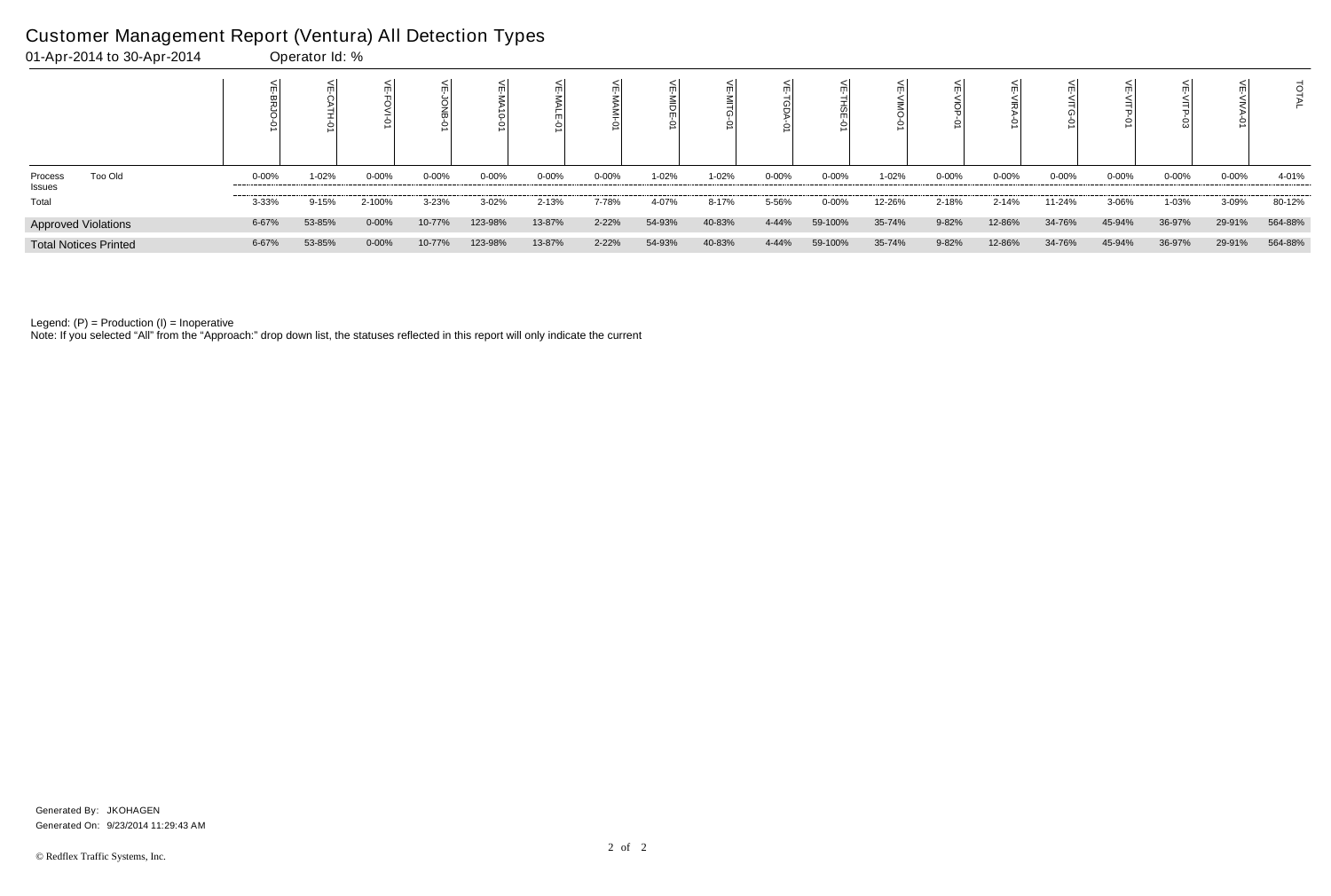# Customer Management Report (Ventura) All Detection Types

01-Apr-2014 to 30-Apr-2014 Operator Id: %

| | | VE-BRJO-01 | VE-CATH-01 | VE-FOVI-01 | VE-JONB-01 | VE-MA10-01 | VE-MALE-01 | VE-MAMI-01 | VE-MIDE-01 | VE-MITG-01 | VE-TGDA-01 | VE-THSE-01 | VE-VIMO-01 | VE-VIOP-01 | VE-VIRA-01 | VE-VITG-01 | VE-VITP-01 | VE-VITP-03 | VE-VIVA-01 | TOTAL |
|---|---|---|---|---|---|---|---|---|---|---|---|---|---|---|---|---|---|---|---|---|
| Process Issues | Too Old | 0-00% | 1-02% | 0-00% | 0-00% | 0-00% | 0-00% | 0-00% | 1-02% | 1-02% | 0-00% | 0-00% | 1-02% | 0-00% | 0-00% | 0-00% | 0-00% | 0-00% | 0-00% | 4-01% |
| Total | | 3-33% | 9-15% | 2-100% | 3-23% | 3-02% | 2-13% | 7-78% | 4-07% | 8-17% | 5-56% | 0-00% | 12-26% | 2-18% | 2-14% | 11-24% | 3-06% | 1-03% | 3-09% | 80-12% |
| Approved Violations | | 6-67% | 53-85% | 0-00% | 10-77% | 123-98% | 13-87% | 2-22% | 54-93% | 40-83% | 4-44% | 59-100% | 35-74% | 9-82% | 12-86% | 34-76% | 45-94% | 36-97% | 29-91% | 564-88% |
| Total Notices Printed | | 6-67% | 53-85% | 0-00% | 10-77% | 123-98% | 13-87% | 2-22% | 54-93% | 40-83% | 4-44% | 59-100% | 35-74% | 9-82% | 12-86% | 34-76% | 45-94% | 36-97% | 29-91% | 564-88% |

Legend: (P) = Production (I) = Inoperative

Note: If you selected "All" from the "Approach:" drop down list, the statuses reflected in this report will only indicate the current

Generated By: JKOHAGEN

Generated On: 9/23/2014 11:29:43 AM

© Redflex Traffic Systems, Inc.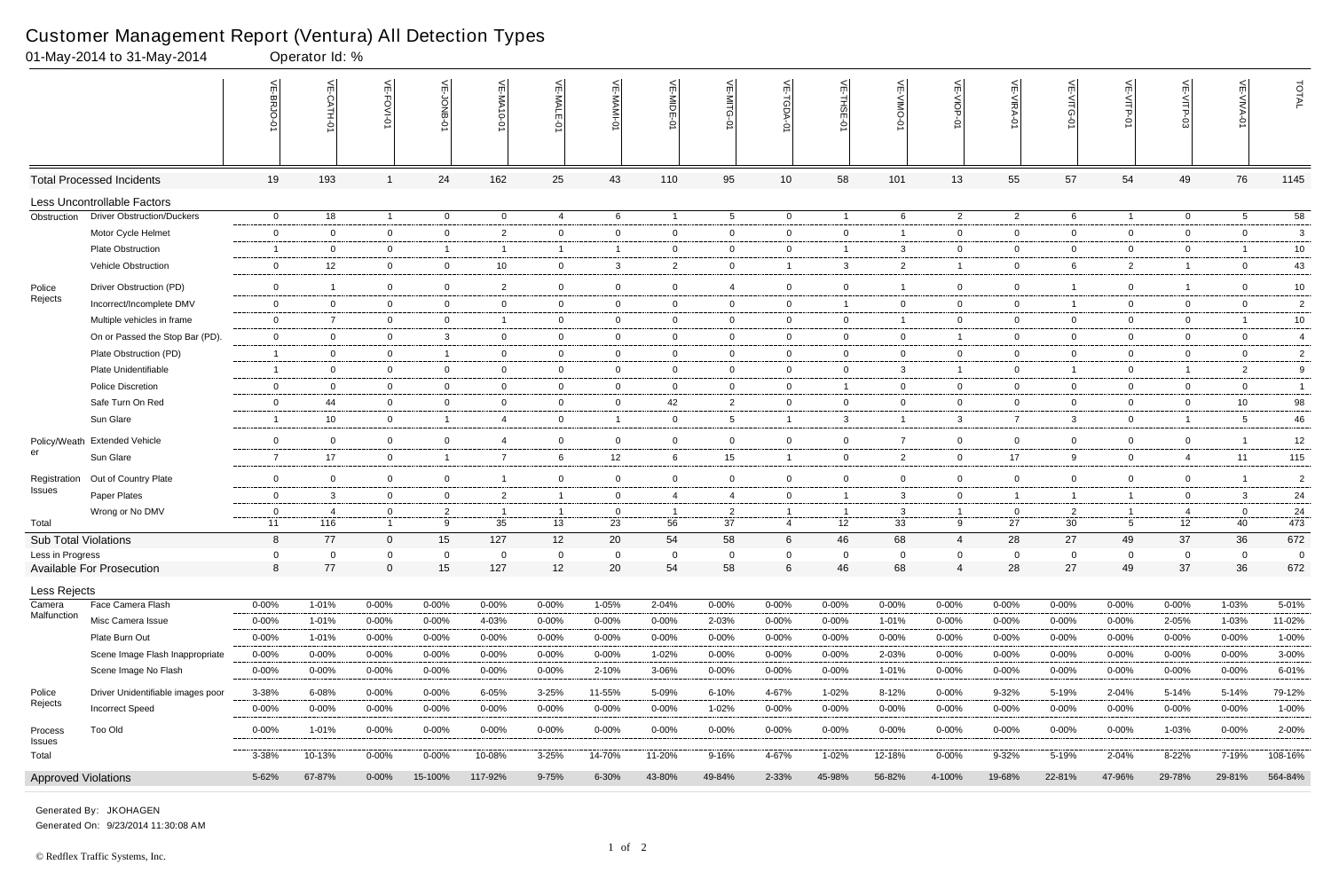# Customer Management Report (Ventura) All Detection Types

01-May-2014 to 31-May-2014 Operator Id: %

| | | VE-BRJO-01 | VE-CATH-01 | VE-FOVI-01 | VE-JONB-01 | VE-MA10-01 | VE-MALE-01 | VE-MAMI-01 | VE-MIDE-01 | VE-MITG-01 | VE-TGDA-01 | VE-THSE-01 | VE-VIMO-01 | VE-VIOP-01 | VE-VIRA-01 | VE-VITG-01 | VE-VITP-01 | VE-VITP-03 | VE-VIVA-01 | TOTAL |
|---|---|---|---|---|---|---|---|---|---|---|---|---|---|---|---|---|---|---|---|---|
| **Total Processed Incidents** | | 19 | 193 | 1 | 24 | 162 | 25 | 43 | 110 | 95 | 10 | 58 | 101 | 13 | 55 | 57 | 54 | 49 | 76 | 1145 |
| **Less Uncontrollable Factors** | | | | | | | | | | | | | | | | | | | | |
| Obstruction | Driver Obstruction/Duckers | 0 | 18 | 1 | 0 | 0 | 4 | 6 | 1 | 5 | 0 | 1 | 6 | 2 | 2 | 6 | 1 | 0 | 5 | 58 |
| | Motor Cycle Helmet | 0 | 0 | 0 | 0 | 2 | 0 | 0 | 0 | 0 | 0 | 0 | 1 | 0 | 0 | 0 | 0 | 0 | 0 | 3 |
| | Plate Obstruction | 1 | 0 | 0 | 1 | 1 | 1 | 1 | 0 | 0 | 0 | 1 | 3 | 0 | 0 | 0 | 0 | 0 | 1 | 10 |
| | Vehicle Obstruction | 0 | 12 | 0 | 0 | 10 | 0 | 3 | 2 | 0 | 1 | 3 | 2 | 1 | 0 | 6 | 2 | 1 | 0 | 43 |
| Police Rejects | Driver Obstruction (PD) | 0 | 1 | 0 | 0 | 2 | 0 | 0 | 0 | 4 | 0 | 0 | 1 | 0 | 0 | 1 | 0 | 1 | 0 | 10 |
| | Incorrect/Incomplete DMV | 0 | 0 | 0 | 0 | 0 | 0 | 0 | 0 | 0 | 0 | 1 | 0 | 0 | 0 | 1 | 0 | 0 | 0 | 2 |
| | Multiple vehicles in frame | 0 | 7 | 0 | 0 | 1 | 0 | 0 | 0 | 0 | 0 | 0 | 1 | 0 | 0 | 0 | 0 | 0 | 1 | 10 |
| | On or Passed the Stop Bar (PD). | 0 | 0 | 0 | 3 | 0 | 0 | 0 | 0 | 0 | 0 | 0 | 0 | 1 | 0 | 0 | 0 | 0 | 0 | 4 |
| | Plate Obstruction (PD) | 1 | 0 | 0 | 1 | 0 | 0 | 0 | 0 | 0 | 0 | 0 | 0 | 0 | 0 | 0 | 0 | 0 | 0 | 2 |
| | Plate Unidentifiable | 1 | 0 | 0 | 0 | 0 | 0 | 0 | 0 | 0 | 0 | 0 | 3 | 1 | 0 | 1 | 0 | 1 | 2 | 9 |
| | Police Discretion | 0 | 0 | 0 | 0 | 0 | 0 | 0 | 0 | 0 | 0 | 1 | 0 | 0 | 0 | 0 | 0 | 0 | 0 | 1 |
| | Safe Turn On Red | 0 | 44 | 0 | 0 | 0 | 0 | 0 | 42 | 2 | 0 | 0 | 0 | 0 | 0 | 0 | 0 | 0 | 10 | 98 |
| | Sun Glare | 1 | 10 | 0 | 1 | 4 | 0 | 1 | 0 | 5 | 1 | 3 | 1 | 3 | 7 | 3 | 0 | 1 | 5 | 46 |
| Policy/Weather | Extended Vehicle | 0 | 0 | 0 | 0 | 4 | 0 | 0 | 0 | 0 | 0 | 0 | 7 | 0 | 0 | 0 | 0 | 0 | 1 | 12 |
| | Sun Glare | 7 | 17 | 0 | 1 | 7 | 6 | 12 | 6 | 15 | 1 | 0 | 2 | 0 | 17 | 9 | 0 | 4 | 11 | 115 |
| Registration Issues | Out of Country Plate | 0 | 0 | 0 | 0 | 1 | 0 | 0 | 0 | 0 | 0 | 0 | 0 | 0 | 0 | 0 | 0 | 0 | 1 | 2 |
| | Paper Plates | 0 | 3 | 0 | 0 | 2 | 1 | 0 | 4 | 4 | 0 | 1 | 3 | 0 | 1 | 1 | 1 | 0 | 3 | 24 |
| | Wrong or No DMV | 0 | 4 | 0 | 2 | 1 | 1 | 0 | 1 | 2 | 1 | 1 | 3 | 1 | 0 | 2 | 1 | 4 | 0 | 24 |
| Total | | 11 | 116 | 1 | 9 | 35 | 13 | 23 | 56 | 37 | 4 | 12 | 33 | 9 | 27 | 30 | 5 | 12 | 40 | 473 |
| **Sub Total Violations** | | 8 | 77 | 0 | 15 | 127 | 12 | 20 | 54 | 58 | 6 | 46 | 68 | 4 | 28 | 27 | 49 | 37 | 36 | 672 |
| Less in Progress | | 0 | 0 | 0 | 0 | 0 | 0 | 0 | 0 | 0 | 0 | 0 | 0 | 0 | 0 | 0 | 0 | 0 | 0 | 0 |
| **Available For Prosecution** | | 8 | 77 | 0 | 15 | 127 | 12 | 20 | 54 | 58 | 6 | 46 | 68 | 4 | 28 | 27 | 49 | 37 | 36 | 672 |
| **Less Rejects** | | | | | | | | | | | | | | | | | | | | |
| Camera Malfunction | Face Camera Flash | 0-00% | 1-01% | 0-00% | 0-00% | 0-00% | 0-00% | 1-05% | 2-04% | 0-00% | 0-00% | 0-00% | 0-00% | 0-00% | 0-00% | 0-00% | 0-00% | 0-00% | 1-03% | 5-01% |
| | Misc Camera Issue | 0-00% | 1-01% | 0-00% | 0-00% | 4-03% | 0-00% | 0-00% | 0-00% | 2-03% | 0-00% | 0-00% | 1-01% | 0-00% | 0-00% | 0-00% | 0-00% | 2-05% | 1-03% | 11-02% |
| | Plate Burn Out | 0-00% | 1-01% | 0-00% | 0-00% | 0-00% | 0-00% | 0-00% | 0-00% | 0-00% | 0-00% | 0-00% | 0-00% | 0-00% | 0-00% | 0-00% | 0-00% | 0-00% | 0-00% | 1-00% |
| | Scene Image Flash Inappropriate | 0-00% | 0-00% | 0-00% | 0-00% | 0-00% | 0-00% | 0-00% | 1-02% | 0-00% | 0-00% | 0-00% | 2-03% | 0-00% | 0-00% | 0-00% | 0-00% | 0-00% | 0-00% | 3-00% |
| | Scene Image No Flash | 0-00% | 0-00% | 0-00% | 0-00% | 0-00% | 0-00% | 2-10% | 3-06% | 0-00% | 0-00% | 0-00% | 1-01% | 0-00% | 0-00% | 0-00% | 0-00% | 0-00% | 0-00% | 6-01% |
| Police Rejects | Driver Unidentifiable images poor | 3-38% | 6-08% | 0-00% | 0-00% | 6-05% | 3-25% | 11-55% | 5-09% | 6-10% | 4-67% | 1-02% | 8-12% | 0-00% | 9-32% | 5-19% | 2-04% | 5-14% | 5-14% | 79-12% |
| | Incorrect Speed | 0-00% | 0-00% | 0-00% | 0-00% | 0-00% | 0-00% | 0-00% | 0-00% | 1-02% | 0-00% | 0-00% | 0-00% | 0-00% | 0-00% | 0-00% | 0-00% | 0-00% | 0-00% | 1-00% |
| Process Issues | Too Old | 0-00% | 1-01% | 0-00% | 0-00% | 0-00% | 0-00% | 0-00% | 0-00% | 0-00% | 0-00% | 0-00% | 0-00% | 0-00% | 0-00% | 0-00% | 0-00% | 1-03% | 0-00% | 2-00% |
| Total | | 3-38% | 10-13% | 0-00% | 0-00% | 10-08% | 3-25% | 14-70% | 11-20% | 9-16% | 4-67% | 1-02% | 12-18% | 0-00% | 9-32% | 5-19% | 2-04% | 8-22% | 7-19% | 108-16% |
| **Approved Violations** | | 5-62% | 67-87% | 0-00% | 15-100% | 117-92% | 9-75% | 6-30% | 43-80% | 49-84% | 2-33% | 45-98% | 56-82% | 4-100% | 19-68% | 22-81% | 47-96% | 29-78% | 29-81% | 564-84% |

Generated By: JKOHAGEN
Generated On: 9/23/2014 11:30:08 AM

© Redflex Traffic Systems, Inc.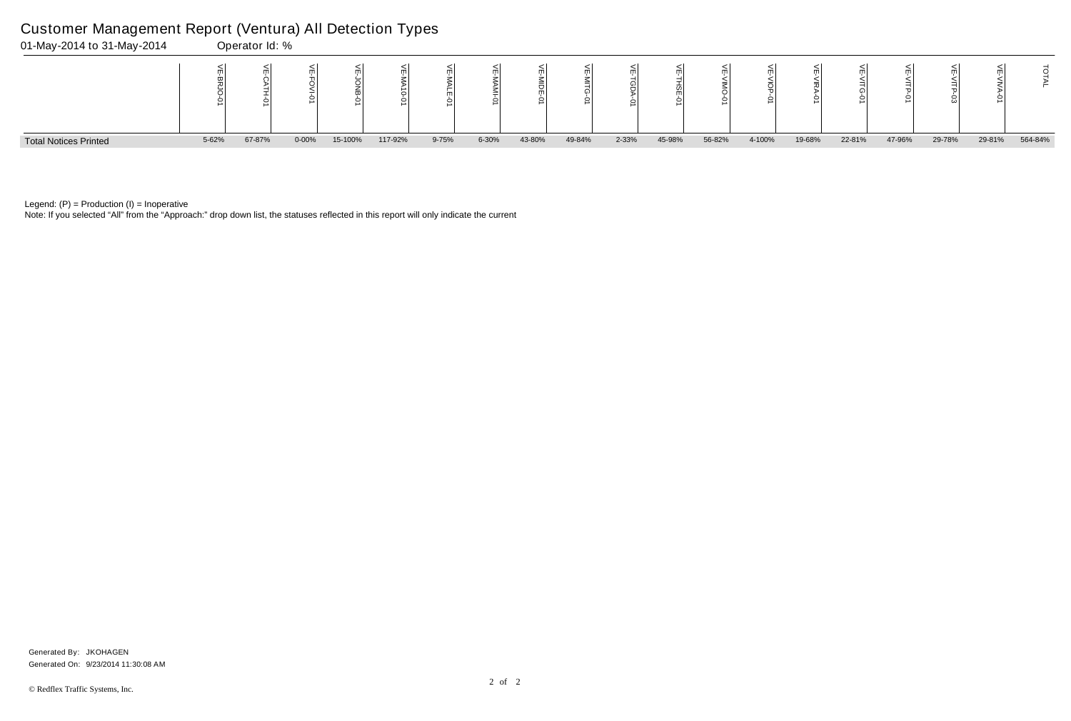# Customer Management Report (Ventura) All Detection Types

01-May-2014 to 31-May-2014 Operator Id: %

| | VE-BRJO-01 | VE-CATH-01 | VE-FOVI-01 | VE-JONB-01 | VE-MA10-01 | VE-MALE-01 | VE-MAMI-01 | VE-MIDE-01 | VE-MITG-01 | VE-TGDA-01 | VE-THSE-01 | VE-VIMO-01 | VE-VIOP-01 | VE-VIRA-01 | VE-VITG-01 | VE-VITP-01 | VE-VITP-03 | VE-VIVA-01 | TOTAL |
|---|---|---|---|---|---|---|---|---|---|---|---|---|---|---|---|---|---|---|---|
| Total Notices Printed | 5-62% | 67-87% | 0-00% | 15-100% | 117-92% | 9-75% | 6-30% | 43-80% | 49-84% | 2-33% | 45-98% | 56-82% | 4-100% | 19-68% | 22-81% | 47-96% | 29-78% | 29-81% | 564-84% |

Legend: (P) = Production (I) = Inoperative

Note: If you selected "All" from the "Approach:" drop down list, the statuses reflected in this report will only indicate the current

Generated By: JKOHAGEN

Generated On: 9/23/2014 11:30:08 AM

© Redflex Traffic Systems, Inc.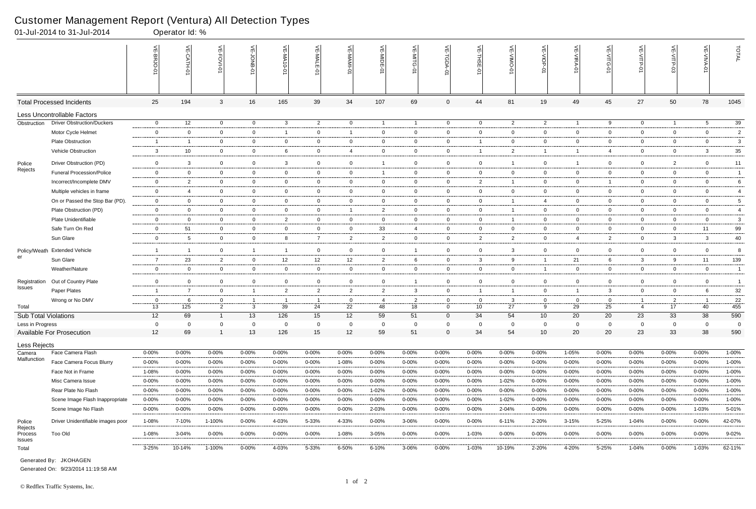# Customer Management Report (Ventura) All Detection Types

01-Jul-2014 to 31-Jul-2014 Operator Id: %

| | | VE-BRJO-01 | VE-CATH-01 | VE-FOVI-01 | VE-JONB-01 | VE-MA10-01 | VE-MALE-01 | VE-MAMI-01 | VE-MIDE-01 | VE-MITG-01 | VE-TGDA-01 | VE-THSE-01 | VE-VIMO-01 | VE-VIOP-01 | VE-VIRA-01 | VE-VITG-01 | VE-VITP-01 | VE-VITP-03 | VE-VIVA-01 | TOTAL |
|---|---|---|---|---|---|---|---|---|---|---|---|---|---|---|---|---|---|---|---|---|
| Total Processed Incidents | | 25 | 194 | 3 | 16 | 165 | 39 | 34 | 107 | 69 | 0 | 44 | 81 | 19 | 49 | 45 | 27 | 50 | 78 | 1045 |
| Less Uncontrollable Factors | | | | | | | | | | | | | | | | | | | | |
| Obstruction | Driver Obstruction/Duckers | 0 | 12 | 0 | 0 | 3 | 2 | 0 | 1 | 1 | 0 | 0 | 2 | 2 | 1 | 9 | 0 | 1 | 5 | 39 |
| | Motor Cycle Helmet | 0 | 0 | 0 | 0 | 1 | 0 | 1 | 0 | 0 | 0 | 0 | 0 | 0 | 0 | 0 | 0 | 0 | 0 | 2 |
| | Plate Obstruction | 1 | 1 | 0 | 0 | 0 | 0 | 0 | 0 | 0 | 0 | 1 | 0 | 0 | 0 | 0 | 0 | 0 | 0 | 3 |
| | Vehicle Obstruction | 3 | 10 | 0 | 0 | 6 | 0 | 4 | 0 | 0 | 0 | 1 | 2 | 1 | 1 | 4 | 0 | 0 | 3 | 35 |
| Police Rejects | Driver Obstruction (PD) | 0 | 3 | 0 | 0 | 3 | 0 | 0 | 1 | 0 | 0 | 0 | 1 | 0 | 1 | 0 | 0 | 2 | 0 | 11 |
| | Funeral Procession/Police | 0 | 0 | 0 | 0 | 0 | 0 | 0 | 1 | 0 | 0 | 0 | 0 | 0 | 0 | 0 | 0 | 0 | 0 | 1 |
| | Incorrect/Incomplete DMV | 0 | 2 | 0 | 0 | 0 | 0 | 0 | 0 | 0 | 0 | 2 | 1 | 0 | 0 | 1 | 0 | 0 | 0 | 6 |
| | Multiple vehicles in frame | 0 | 4 | 0 | 0 | 0 | 0 | 0 | 0 | 0 | 0 | 0 | 0 | 0 | 0 | 0 | 0 | 0 | 0 | 4 |
| | On or Passed the Stop Bar (PD). | 0 | 0 | 0 | 0 | 0 | 0 | 0 | 0 | 0 | 0 | 0 | 1 | 4 | 0 | 0 | 0 | 0 | 0 | 5 |
| | Plate Obstruction (PD) | 0 | 0 | 0 | 0 | 0 | 0 | 1 | 2 | 0 | 0 | 0 | 1 | 0 | 0 | 0 | 0 | 0 | 0 | 4 |
| | Plate Unidentifiable | 0 | 0 | 0 | 0 | 2 | 0 | 0 | 0 | 0 | 0 | 0 | 1 | 0 | 0 | 0 | 0 | 0 | 0 | 3 |
| | Safe Turn On Red | 0 | 51 | 0 | 0 | 0 | 0 | 0 | 33 | 4 | 0 | 0 | 0 | 0 | 0 | 0 | 0 | 0 | 11 | 99 |
| | Sun Glare | 0 | 5 | 0 | 0 | 8 | 7 | 2 | 2 | 0 | 0 | 2 | 2 | 0 | 4 | 2 | 0 | 3 | 3 | 40 |
| Policy/Weather | Extended Vehicle | 1 | 1 | 0 | 1 | 1 | 0 | 0 | 0 | 1 | 0 | 0 | 3 | 0 | 0 | 0 | 0 | 0 | 0 | 8 |
| | Sun Glare | 7 | 23 | 2 | 0 | 12 | 12 | 12 | 2 | 6 | 0 | 3 | 9 | 1 | 21 | 6 | 3 | 9 | 11 | 139 |
| | Weather/Nature | 0 | 0 | 0 | 0 | 0 | 0 | 0 | 0 | 0 | 0 | 0 | 0 | 1 | 0 | 0 | 0 | 0 | 0 | 1 |
| Registration Issues | Out of Country Plate | 0 | 0 | 0 | 0 | 0 | 0 | 0 | 0 | 1 | 0 | 0 | 0 | 0 | 0 | 0 | 0 | 0 | 0 | 1 |
| | Paper Plates | 1 | 7 | 0 | 1 | 2 | 2 | 2 | 2 | 3 | 0 | 1 | 1 | 0 | 1 | 3 | 0 | 0 | 6 | 32 |
| | Wrong or No DMV | 0 | 6 | 0 | 1 | 1 | 1 | 0 | 4 | 2 | 0 | 0 | 3 | 0 | 0 | 0 | 1 | 2 | 1 | 22 |
| Total | | 13 | 125 | 2 | 3 | 39 | 24 | 22 | 48 | 18 | 0 | 10 | 27 | 9 | 29 | 25 | 4 | 17 | 40 | 455 |
| Sub Total Violations | | 12 | 69 | 1 | 13 | 126 | 15 | 12 | 59 | 51 | 0 | 34 | 54 | 10 | 20 | 20 | 23 | 33 | 38 | 590 |
| Less in Progress | | 0 | 0 | 0 | 0 | 0 | 0 | 0 | 0 | 0 | 0 | 0 | 0 | 0 | 0 | 0 | 0 | 0 | 0 | 0 |
| Available For Prosecution | | 12 | 69 | 1 | 13 | 126 | 15 | 12 | 59 | 51 | 0 | 34 | 54 | 10 | 20 | 20 | 23 | 33 | 38 | 590 |
| Less Rejects | | | | | | | | | | | | | | | | | | | | |
| Camera Malfunction | Face Camera Flash | 0-00% | 0-00% | 0-00% | 0-00% | 0-00% | 0-00% | 0-00% | 0-00% | 0-00% | 0-00% | 0-00% | 0-00% | 0-00% | 1-05% | 0-00% | 0-00% | 0-00% | 0-00% | 1-00% |
| | Face Camera Focus Blurry | 0-00% | 0-00% | 0-00% | 0-00% | 0-00% | 0-00% | 1-08% | 0-00% | 0-00% | 0-00% | 0-00% | 0-00% | 0-00% | 0-00% | 0-00% | 0-00% | 0-00% | 0-00% | 1-00% |
| | Face Not in Frame | 1-08% | 0-00% | 0-00% | 0-00% | 0-00% | 0-00% | 0-00% | 0-00% | 0-00% | 0-00% | 0-00% | 0-00% | 0-00% | 0-00% | 0-00% | 0-00% | 0-00% | 0-00% | 1-00% |
| | Misc Camera Issue | 0-00% | 0-00% | 0-00% | 0-00% | 0-00% | 0-00% | 0-00% | 0-00% | 0-00% | 0-00% | 0-00% | 1-02% | 0-00% | 0-00% | 0-00% | 0-00% | 0-00% | 0-00% | 1-00% |
| | Rear Plate No Flash | 0-00% | 0-00% | 0-00% | 0-00% | 0-00% | 0-00% | 0-00% | 1-02% | 0-00% | 0-00% | 0-00% | 0-00% | 0-00% | 0-00% | 0-00% | 0-00% | 0-00% | 0-00% | 1-00% |
| | Scene Image Flash Inappropriate | 0-00% | 0-00% | 0-00% | 0-00% | 0-00% | 0-00% | 0-00% | 0-00% | 0-00% | 0-00% | 0-00% | 1-02% | 0-00% | 0-00% | 0-00% | 0-00% | 0-00% | 0-00% | 1-00% |
| | Scene Image No Flash | 0-00% | 0-00% | 0-00% | 0-00% | 0-00% | 0-00% | 0-00% | 2-03% | 0-00% | 0-00% | 0-00% | 2-04% | 0-00% | 0-00% | 0-00% | 0-00% | 0-00% | 1-03% | 5-01% |
| Police Rejects | Driver Unidentifiable images poor | 1-08% | 7-10% | 1-100% | 0-00% | 4-03% | 5-33% | 4-33% | 0-00% | 3-06% | 0-00% | 0-00% | 6-11% | 2-20% | 3-15% | 5-25% | 1-04% | 0-00% | 0-00% | 42-07% |
| Process Issues | Too Old | 1-08% | 3-04% | 0-00% | 0-00% | 0-00% | 0-00% | 1-08% | 3-05% | 0-00% | 0-00% | 1-03% | 0-00% | 0-00% | 0-00% | 0-00% | 0-00% | 0-00% | 0-00% | 9-02% |
| Total | | 3-25% | 10-14% | 1-100% | 0-00% | 4-03% | 5-33% | 6-50% | 6-10% | 3-06% | 0-00% | 1-03% | 10-19% | 2-20% | 4-20% | 5-25% | 1-04% | 0-00% | 1-03% | 62-11% |

Generated By: JKOHAGEN

Generated On: 9/23/2014 11:19:58 AM

© Redflex Traffic Systems, Inc.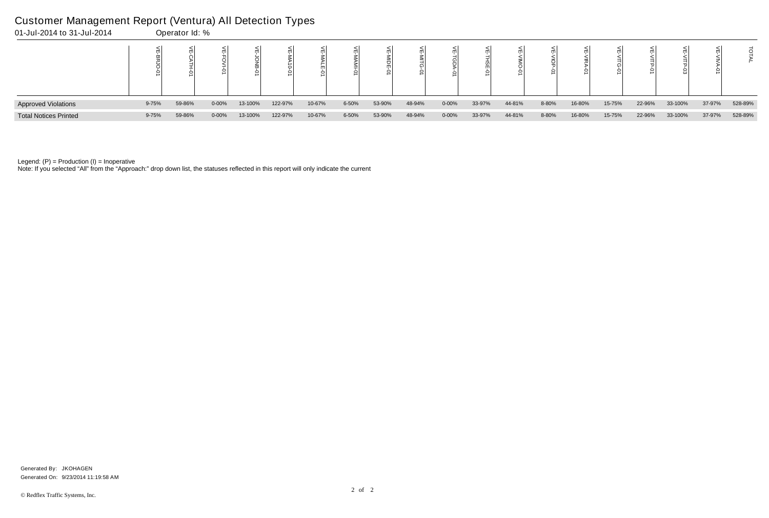# Customer Management Report (Ventura) All Detection Types

01-Jul-2014 to 31-Jul-2014 Operator Id: %

| | VE-BRJO-01 | VE-CATH-01 | VE-FOVI-01 | VE-JONB-01 | VE-MA10-01 | VE-MALE-01 | VE-MAMI-01 | VE-MIDE-01 | VE-MITG-01 | VE-TGDA-01 | VE-THSE-01 | VE-VIMO-01 | VE-VIOP-01 | VE-VIRA-01 | VE-VITG-01 | VE-VITP-01 | VE-VITP-03 | VE-VIVA-01 | TOTAL |
|---|---|---|---|---|---|---|---|---|---|---|---|---|---|---|---|---|---|---|---|
| Approved Violations | 9-75% | 59-86% | 0-00% | 13-100% | 122-97% | 10-67% | 6-50% | 53-90% | 48-94% | 0-00% | 33-97% | 44-81% | 8-80% | 16-80% | 15-75% | 22-96% | 33-100% | 37-97% | 528-89% |
| Total Notices Printed | 9-75% | 59-86% | 0-00% | 13-100% | 122-97% | 10-67% | 6-50% | 53-90% | 48-94% | 0-00% | 33-97% | 44-81% | 8-80% | 16-80% | 15-75% | 22-96% | 33-100% | 37-97% | 528-89% |

Legend: (P) = Production (I) = Inoperative

Note: If you selected "All" from the "Approach:" drop down list, the statuses reflected in this report will only indicate the current

Generated By: JKOHAGEN

Generated On: 9/23/2014 11:19:58 AM

© Redflex Traffic Systems, Inc.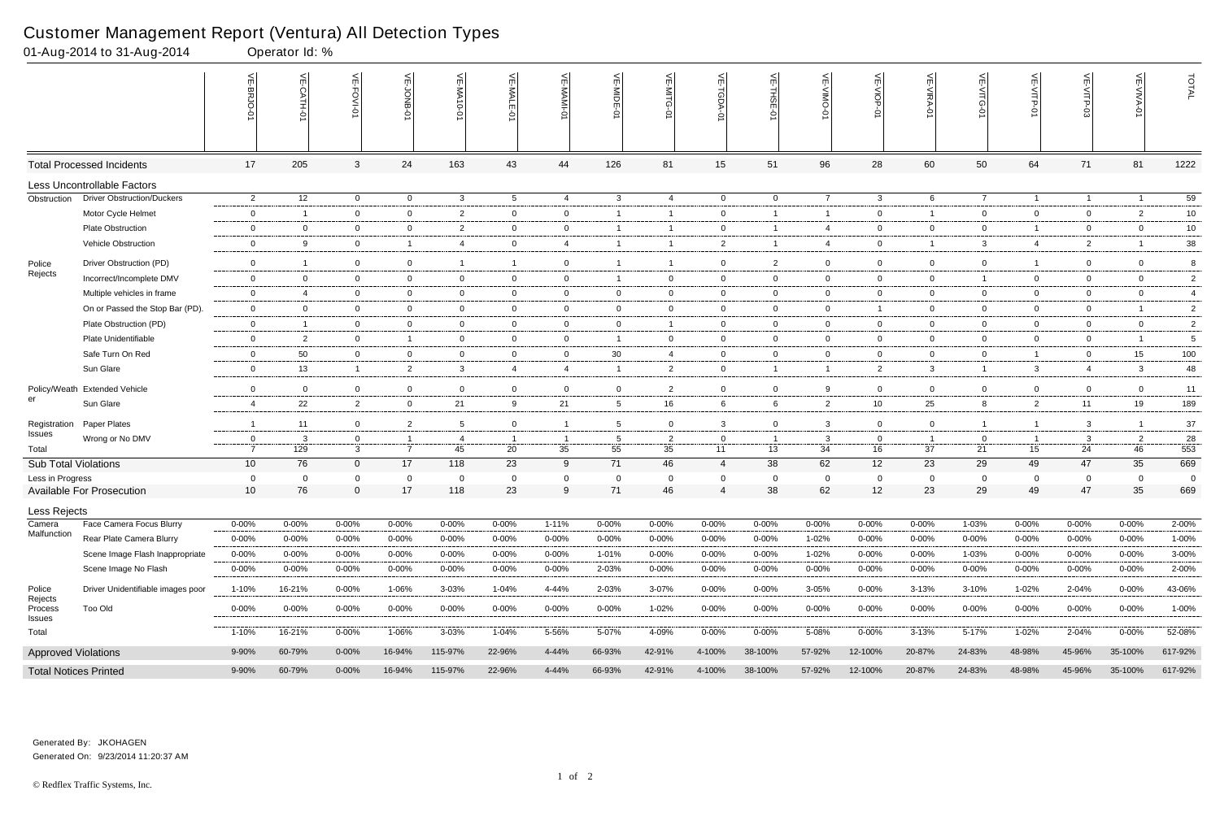# Customer Management Report (Ventura) All Detection Types

01-Aug-2014 to 31-Aug-2014 Operator Id: %

| | | VE-BRJO-01 | VE-CATH-01 | VE-FOVI-01 | VE-JONB-01 | VE-MA10-01 | VE-MALE-01 | VE-MAMI-01 | VE-MIDE-01 | VE-MITG-01 | VE-TGDA-01 | VE-THSE-01 | VE-VIMO-01 | VE-VIOP-01 | VE-VIRA-01 | VE-VITG-01 | VE-VITP-01 | VE-VITP-03 | VE-VIVA-01 | TOTAL |
|---|---|---|---|---|---|---|---|---|---|---|---|---|---|---|---|---|---|---|---|---|
| **Total Processed Incidents** | | 17 | 205 | 3 | 24 | 163 | 43 | 44 | 126 | 81 | 15 | 51 | 96 | 28 | 60 | 50 | 64 | 71 | 81 | 1222 |
| **Less Uncontrollable Factors** | | | | | | | | | | | | | | | | | | | | |
| Obstruction | Driver Obstruction/Duckers | 2 | 12 | 0 | 0 | 3 | 5 | 4 | 3 | 4 | 0 | 0 | 7 | 3 | 6 | 7 | 1 | 1 | 1 | 59 |
| | Motor Cycle Helmet | 0 | 1 | 0 | 0 | 2 | 0 | 0 | 1 | 1 | 0 | 1 | 1 | 0 | 1 | 0 | 0 | 0 | 2 | 10 |
| | Plate Obstruction | 0 | 0 | 0 | 0 | 2 | 0 | 0 | 1 | 1 | 0 | 1 | 4 | 0 | 0 | 0 | 1 | 0 | 0 | 10 |
| | Vehicle Obstruction | 0 | 9 | 0 | 1 | 4 | 0 | 4 | 1 | 1 | 2 | 1 | 4 | 0 | 1 | 3 | 4 | 2 | 1 | 38 |
| Police Rejects | Driver Obstruction (PD) | 0 | 1 | 0 | 0 | 1 | 1 | 0 | 1 | 1 | 0 | 2 | 0 | 0 | 0 | 0 | 1 | 0 | 0 | 8 |
| | Incorrect/Incomplete DMV | 0 | 0 | 0 | 0 | 0 | 0 | 0 | 1 | 0 | 0 | 0 | 0 | 0 | 0 | 1 | 0 | 0 | 0 | 2 |
| | Multiple vehicles in frame | 0 | 4 | 0 | 0 | 0 | 0 | 0 | 0 | 0 | 0 | 0 | 0 | 0 | 0 | 0 | 0 | 0 | 0 | 4 |
| | On or Passed the Stop Bar (PD). | 0 | 0 | 0 | 0 | 0 | 0 | 0 | 0 | 0 | 0 | 0 | 0 | 1 | 0 | 0 | 0 | 0 | 1 | 2 |
| | Plate Obstruction (PD) | 0 | 1 | 0 | 0 | 0 | 0 | 0 | 0 | 1 | 0 | 0 | 0 | 0 | 0 | 0 | 0 | 0 | 0 | 2 |
| | Plate Unidentifiable | 0 | 2 | 0 | 1 | 0 | 0 | 0 | 1 | 0 | 0 | 0 | 0 | 0 | 0 | 0 | 0 | 0 | 1 | 5 |
| | Safe Turn On Red | 0 | 50 | 0 | 0 | 0 | 0 | 0 | 30 | 4 | 0 | 0 | 0 | 0 | 0 | 0 | 1 | 0 | 15 | 100 |
| | Sun Glare | 0 | 13 | 1 | 2 | 3 | 4 | 4 | 1 | 2 | 0 | 1 | 1 | 2 | 3 | 1 | 3 | 4 | 3 | 48 |
| Policy/Weather | Extended Vehicle | 0 | 0 | 0 | 0 | 0 | 0 | 0 | 0 | 2 | 0 | 0 | 9 | 0 | 0 | 0 | 0 | 0 | 0 | 11 |
| | Sun Glare | 4 | 22 | 2 | 0 | 21 | 9 | 21 | 5 | 16 | 6 | 6 | 2 | 10 | 25 | 8 | 2 | 11 | 19 | 189 |
| Registration Issues | Paper Plates | 1 | 11 | 0 | 2 | 5 | 0 | 1 | 5 | 0 | 3 | 0 | 3 | 0 | 0 | 1 | 1 | 3 | 1 | 37 |
| | Wrong or No DMV | 0 | 3 | 0 | 1 | 4 | 1 | 1 | 5 | 2 | 0 | 1 | 3 | 0 | 1 | 0 | 1 | 3 | 2 | 28 |
| Total | | 7 | 129 | 3 | 7 | 45 | 20 | 35 | 55 | 35 | 11 | 13 | 34 | 16 | 37 | 21 | 15 | 24 | 46 | 553 |
| **Sub Total Violations** | | 10 | 76 | 0 | 17 | 118 | 23 | 9 | 71 | 46 | 4 | 38 | 62 | 12 | 23 | 29 | 49 | 47 | 35 | 669 |
| Less in Progress | | 0 | 0 | 0 | 0 | 0 | 0 | 0 | 0 | 0 | 0 | 0 | 0 | 0 | 0 | 0 | 0 | 0 | 0 | 0 |
| **Available For Prosecution** | | 10 | 76 | 0 | 17 | 118 | 23 | 9 | 71 | 46 | 4 | 38 | 62 | 12 | 23 | 29 | 49 | 47 | 35 | 669 |
| **Less Rejects** | | | | | | | | | | | | | | | | | | | | |
| Camera Malfunction | Face Camera Focus Blurry | 0-00% | 0-00% | 0-00% | 0-00% | 0-00% | 0-00% | 1-11% | 0-00% | 0-00% | 0-00% | 0-00% | 0-00% | 0-00% | 0-00% | 1-03% | 0-00% | 0-00% | 0-00% | 2-00% |
| | Rear Plate Camera Blurry | 0-00% | 0-00% | 0-00% | 0-00% | 0-00% | 0-00% | 0-00% | 0-00% | 0-00% | 0-00% | 0-00% | 1-02% | 0-00% | 0-00% | 0-00% | 0-00% | 0-00% | 0-00% | 1-00% |
| | Scene Image Flash Inappropriate | 0-00% | 0-00% | 0-00% | 0-00% | 0-00% | 0-00% | 0-00% | 1-01% | 0-00% | 0-00% | 0-00% | 1-02% | 0-00% | 0-00% | 1-03% | 0-00% | 0-00% | 0-00% | 3-00% |
| | Scene Image No Flash | 0-00% | 0-00% | 0-00% | 0-00% | 0-00% | 0-00% | 0-00% | 2-03% | 0-00% | 0-00% | 0-00% | 0-00% | 0-00% | 0-00% | 0-00% | 0-00% | 0-00% | 0-00% | 2-00% |
| Police Rejects | Driver Unidentifiable images poor | 1-10% | 16-21% | 0-00% | 1-06% | 3-03% | 1-04% | 4-44% | 2-03% | 3-07% | 0-00% | 0-00% | 3-05% | 0-00% | 3-13% | 3-10% | 1-02% | 2-04% | 0-00% | 43-06% |
| Process Issues | Too Old | 0-00% | 0-00% | 0-00% | 0-00% | 0-00% | 0-00% | 0-00% | 0-00% | 1-02% | 0-00% | 0-00% | 0-00% | 0-00% | 0-00% | 0-00% | 0-00% | 0-00% | 0-00% | 1-00% |
| Total | | 1-10% | 16-21% | 0-00% | 1-06% | 3-03% | 1-04% | 5-56% | 5-07% | 4-09% | 0-00% | 0-00% | 5-08% | 0-00% | 3-13% | 5-17% | 1-02% | 2-04% | 0-00% | 52-08% |
| **Approved Violations** | | 9-90% | 60-79% | 0-00% | 16-94% | 115-97% | 22-96% | 4-44% | 66-93% | 42-91% | 4-100% | 38-100% | 57-92% | 12-100% | 20-87% | 24-83% | 48-98% | 45-96% | 35-100% | 617-92% |
| **Total Notices Printed** | | 9-90% | 60-79% | 0-00% | 16-94% | 115-97% | 22-96% | 4-44% | 66-93% | 42-91% | 4-100% | 38-100% | 57-92% | 12-100% | 20-87% | 24-83% | 48-98% | 45-96% | 35-100% | 617-92% |

Generated By: JKOHAGEN

Generated On: 9/23/2014 11:20:37 AM

© Redflex Traffic Systems, Inc.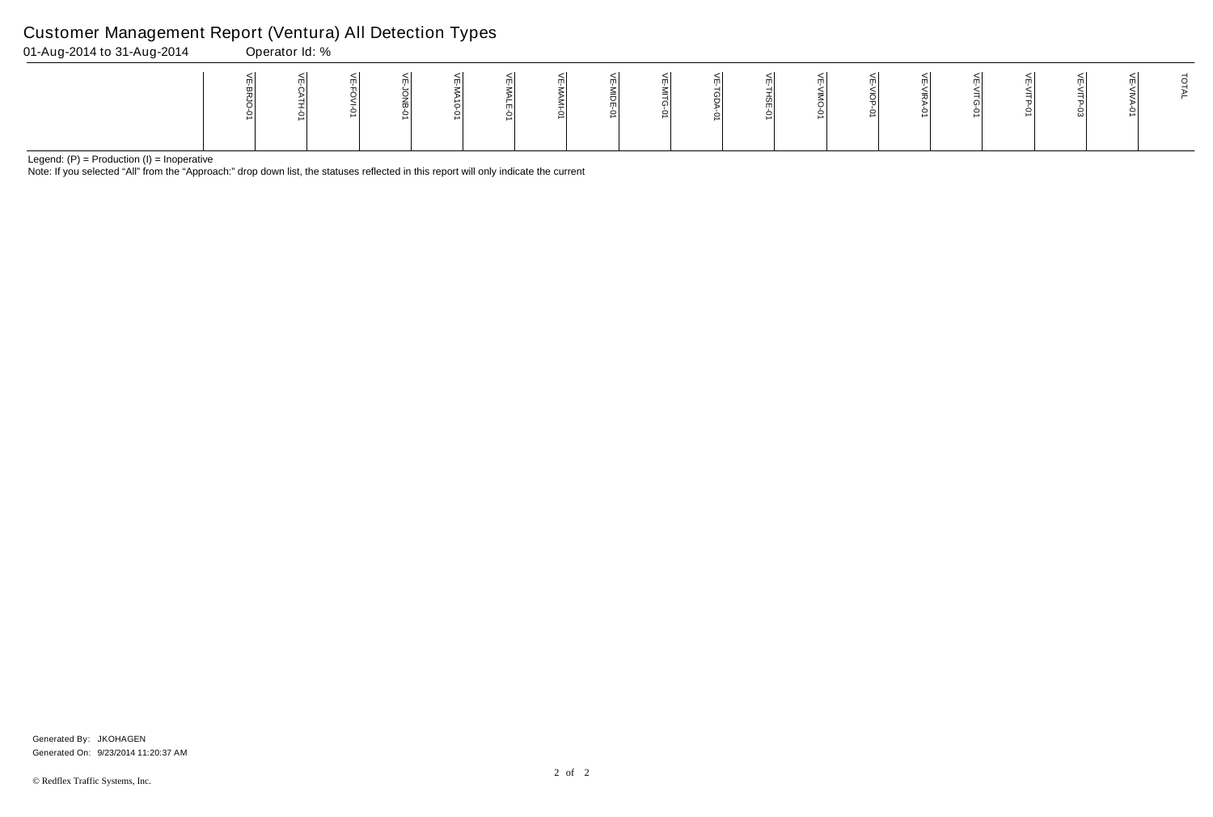# Customer Management Report (Ventura) All Detection Types

01-Aug-2014 to 31-Aug-2014     Operator Id: %

| | VE-BRJO-01 | VE-CATH-01 | VE-FOVI-01 | VE-JONB-01 | VE-MA10-01 | VE-MALE-01 | VE-MAMI-01 | VE-MIDE-01 | VE-MITG-01 | VE-TGDA-01 | VE-THSE-01 | VE-VIMO-01 | VE-VIOP-01 | VE-VIRA-01 | VE-VITG-01 | VE-VITP-01 | VE-VITP-03 | VE-VIVA-01 | TOTAL |
|---|---|---|---|---|---|---|---|---|---|---|---|---|---|---|---|---|---|---|---|

Legend: (P) = Production (I) = Inoperative

Note: If you selected "All" from the "Approach:" drop down list, the statuses reflected in this report will only indicate the current

Generated By: JKOHAGEN

Generated On: 9/23/2014 11:20:37 AM

© Redflex Traffic Systems, Inc.